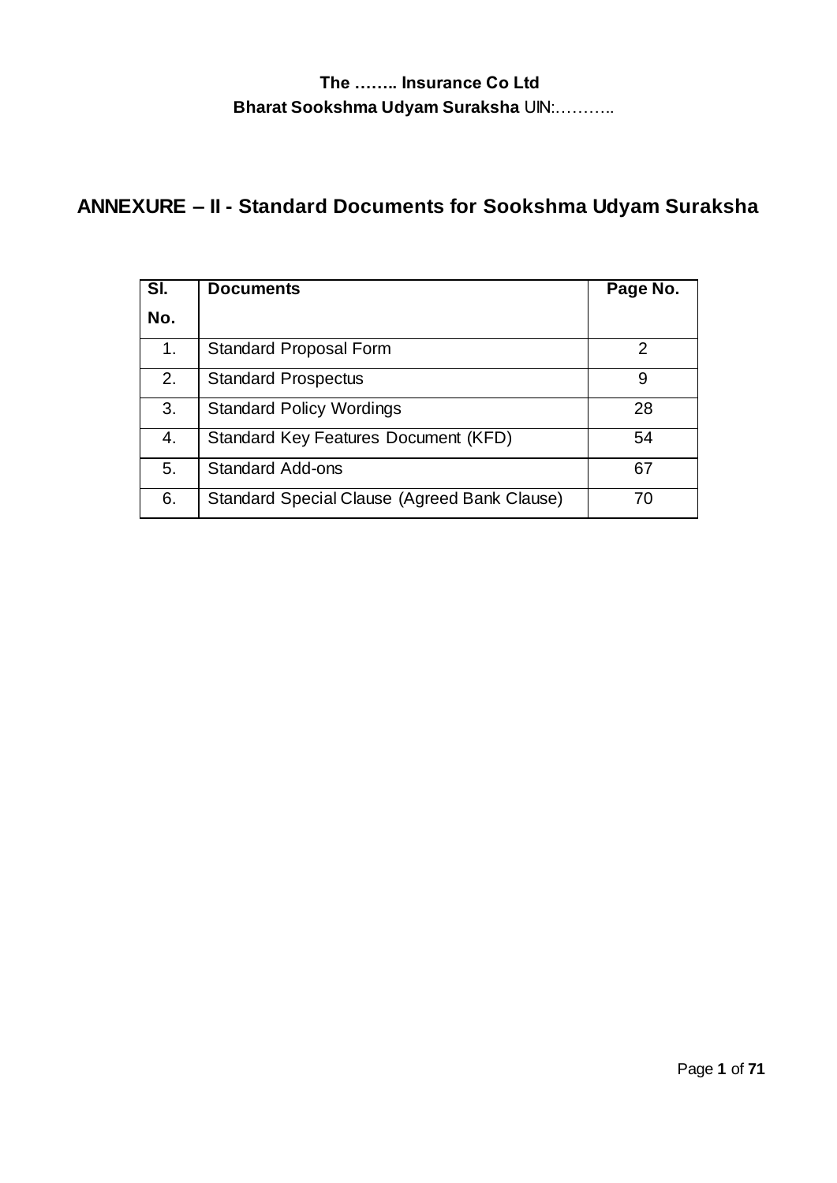**The …….. Insurance Co Ltd**

**Bharat Sookshma Udyam Suraksha** UIN:………..

# ANNEXURE – II - Standard Documents for Sookshma Udyam Suraksha

| Sl. No. | Documents | Page No. |
|---|---|---|
| 1. | Standard Proposal Form | 2 |
| 2. | Standard Prospectus | 9 |
| 3. | Standard Policy Wordings | 28 |
| 4. | Standard Key Features Document (KFD) | 54 |
| 5. | Standard Add-ons | 67 |
| 6. | Standard Special Clause (Agreed Bank Clause) | 70 |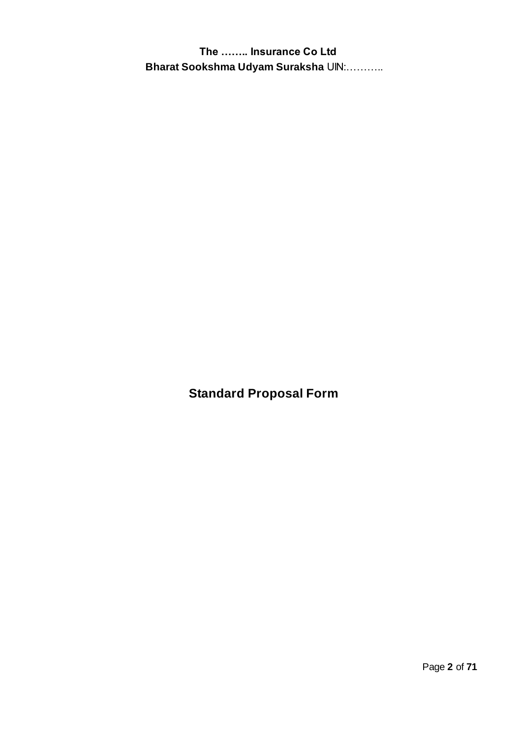# Standard Proposal Form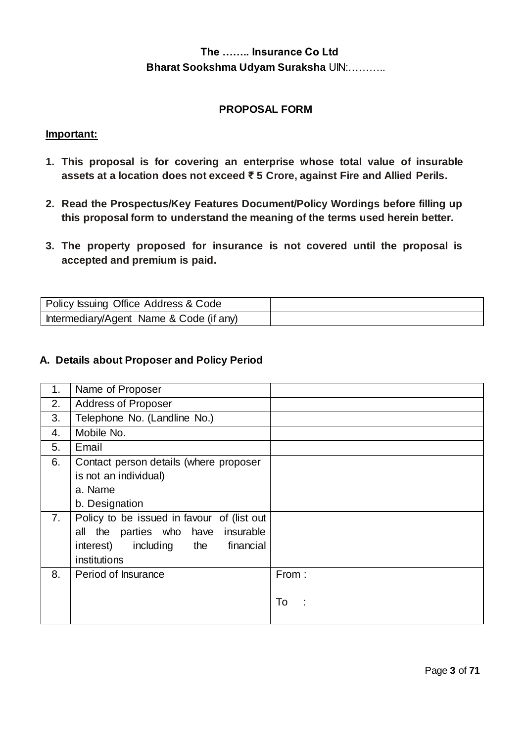**The …….. Insurance Co Ltd**

**Bharat Sookshma Udyam Suraksha** UIN:………..

**PROPOSAL FORM**

**Important:**

1. **This proposal is for covering an enterprise whose total value of insurable assets at a location does not exceed ₹ 5 Crore, against Fire and Allied Perils.**
2. **Read the Prospectus/Key Features Document/Policy Wordings before filling up this proposal form to understand the meaning of the terms used herein better.**
3. **The property proposed for insurance is not covered until the proposal is accepted and premium is paid.**

| Policy Issuing Office Address & Code | |
|---|---|
| Intermediary/Agent Name & Code (if any) | |

**A. Details about Proposer and Policy Period**

| | | |
|---|---|---|
| 1. | Name of Proposer | |
| 2. | Address of Proposer | |
| 3. | Telephone No. (Landline No.) | |
| 4. | Mobile No. | |
| 5. | Email | |
| 6. | Contact person details (where proposer is not an individual)<br>a. Name<br>b. Designation | |
| 7. | Policy to be issued in favour of (list out all the parties who have insurable interest) including the financial institutions | |
| 8. | Period of Insurance | From :<br><br>To : |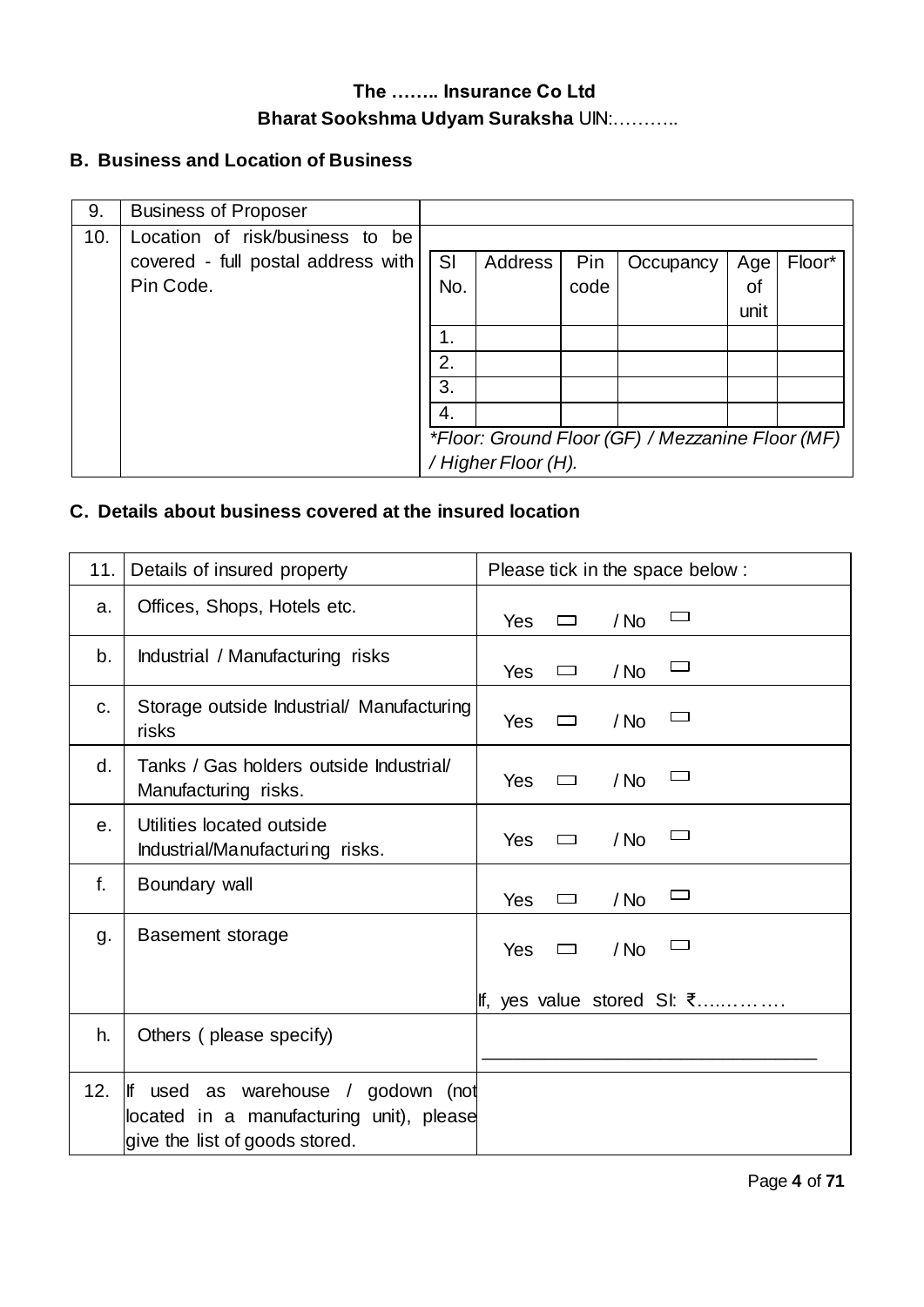**The …….. Insurance Co Ltd**

**Bharat Sookshma Udyam Suraksha** UIN:………..

## B. Business and Location of Business

| 9. | Business of Proposer | |
|---|---|---|
| 10. | Location of risk/business to be covered - full postal address with Pin Code. | *(see table below)* |

| Sl No. | Address | Pin code | Occupancy | Age of unit | Floor* |
|---|---|---|---|---|---|
| 1. | | | | | |
| 2. | | | | | |
| 3. | | | | | |
| 4. | | | | | |

*\*Floor: Ground Floor (GF) / Mezzanine Floor (MF) / Higher Floor (H).*

## C. Details about business covered at the insured location

| 11. | Details of insured property | Please tick in the space below : |
|---|---|---|
| a. | Offices, Shops, Hotels etc. | Yes ☐ / No ☐ |
| b. | Industrial / Manufacturing risks | Yes ☐ / No ☐ |
| c. | Storage outside Industrial/ Manufacturing risks | Yes ☐ / No ☐ |
| d. | Tanks / Gas holders outside Industrial/ Manufacturing risks. | Yes ☐ / No ☐ |
| e. | Utilities located outside Industrial/Manufacturing risks. | Yes ☐ / No ☐ |
| f. | Boundary wall | Yes ☐ / No ☐ |
| g. | Basement storage | Yes ☐ / No ☐<br><br>If, yes value stored SI: ₹…..………. |
| h. | Others ( please specify) | ________________________________ |
| 12. | If used as warehouse / godown (not located in a manufacturing unit), please give the list of goods stored. | |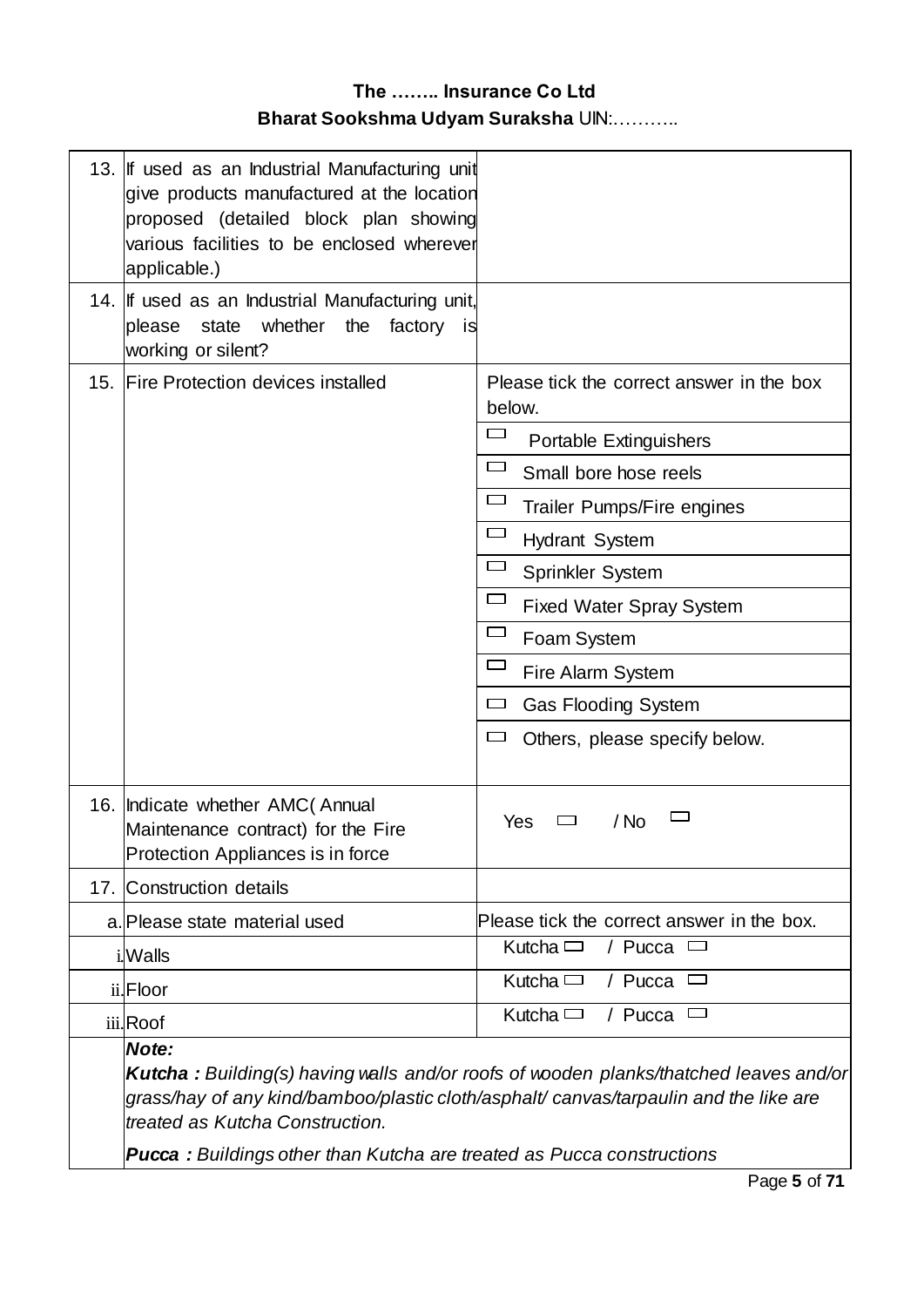| | | |
|---|---|---|
| 13. | If used as an Industrial Manufacturing unit give products manufactured at the location proposed (detailed block plan showing various facilities to be enclosed wherever applicable.) | |
| 14. | If used as an Industrial Manufacturing unit, please state whether the factory is working or silent? | |
| 15. | Fire Protection devices installed | Please tick the correct answer in the box below. |
| | | ☐ Portable Extinguishers |
| | | ☐ Small bore hose reels |
| | | ☐ Trailer Pumps/Fire engines |
| | | ☐ Hydrant System |
| | | ☐ Sprinkler System |
| | | ☐ Fixed Water Spray System |
| | | ☐ Foam System |
| | | ☐ Fire Alarm System |
| | | ☐ Gas Flooding System |
| | | ☐ Others, please specify below. |
| 16. | Indicate whether AMC( Annual Maintenance contract) for the Fire Protection Appliances is in force | Yes ☐ / No ☐ |
| 17. | Construction details | |
| a. | Please state material used | Please tick the correct answer in the box. |
| i. | Walls | Kutcha ☐ / Pucca ☐ |
| ii. | Floor | Kutcha ☐ / Pucca ☐ |
| iii. | Roof | Kutcha ☐ / Pucca ☐ |

***Note:***

***Kutcha :*** *Building(s) having walls and/or roofs of wooden planks/thatched leaves and/or grass/hay of any kind/bamboo/plastic cloth/asphalt/ canvas/tarpaulin and the like are treated as Kutcha Construction.*

***Pucca :*** *Buildings other than Kutcha are treated as Pucca constructions*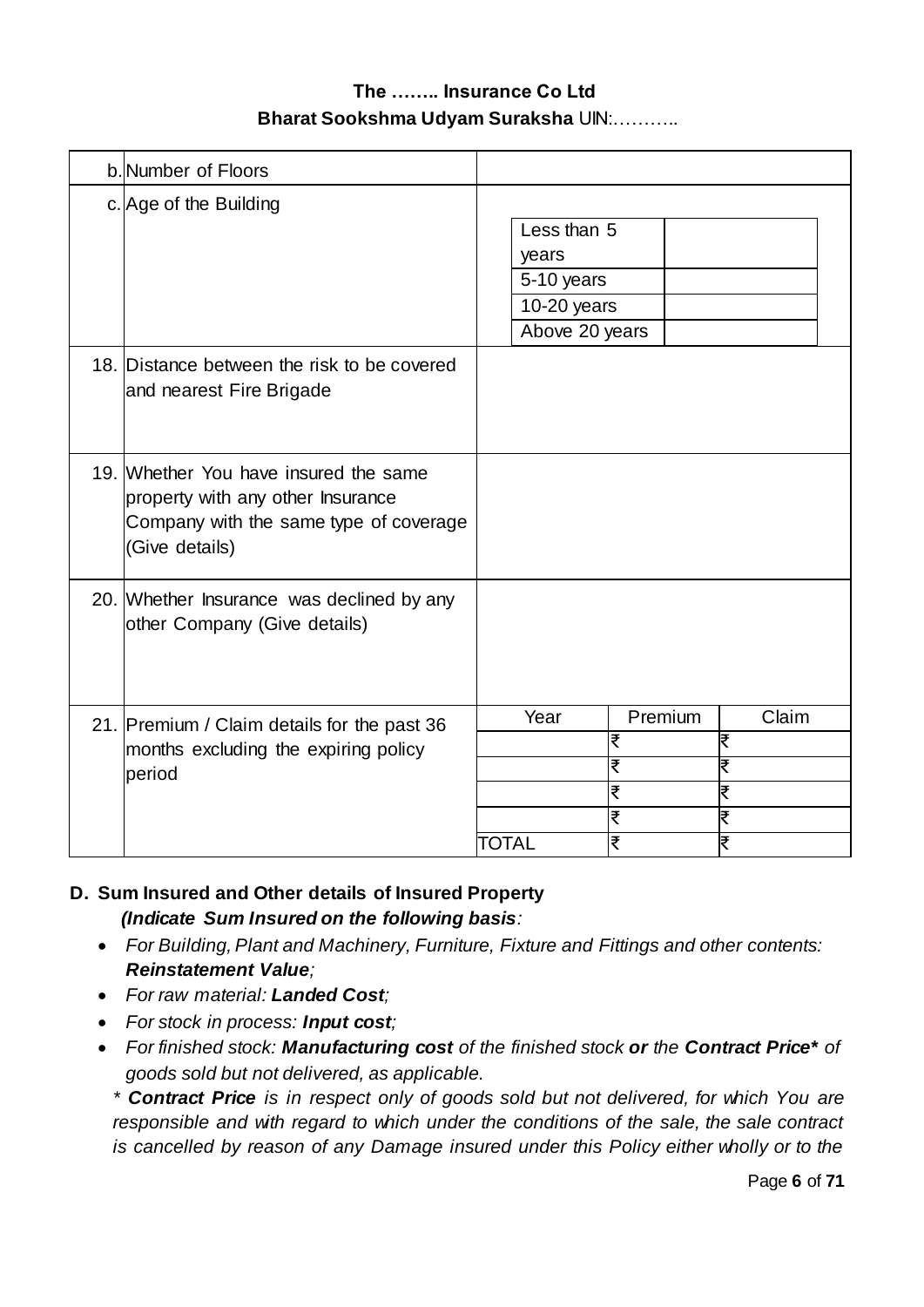| | | |
|---|---|---|
| | b. Number of Floors | |
| | c. Age of the Building | Less than 5 years \| <br> 5-10 years \| <br> 10-20 years \| <br> Above 20 years \| |
| 18. | Distance between the risk to be covered and nearest Fire Brigade | |
| 19. | Whether You have insured the same property with any other Insurance Company with the same type of coverage (Give details) | |
| 20. | Whether Insurance was declined by any other Company (Give details) | |
| 21. | Premium / Claim details for the past 36 months excluding the expiring policy period | |

| Year | Premium | Claim |
|---|---|---|
| | ₹ | ₹ |
| | ₹ | ₹ |
| | ₹ | ₹ |
| | ₹ | ₹ |
| TOTAL | ₹ | ₹ |

**D. Sum Insured and Other details of Insured Property**

***(Indicate Sum Insured on the following basis**:*

- *For Building, Plant and Machinery, Furniture, Fixture and Fittings and other contents:* ***Reinstatement Value****;*
- *For raw material:* ***Landed Cost****;*
- *For stock in process:* ***Input cost****;*
- *For finished stock:* ***Manufacturing cost*** *of the finished stock* ***or*** *the* ***Contract Price**** *of goods sold but not delivered, as applicable.*

*** ***Contract Price*** *is in respect only of goods sold but not delivered, for which You are responsible and with regard to which under the conditions of the sale, the sale contract is cancelled by reason of any Damage insured under this Policy either wholly or to the*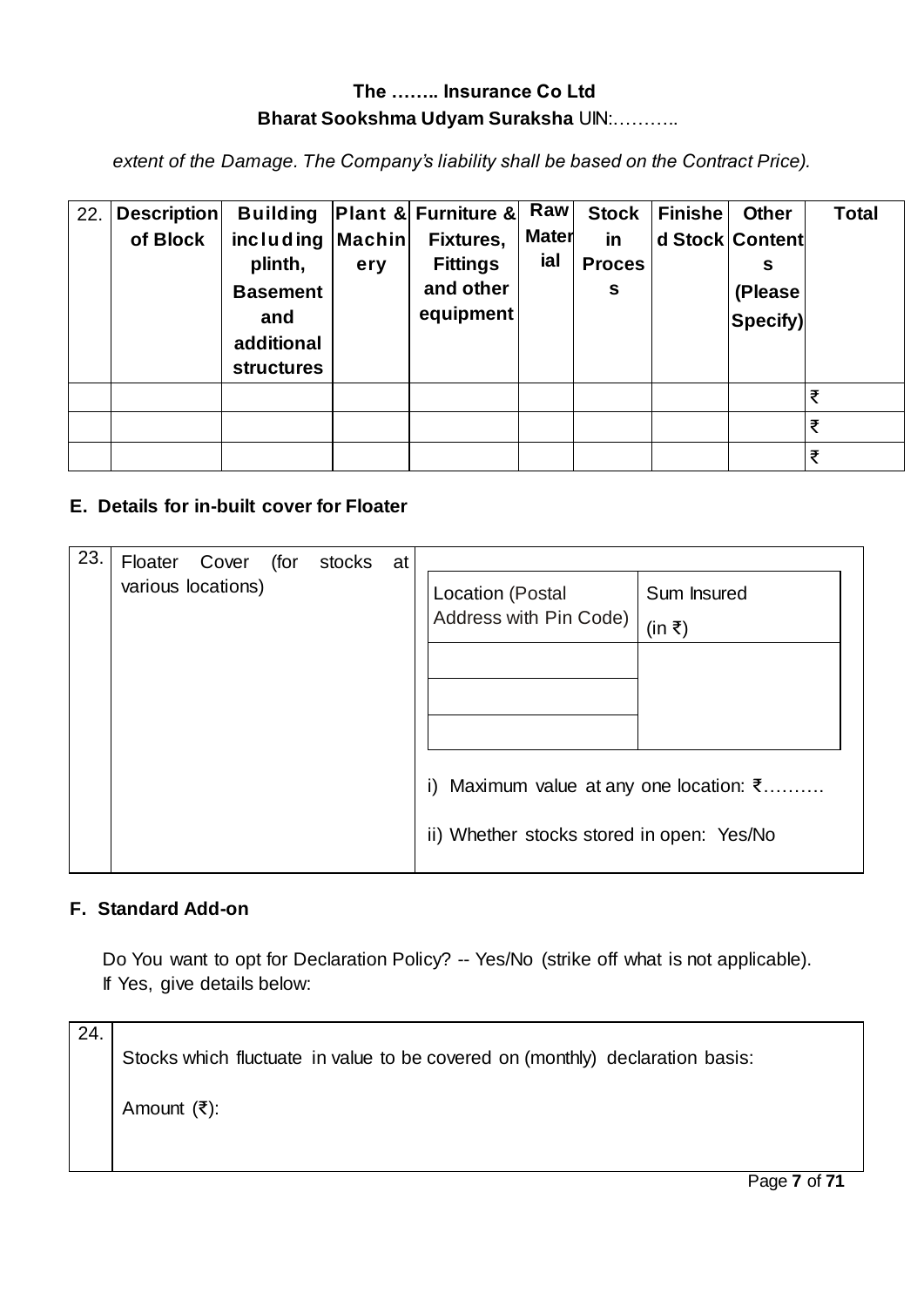*extent of the Damage. The Company's liability shall be based on the Contract Price).*

| 22. | Description of Block | Building including plinth, Basement and additional structures | Plant & Machinery | Furniture & Fixtures, Fittings and other equipment | Raw Material | Stock in Process | Finished Stock | Other Contents (Please Specify) | Total |
|---|---|---|---|---|---|---|---|---|---|
| | | | | | | | | | ₹ |
| | | | | | | | | | ₹ |
| | | | | | | | | | ₹ |

## E. Details for in-built cover for Floater

| 23. | Floater Cover (for stocks at various locations) | |
|---|---|---|

| Location (Postal Address with Pin Code) | Sum Insured (in ₹) |
|---|---|
| | |
| | |
| | |

i) Maximum value at any one location: ₹……….

ii) Whether stocks stored in open: Yes/No

## F. Standard Add-on

Do You want to opt for Declaration Policy? -- Yes/No (strike off what is not applicable).
If Yes, give details below:

| 24. | Stocks which fluctuate in value to be covered on (monthly) declaration basis:<br><br>Amount (₹): |
|---|---|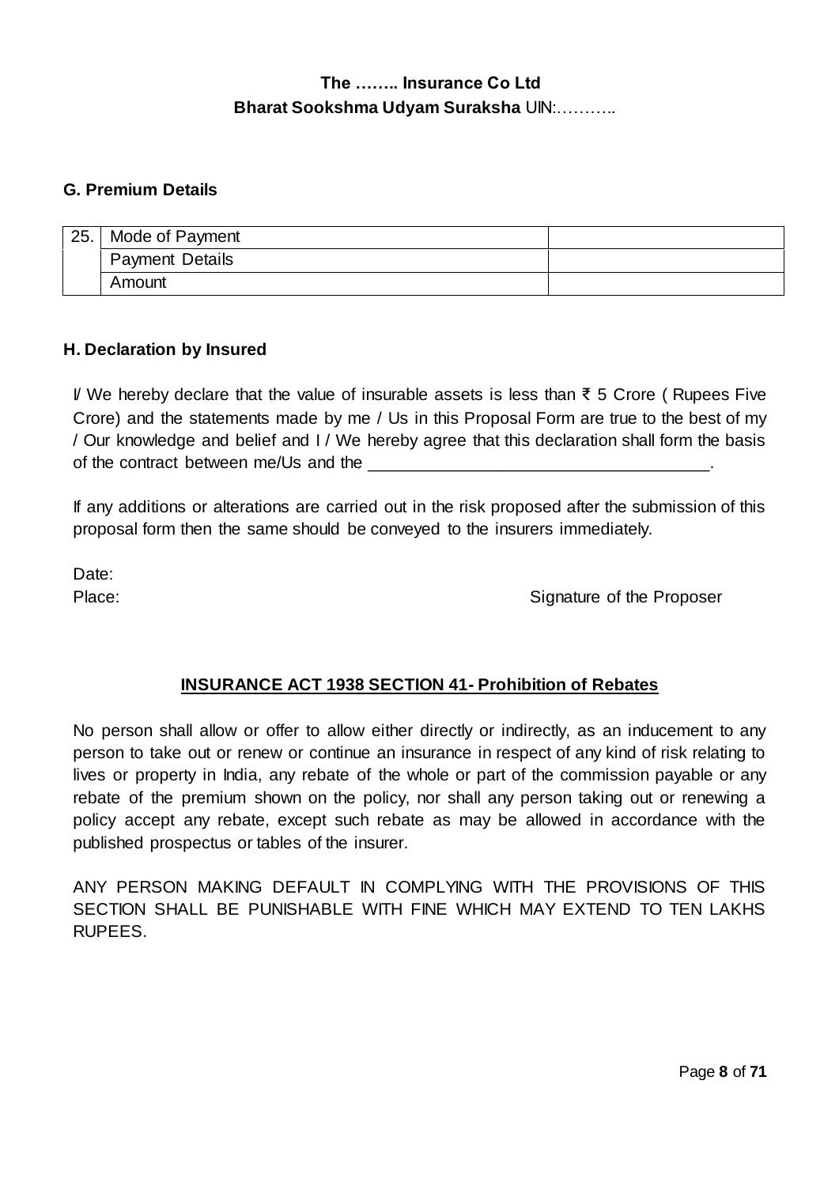## G. Premium Details

| 25. | Mode of Payment | |
|---|---|---|
| | Payment Details | |
| | Amount | |

## H. Declaration by Insured

I/ We hereby declare that the value of insurable assets is less than ₹ 5 Crore ( Rupees Five Crore) and the statements made by me / Us in this Proposal Form are true to the best of my / Our knowledge and belief and I / We hereby agree that this declaration shall form the basis of the contract between me/Us and the ____________________________________.

If any additions or alterations are carried out in the risk proposed after the submission of this proposal form then the same should be conveyed to the insurers immediately.

Date:

Place: Signature of the Proposer

### INSURANCE ACT 1938 SECTION 41- Prohibition of Rebates

No person shall allow or offer to allow either directly or indirectly, as an inducement to any person to take out or renew or continue an insurance in respect of any kind of risk relating to lives or property in India, any rebate of the whole or part of the commission payable or any rebate of the premium shown on the policy, nor shall any person taking out or renewing a policy accept any rebate, except such rebate as may be allowed in accordance with the published prospectus or tables of the insurer.

ANY PERSON MAKING DEFAULT IN COMPLYING WITH THE PROVISIONS OF THIS SECTION SHALL BE PUNISHABLE WITH FINE WHICH MAY EXTEND TO TEN LAKHS RUPEES.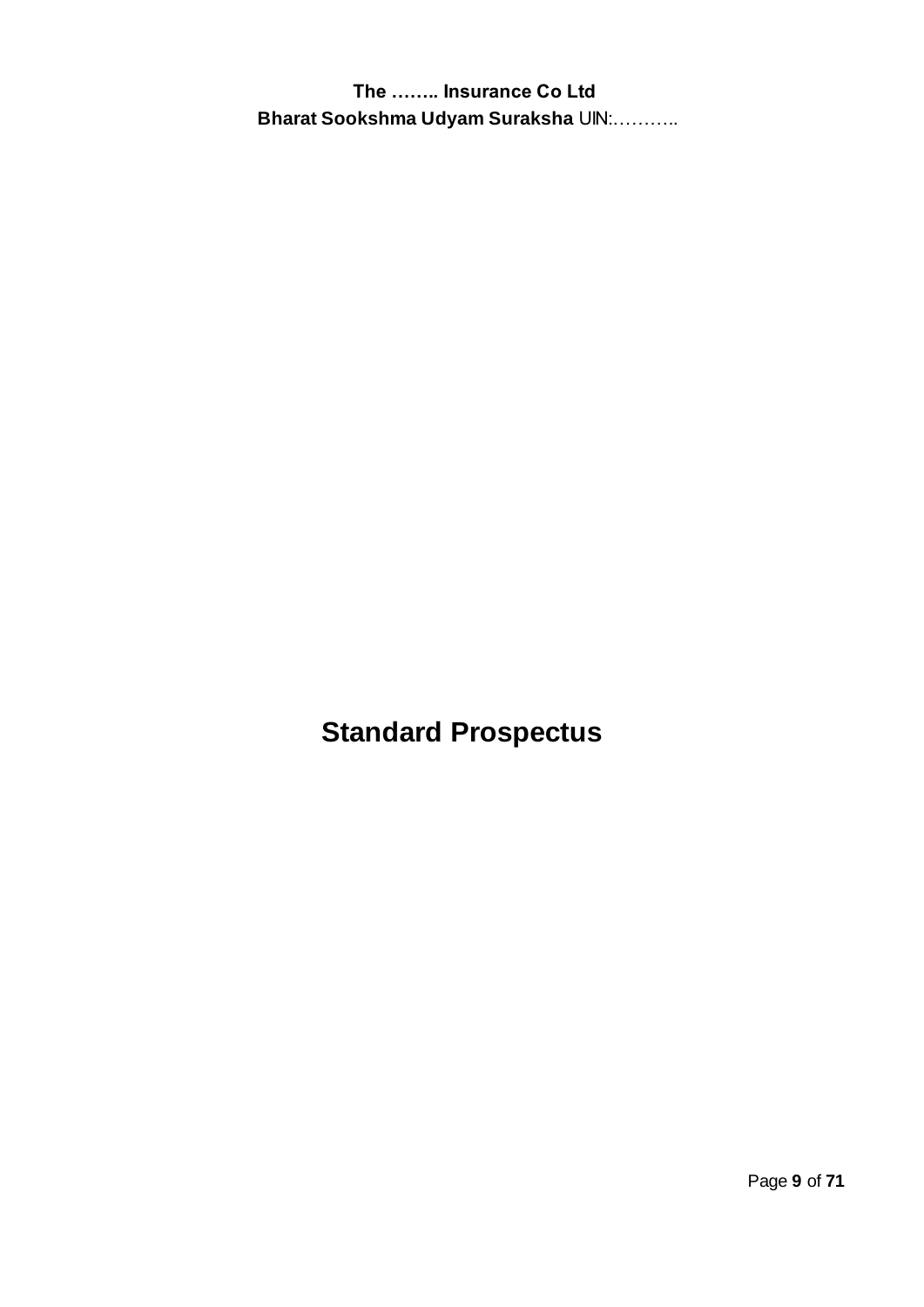# Standard Prospectus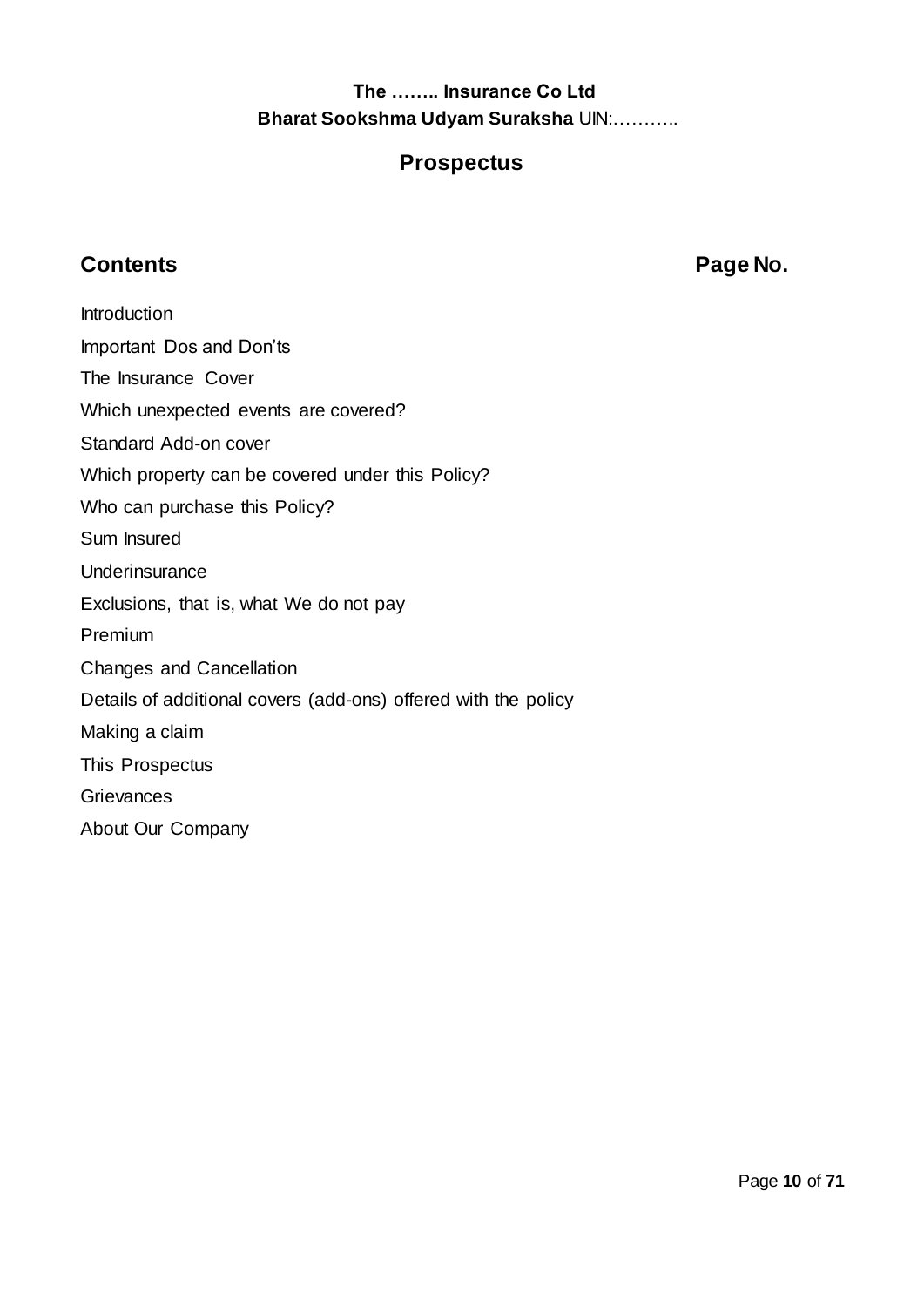**The …….. Insurance Co Ltd**
**Bharat Sookshma Udyam Suraksha** UIN:………..

## Prospectus

## Contents — Page No.

Introduction
Important Dos and Don'ts
The Insurance Cover
Which unexpected events are covered?
Standard Add-on cover
Which property can be covered under this Policy?
Who can purchase this Policy?
Sum Insured
Underinsurance
Exclusions, that is, what We do not pay
Premium
Changes and Cancellation
Details of additional covers (add-ons) offered with the policy
Making a claim
This Prospectus
Grievances
About Our Company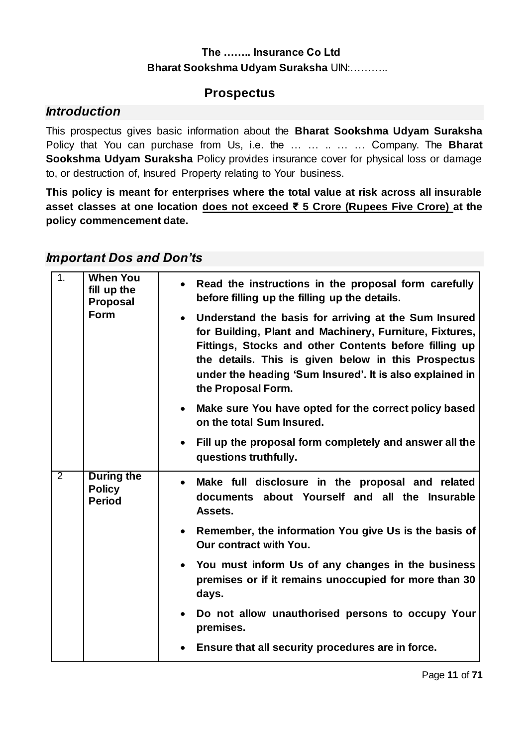**The …….. Insurance Co Ltd**

**Bharat Sookshma Udyam Suraksha** UIN:………..

# Prospectus

## *Introduction*

This prospectus gives basic information about the **Bharat Sookshma Udyam Suraksha** Policy that You can purchase from Us, i.e. the … … .. … … Company. The **Bharat Sookshma Udyam Suraksha** Policy provides insurance cover for physical loss or damage to, or destruction of, Insured Property relating to Your business.

**This policy is meant for enterprises where the total value at risk across all insurable asset classes at one location <u>does not exceed ₹ 5 Crore (Rupees Five Crore)</u> at the policy commencement date.**

## *Important Dos and Don'ts*

| | | |
|---|---|---|
| 1. | **When You fill up the Proposal Form** | • **Read the instructions in the proposal form carefully before filling up the filling up the details.**<br>• **Understand the basis for arriving at the Sum Insured for Building, Plant and Machinery, Furniture, Fixtures, Fittings, Stocks and other Contents before filling up the details. This is given below in this Prospectus under the heading 'Sum Insured'. It is also explained in the Proposal Form.**<br>• **Make sure You have opted for the correct policy based on the total Sum Insured.**<br>• **Fill up the proposal form completely and answer all the questions truthfully.** |
| 2 | **During the Policy Period** | • **Make full disclosure in the proposal and related documents about Yourself and all the Insurable Assets.**<br>• **Remember, the information You give Us is the basis of Our contract with You.**<br>• **You must inform Us of any changes in the business premises or if it remains unoccupied for more than 30 days.**<br>• **Do not allow unauthorised persons to occupy Your premises.**<br>• **Ensure that all security procedures are in force.** |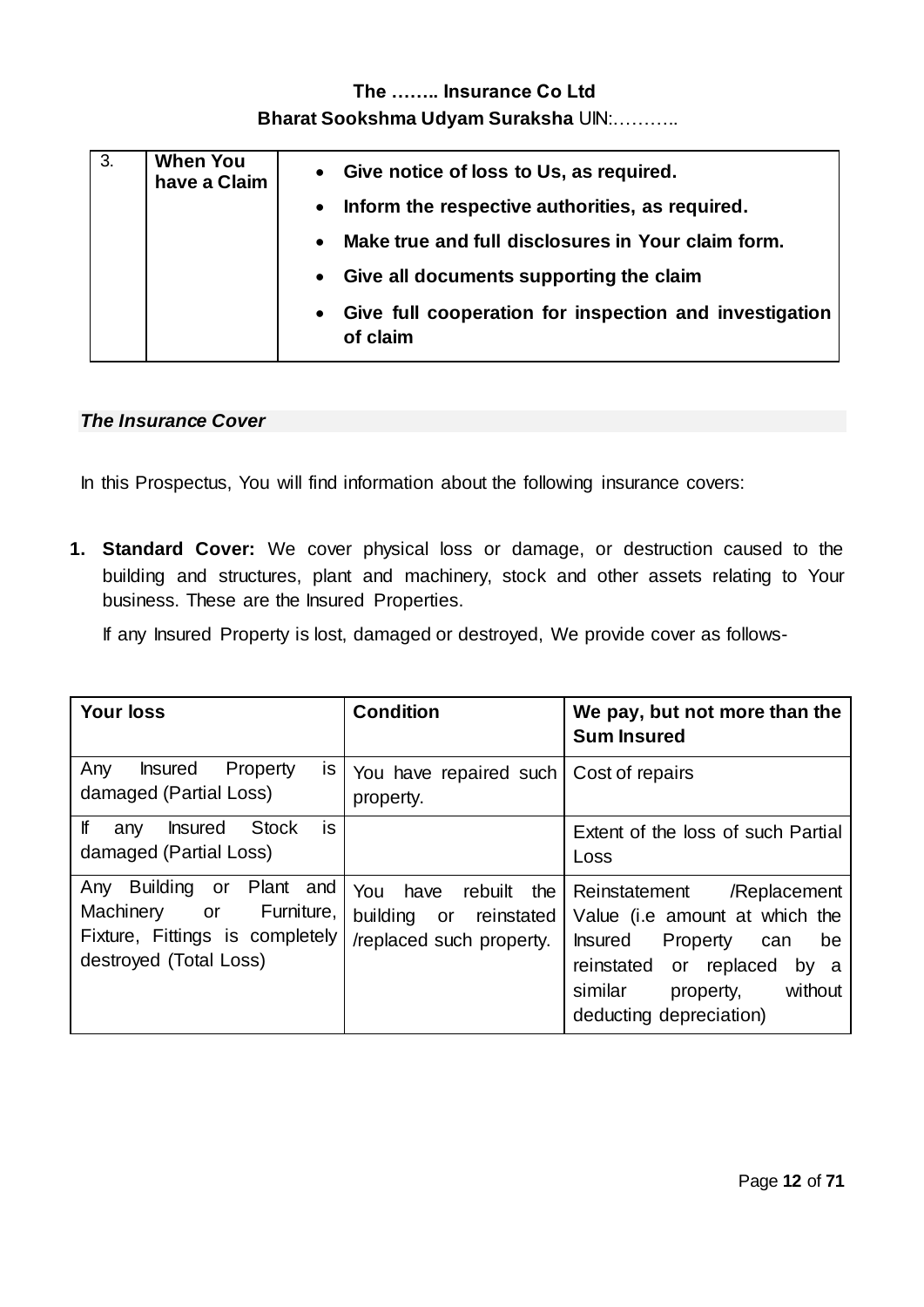| 3. | **When You have a Claim** | • **Give notice of loss to Us, as required.**<br>• **Inform the respective authorities, as required.**<br>• **Make true and full disclosures in Your claim form.**<br>• **Give all documents supporting the claim**<br>• **Give full cooperation for inspection and investigation of claim** |
|---|---|---|

***The Insurance Cover***

In this Prospectus, You will find information about the following insurance covers:

1. **Standard Cover:** We cover physical loss or damage, or destruction caused to the building and structures, plant and machinery, stock and other assets relating to Your business. These are the Insured Properties.

   If any Insured Property is lost, damaged or destroyed, We provide cover as follows-

| **Your loss** | **Condition** | **We pay, but not more than the Sum Insured** |
|---|---|---|
| Any Insured Property is damaged (Partial Loss) | You have repaired such property. | Cost of repairs |
| If any Insured Stock is damaged (Partial Loss) | | Extent of the loss of such Partial Loss |
| Any Building or Plant and Machinery or Furniture, Fixture, Fittings is completely destroyed (Total Loss) | You have rebuilt the building or reinstated /replaced such property. | Reinstatement /Replacement Value (i.e amount at which the Insured Property can be reinstated or replaced by a similar property, without deducting depreciation) |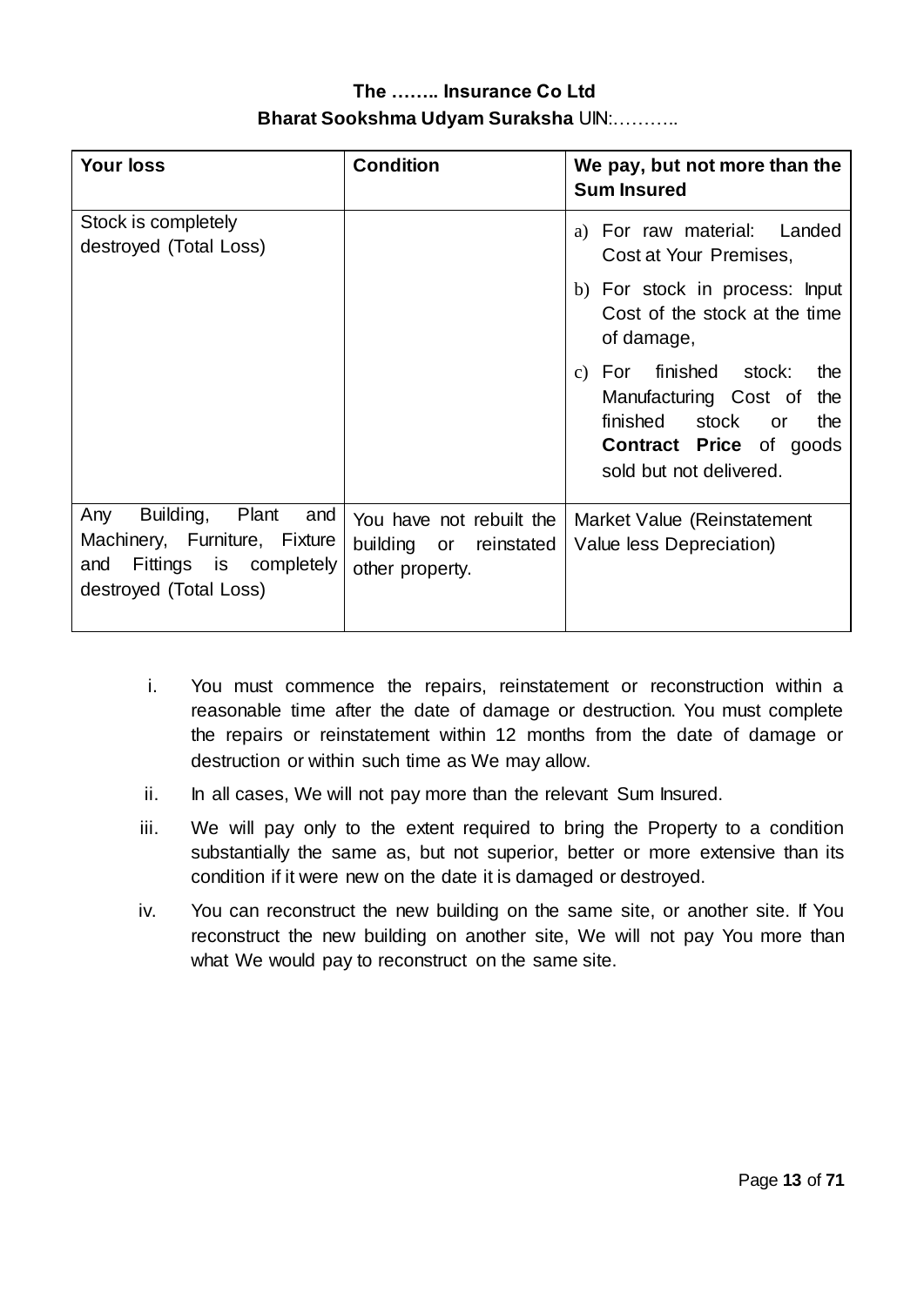| Your loss | Condition | We pay, but not more than the Sum Insured |
|---|---|---|
| Stock is completely destroyed (Total Loss) | | a) For raw material: Landed Cost at Your Premises,<br>b) For stock in process: Input Cost of the stock at the time of damage,<br>c) For finished stock: the Manufacturing Cost of the finished stock or the **Contract Price** of goods sold but not delivered. |
| Any Building, Plant and Machinery, Furniture, Fixture and Fittings is completely destroyed (Total Loss) | You have not rebuilt the building or reinstated other property. | Market Value (Reinstatement Value less Depreciation) |

i. You must commence the repairs, reinstatement or reconstruction within a reasonable time after the date of damage or destruction. You must complete the repairs or reinstatement within 12 months from the date of damage or destruction or within such time as We may allow.

ii. In all cases, We will not pay more than the relevant Sum Insured.

iii. We will pay only to the extent required to bring the Property to a condition substantially the same as, but not superior, better or more extensive than its condition if it were new on the date it is damaged or destroyed.

iv. You can reconstruct the new building on the same site, or another site. If You reconstruct the new building on another site, We will not pay You more than what We would pay to reconstruct on the same site.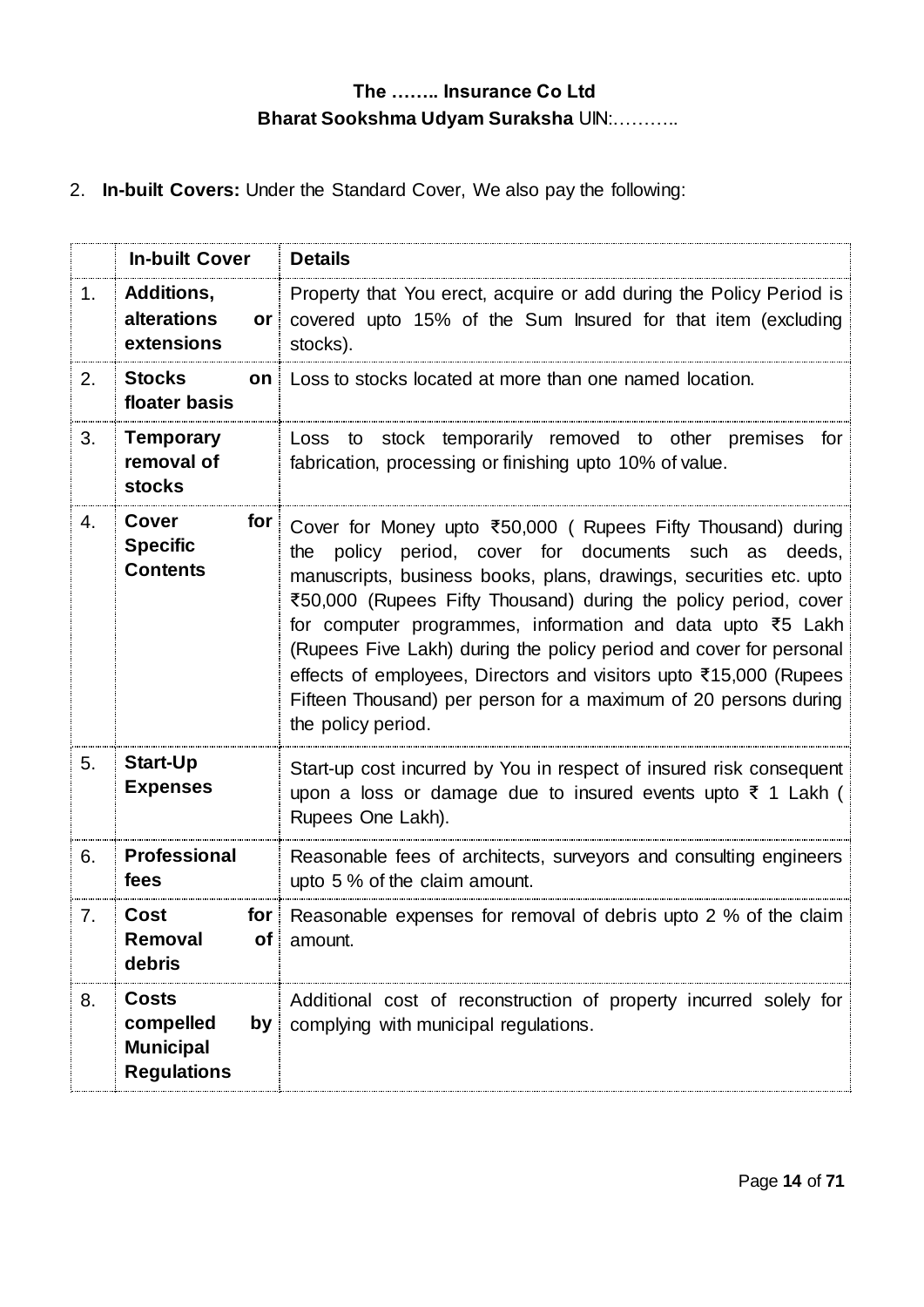2. **In-built Covers:** Under the Standard Cover, We also pay the following:

| | In-built Cover | Details |
|---|---|---|
| 1. | **Additions, alterations or extensions** | Property that You erect, acquire or add during the Policy Period is covered upto 15% of the Sum Insured for that item (excluding stocks). |
| 2. | **Stocks on floater basis** | Loss to stocks located at more than one named location. |
| 3. | **Temporary removal of stocks** | Loss to stock temporarily removed to other premises for fabrication, processing or finishing upto 10% of value. |
| 4. | **Cover for Specific Contents** | Cover for Money upto ₹50,000 ( Rupees Fifty Thousand) during the policy period, cover for documents such as deeds, manuscripts, business books, plans, drawings, securities etc. upto ₹50,000 (Rupees Fifty Thousand) during the policy period, cover for computer programmes, information and data upto ₹5 Lakh (Rupees Five Lakh) during the policy period and cover for personal effects of employees, Directors and visitors upto ₹15,000 (Rupees Fifteen Thousand) per person for a maximum of 20 persons during the policy period. |
| 5. | **Start-Up Expenses** | Start-up cost incurred by You in respect of insured risk consequent upon a loss or damage due to insured events upto ₹ 1 Lakh ( Rupees One Lakh). |
| 6. | **Professional fees** | Reasonable fees of architects, surveyors and consulting engineers upto 5 % of the claim amount. |
| 7. | **Cost for Removal of debris** | Reasonable expenses for removal of debris upto 2 % of the claim amount. |
| 8. | **Costs compelled by Municipal Regulations** | Additional cost of reconstruction of property incurred solely for complying with municipal regulations. |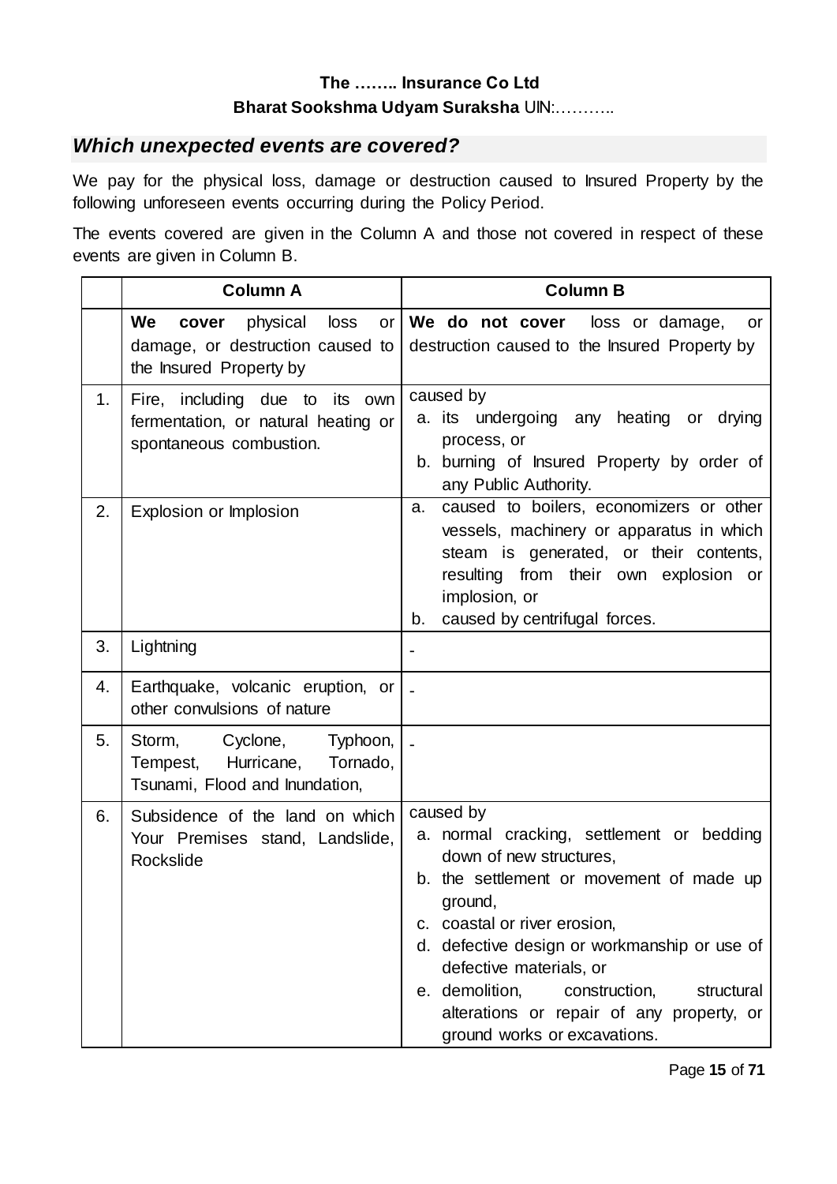**The …….. Insurance Co Ltd**

**Bharat Sookshma Udyam Suraksha** UIN:………..

## *Which unexpected events are covered?*

We pay for the physical loss, damage or destruction caused to Insured Property by the following unforeseen events occurring during the Policy Period.

The events covered are given in the Column A and those not covered in respect of these events are given in Column B.

| | Column A | Column B |
|---|---|---|
| | **We cover** physical loss or damage, or destruction caused to the Insured Property by | **We do not cover** loss or damage, or destruction caused to the Insured Property by |
| 1. | Fire, including due to its own fermentation, or natural heating or spontaneous combustion. | caused by<br>a. its undergoing any heating or drying process, or<br>b. burning of Insured Property by order of any Public Authority. |
| 2. | Explosion or Implosion | a. caused to boilers, economizers or other vessels, machinery or apparatus in which steam is generated, or their contents, resulting from their own explosion or implosion, or<br>b. caused by centrifugal forces. |
| 3. | Lightning | - |
| 4. | Earthquake, volcanic eruption, or other convulsions of nature | - |
| 5. | Storm, Cyclone, Typhoon, Tempest, Hurricane, Tornado, Tsunami, Flood and Inundation, | - |
| 6. | Subsidence of the land on which Your Premises stand, Landslide, Rockslide | caused by<br>a. normal cracking, settlement or bedding down of new structures,<br>b. the settlement or movement of made up ground,<br>c. coastal or river erosion,<br>d. defective design or workmanship or use of defective materials, or<br>e. demolition, construction, structural alterations or repair of any property, or ground works or excavations. |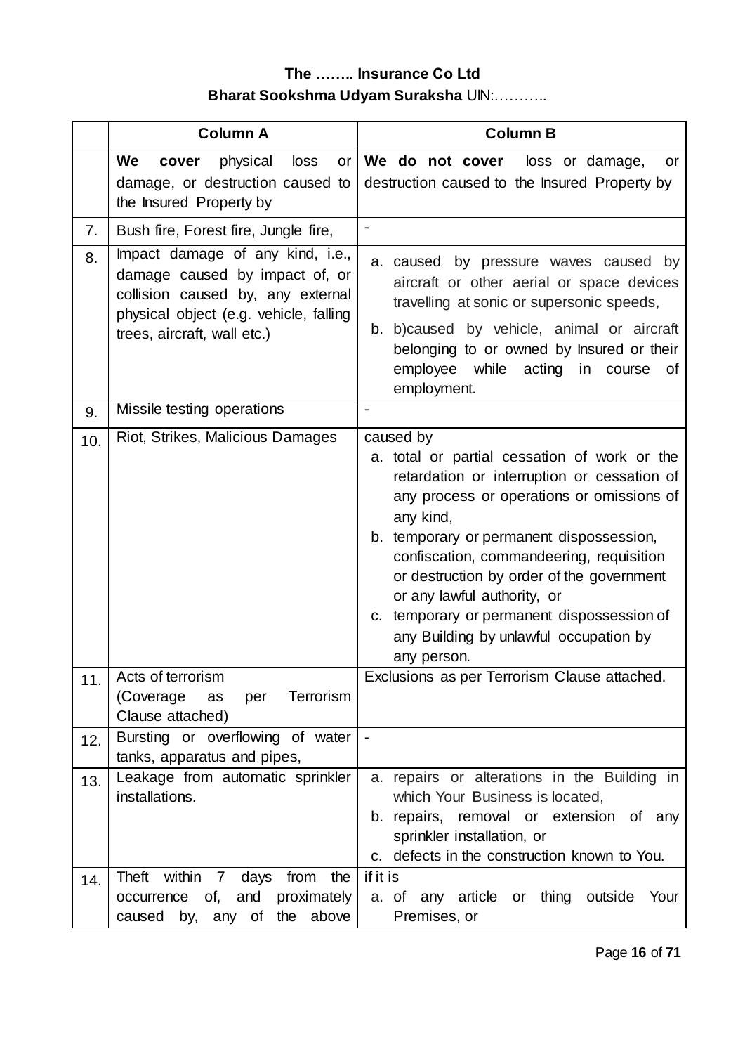**The …….. Insurance Co Ltd**

**Bharat Sookshma Udyam Suraksha** UIN:………..

| | Column A | Column B |
|---|---|---|
| | **We cover** physical loss or damage, or destruction caused to the Insured Property by | **We do not cover** loss or damage, or destruction caused to the Insured Property by |
| 7. | Bush fire, Forest fire, Jungle fire, | - |
| 8. | Impact damage of any kind, i.e., damage caused by impact of, or collision caused by, any external physical object (e.g. vehicle, falling trees, aircraft, wall etc.) | a. caused by pressure waves caused by aircraft or other aerial or space devices travelling at sonic or supersonic speeds,<br>b. b)caused by vehicle, animal or aircraft belonging to or owned by Insured or their employee while acting in course of employment. |
| 9. | Missile testing operations | - |
| 10. | Riot, Strikes, Malicious Damages | caused by<br>a. total or partial cessation of work or the retardation or interruption or cessation of any process or operations or omissions of any kind,<br>b. temporary or permanent dispossession, confiscation, commandeering, requisition or destruction by order of the government or any lawful authority, or<br>c. temporary or permanent dispossession of any Building by unlawful occupation by any person. |
| 11. | Acts of terrorism<br>(Coverage as per Terrorism Clause attached) | Exclusions as per Terrorism Clause attached. |
| 12. | Bursting or overflowing of water tanks, apparatus and pipes, | - |
| 13. | Leakage from automatic sprinkler installations. | a. repairs or alterations in the Building in which Your Business is located,<br>b. repairs, removal or extension of any sprinkler installation, or<br>c. defects in the construction known to You. |
| 14. | Theft within 7 days from the occurrence of, and proximately caused by, any of the above | if it is<br>a. of any article or thing outside Your Premises, or |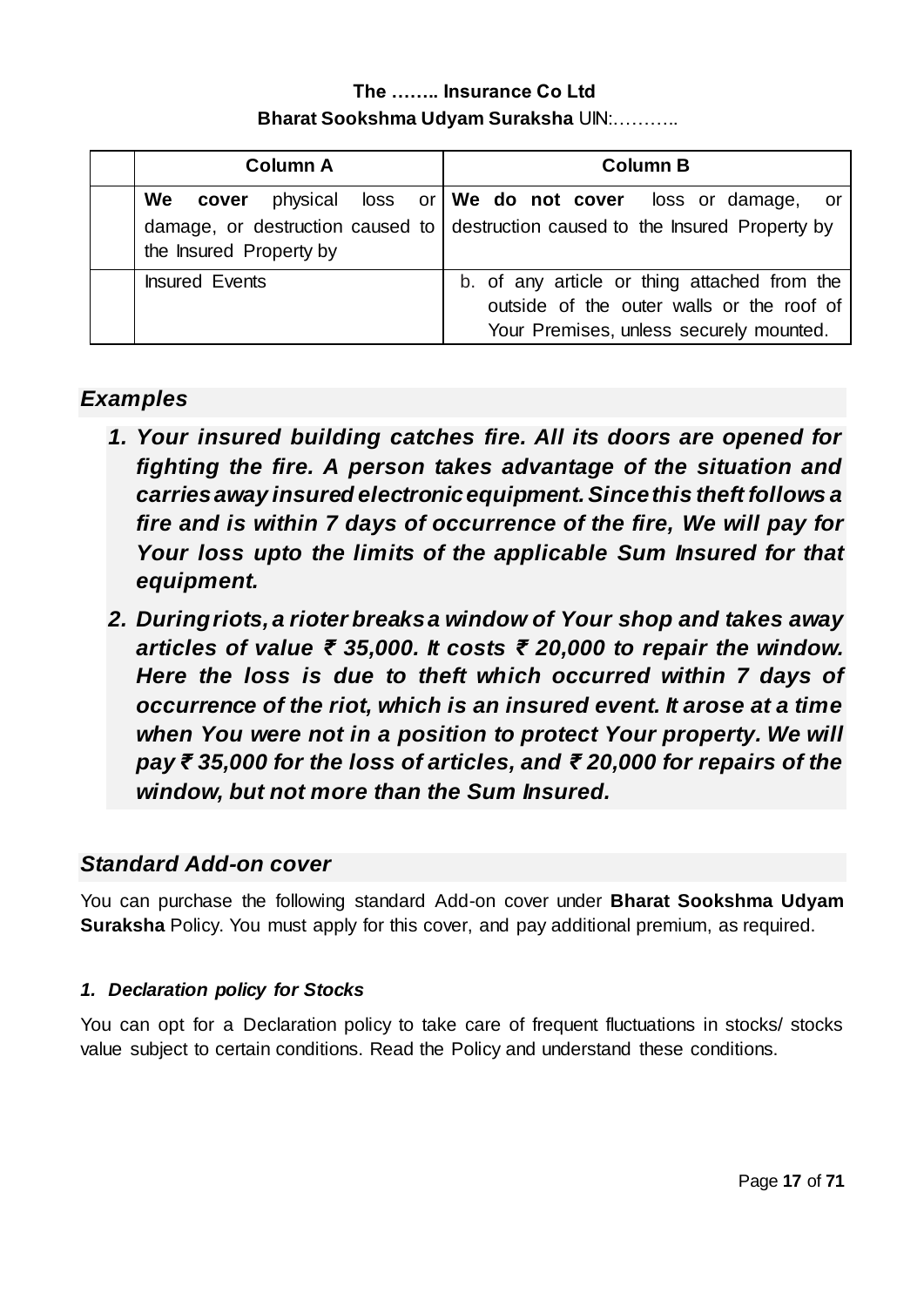| | Column A | Column B |
|---|---|---|
| | **We cover** physical loss or damage, or destruction caused to the Insured Property by | **We do not cover** loss or damage, or destruction caused to the Insured Property by |
| | Insured Events | b. of any article or thing attached from the outside of the outer walls or the roof of Your Premises, unless securely mounted. |

## *Examples*

1. ***Your insured building catches fire. All its doors are opened for fighting the fire. A person takes advantage of the situation and carries away insured electronic equipment. Since this theft follows a fire and is within 7 days of occurrence of the fire, We will pay for Your loss upto the limits of the applicable Sum Insured for that equipment.***
2. ***During riots, a rioter breaks a window of Your shop and takes away articles of value ₹ 35,000. It costs ₹ 20,000 to repair the window. Here the loss is due to theft which occurred within 7 days of occurrence of the riot, which is an insured event. It arose at a time when You were not in a position to protect Your property. We will pay ₹ 35,000 for the loss of articles, and ₹ 20,000 for repairs of the window, but not more than the Sum Insured.***

## *Standard Add-on cover*

You can purchase the following standard Add-on cover under **Bharat Sookshma Udyam Suraksha** Policy. You must apply for this cover, and pay additional premium, as required.

### *1. Declaration policy for Stocks*

You can opt for a Declaration policy to take care of frequent fluctuations in stocks/ stocks value subject to certain conditions. Read the Policy and understand these conditions.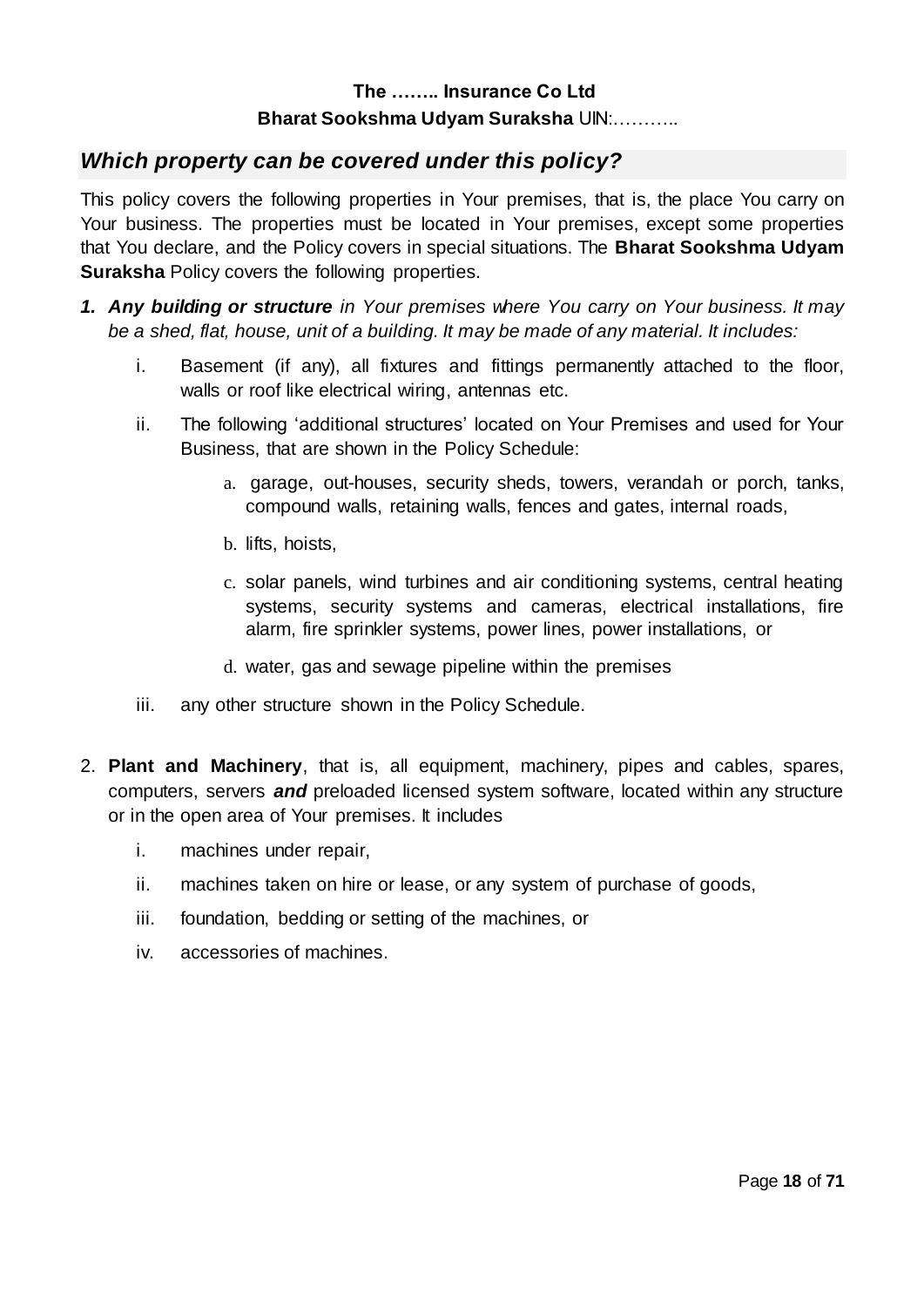## Which property can be covered under this policy?

This policy covers the following properties in Your premises, that is, the place You carry on Your business. The properties must be located in Your premises, except some properties that You declare, and the Policy covers in special situations. The **Bharat Sookshma Udyam Suraksha** Policy covers the following properties.

1. ***Any building or structure*** *in Your premises where You carry on Your business. It may be a shed, flat, house, unit of a building. It may be made of any material. It includes:*

   i. Basement (if any), all fixtures and fittings permanently attached to the floor, walls or roof like electrical wiring, antennas etc.

   ii. The following 'additional structures' located on Your Premises and used for Your Business, that are shown in the Policy Schedule:

      a. garage, out-houses, security sheds, towers, verandah or porch, tanks, compound walls, retaining walls, fences and gates, internal roads,

      b. lifts, hoists,

      c. solar panels, wind turbines and air conditioning systems, central heating systems, security systems and cameras, electrical installations, fire alarm, fire sprinkler systems, power lines, power installations, or

      d. water, gas and sewage pipeline within the premises

   iii. any other structure shown in the Policy Schedule.

2. **Plant and Machinery**, that is, all equipment, machinery, pipes and cables, spares, computers, servers ***and*** preloaded licensed system software, located within any structure or in the open area of Your premises. It includes

   i. machines under repair,

   ii. machines taken on hire or lease, or any system of purchase of goods,

   iii. foundation, bedding or setting of the machines, or

   iv. accessories of machines.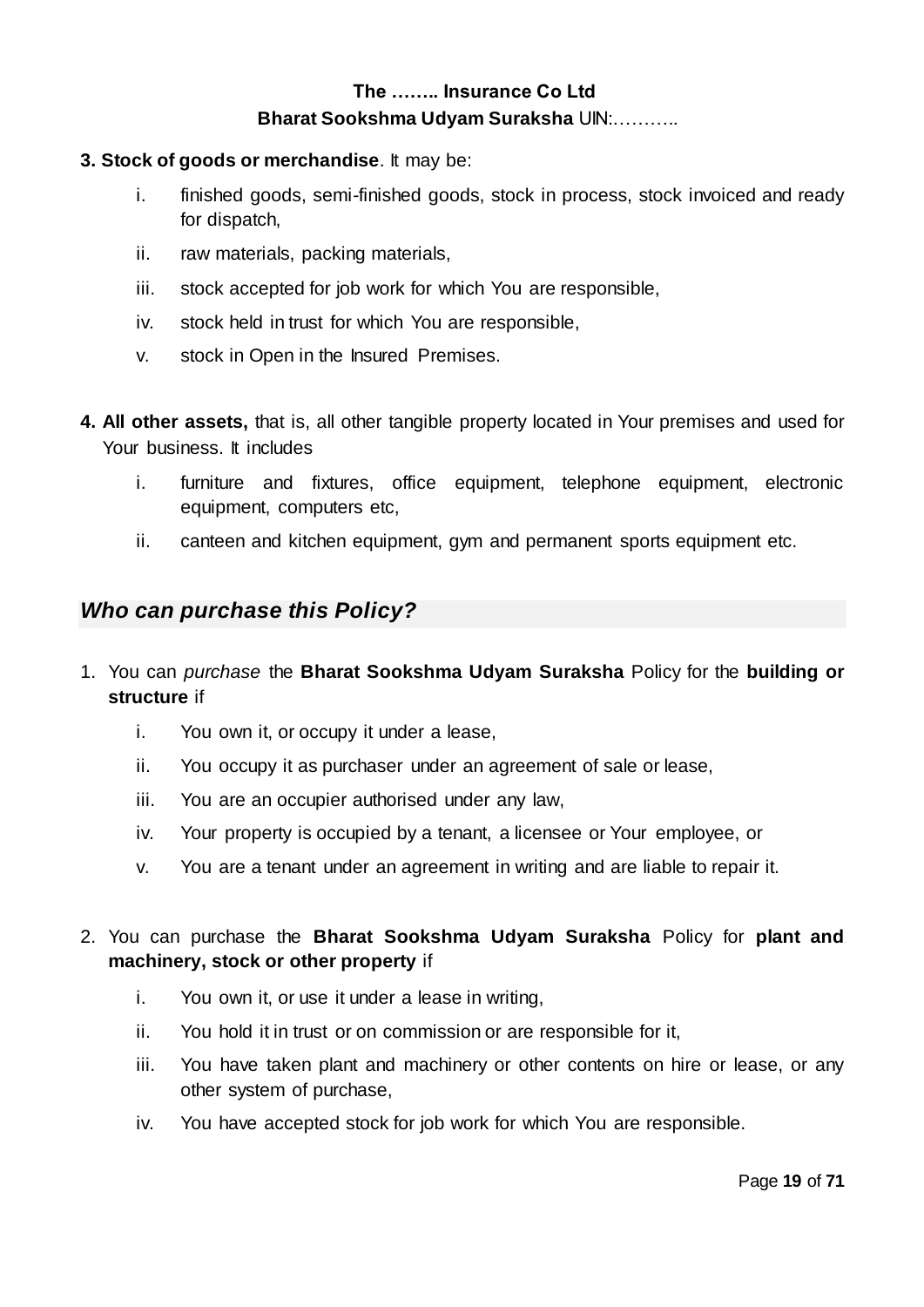**3. Stock of goods or merchandise**. It may be:

i. finished goods, semi-finished goods, stock in process, stock invoiced and ready for dispatch,

ii. raw materials, packing materials,

iii. stock accepted for job work for which You are responsible,

iv. stock held in trust for which You are responsible,

v. stock in Open in the Insured Premises.

**4. All other assets,** that is, all other tangible property located in Your premises and used for Your business. It includes

i. furniture and fixtures, office equipment, telephone equipment, electronic equipment, computers etc,

ii. canteen and kitchen equipment, gym and permanent sports equipment etc.

## *Who can purchase this Policy?*

1. You can *purchase* the **Bharat Sookshma Udyam Suraksha** Policy for the **building or structure** if

   i. You own it, or occupy it under a lease,

   ii. You occupy it as purchaser under an agreement of sale or lease,

   iii. You are an occupier authorised under any law,

   iv. Your property is occupied by a tenant, a licensee or Your employee, or

   v. You are a tenant under an agreement in writing and are liable to repair it.

2. You can purchase the **Bharat Sookshma Udyam Suraksha** Policy for **plant and machinery, stock or other property** if

   i. You own it, or use it under a lease in writing,

   ii. You hold it in trust or on commission or are responsible for it,

   iii. You have taken plant and machinery or other contents on hire or lease, or any other system of purchase,

   iv. You have accepted stock for job work for which You are responsible.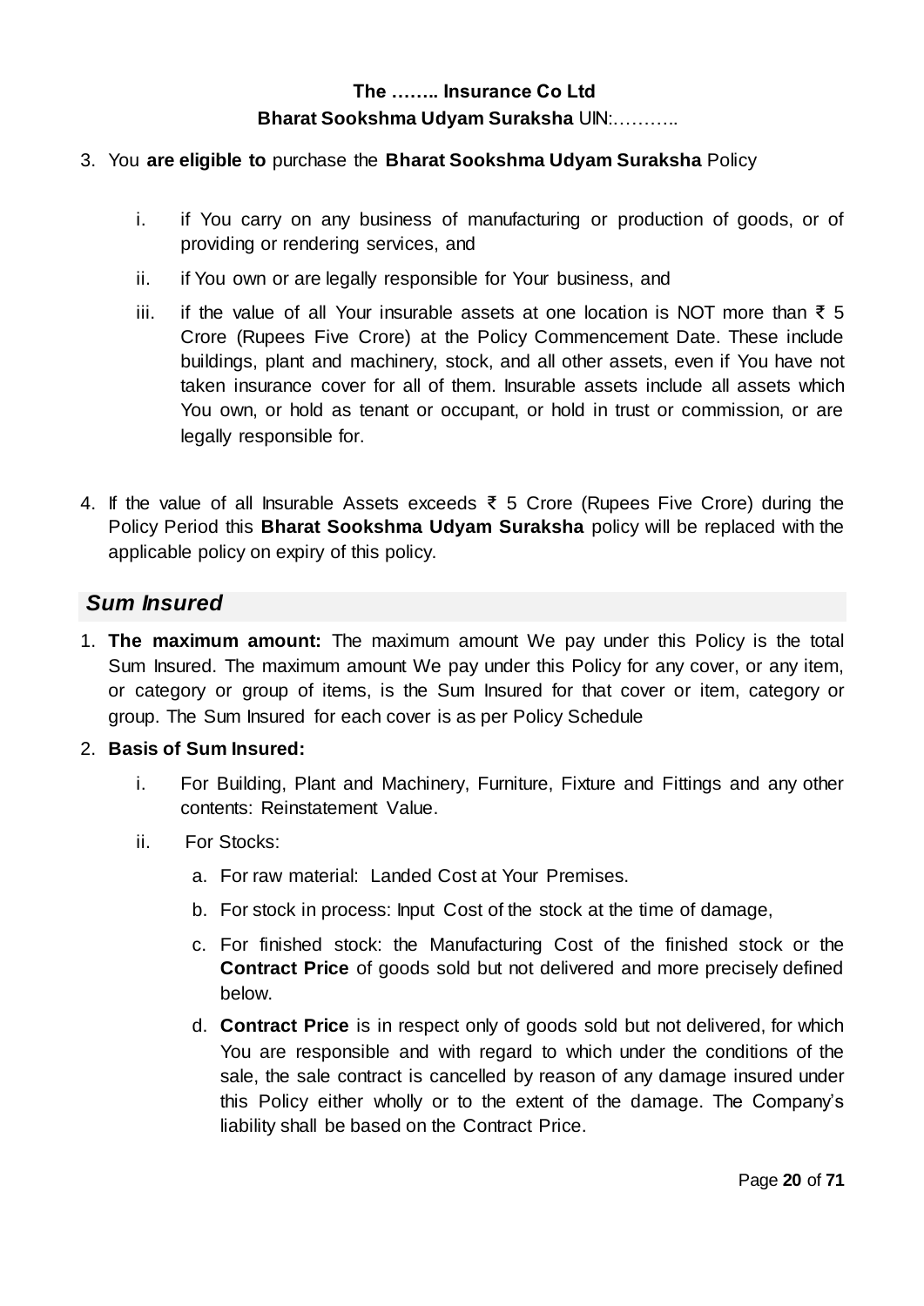3. You **are eligible to** purchase the **Bharat Sookshma Udyam Suraksha** Policy

   i. if You carry on any business of manufacturing or production of goods, or of providing or rendering services, and

   ii. if You own or are legally responsible for Your business, and

   iii. if the value of all Your insurable assets at one location is NOT more than ₹ 5 Crore (Rupees Five Crore) at the Policy Commencement Date. These include buildings, plant and machinery, stock, and all other assets, even if You have not taken insurance cover for all of them. Insurable assets include all assets which You own, or hold as tenant or occupant, or hold in trust or commission, or are legally responsible for.

4. If the value of all Insurable Assets exceeds ₹ 5 Crore (Rupees Five Crore) during the Policy Period this **Bharat Sookshma Udyam Suraksha** policy will be replaced with the applicable policy on expiry of this policy.

## *Sum Insured*

1. **The maximum amount:** The maximum amount We pay under this Policy is the total Sum Insured. The maximum amount We pay under this Policy for any cover, or any item, or category or group of items, is the Sum Insured for that cover or item, category or group. The Sum Insured for each cover is as per Policy Schedule

2. **Basis of Sum Insured:**

   i. For Building, Plant and Machinery, Furniture, Fixture and Fittings and any other contents: Reinstatement Value.

   ii. For Stocks:

      a. For raw material: Landed Cost at Your Premises.

      b. For stock in process: Input Cost of the stock at the time of damage,

      c. For finished stock: the Manufacturing Cost of the finished stock or the **Contract Price** of goods sold but not delivered and more precisely defined below.

      d. **Contract Price** is in respect only of goods sold but not delivered, for which You are responsible and with regard to which under the conditions of the sale, the sale contract is cancelled by reason of any damage insured under this Policy either wholly or to the extent of the damage. The Company's liability shall be based on the Contract Price.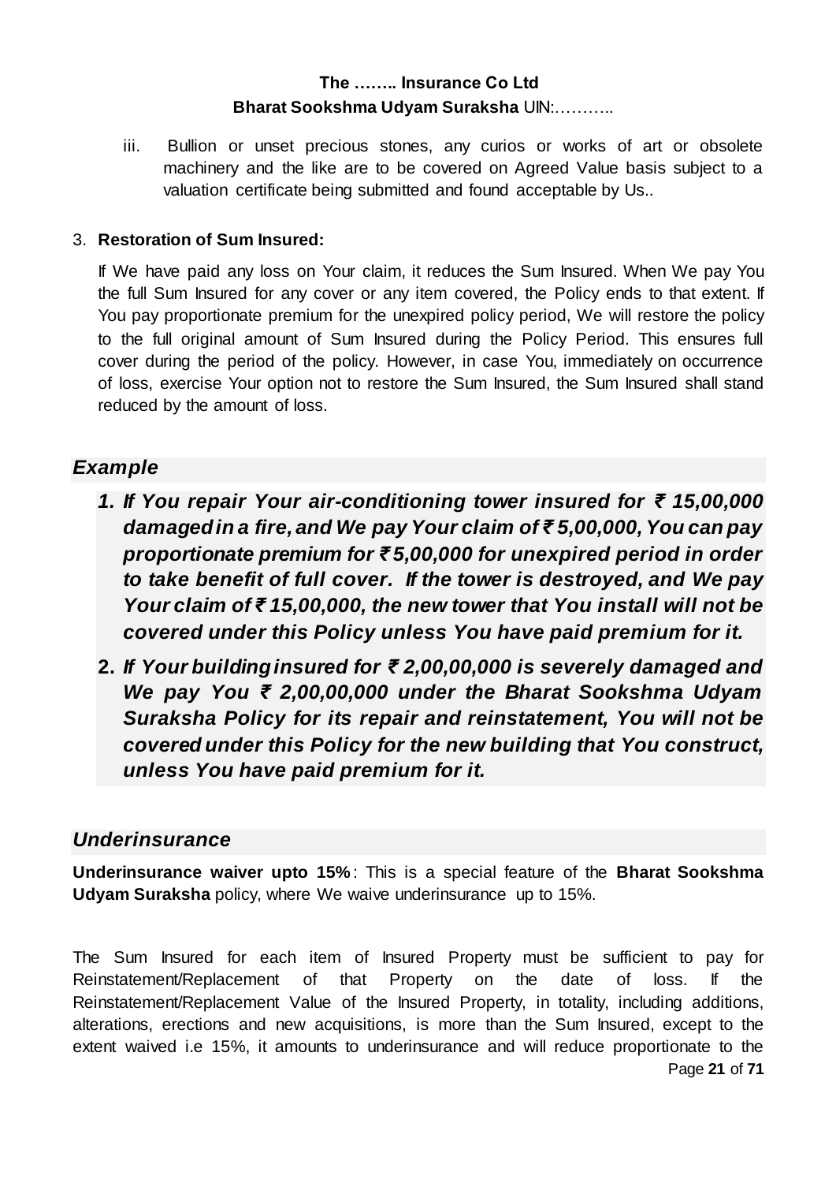iii. Bullion or unset precious stones, any curios or works of art or obsolete machinery and the like are to be covered on Agreed Value basis subject to a valuation certificate being submitted and found acceptable by Us..

3. **Restoration of Sum Insured:**

If We have paid any loss on Your claim, it reduces the Sum Insured. When We pay You the full Sum Insured for any cover or any item covered, the Policy ends to that extent. If You pay proportionate premium for the unexpired policy period, We will restore the policy to the full original amount of Sum Insured during the Policy Period. This ensures full cover during the period of the policy. However, in case You, immediately on occurrence of loss, exercise Your option not to restore the Sum Insured, the Sum Insured shall stand reduced by the amount of loss.

## *Example*

1. ***If You repair Your air-conditioning tower insured for ₹ 15,00,000 damaged in a fire, and We pay Your claim of ₹ 5,00,000, You can pay proportionate premium for ₹ 5,00,000 for unexpired period in order to take benefit of full cover. If the tower is destroyed, and We pay Your claim of ₹ 15,00,000, the new tower that You install will not be covered under this Policy unless You have paid premium for it.***
2. ***If Your building insured for ₹ 2,00,00,000 is severely damaged and We pay You ₹ 2,00,00,000 under the Bharat Sookshma Udyam Suraksha Policy for its repair and reinstatement, You will not be covered under this Policy for the new building that You construct, unless You have paid premium for it.***

## *Underinsurance*

**Underinsurance waiver upto 15%**: This is a special feature of the **Bharat Sookshma Udyam Suraksha** policy, where We waive underinsurance up to 15%.

The Sum Insured for each item of Insured Property must be sufficient to pay for Reinstatement/Replacement of that Property on the date of loss. If the Reinstatement/Replacement Value of the Insured Property, in totality, including additions, alterations, erections and new acquisitions, is more than the Sum Insured, except to the extent waived i.e 15%, it amounts to underinsurance and will reduce proportionate to the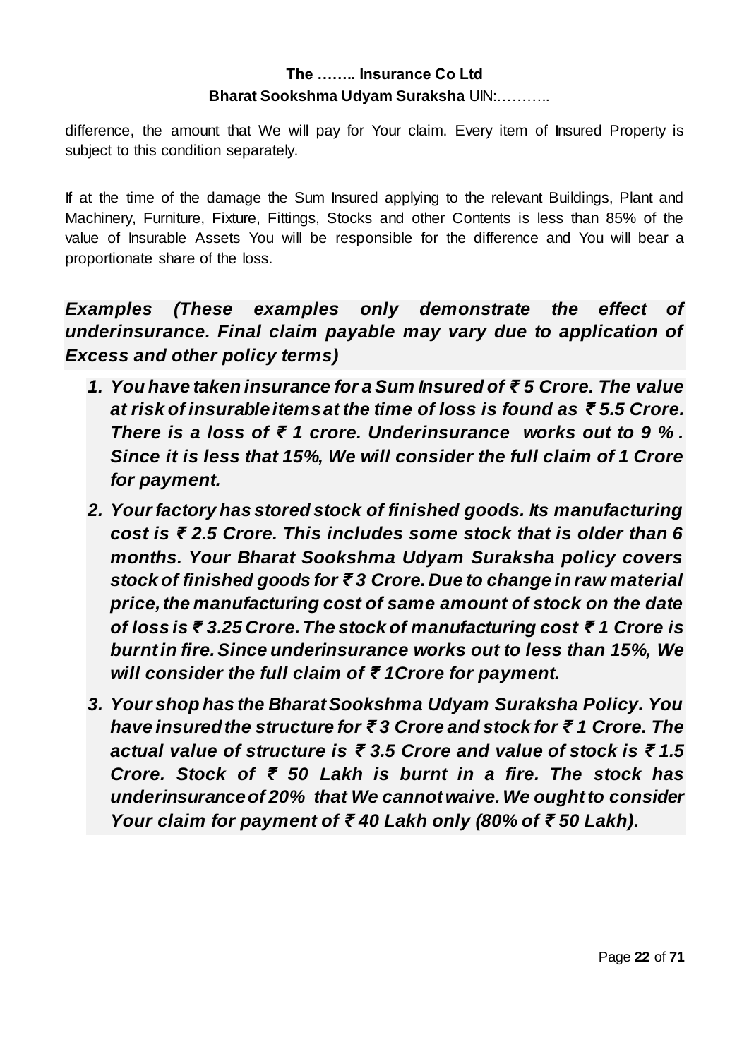difference, the amount that We will pay for Your claim. Every item of Insured Property is subject to this condition separately.

If at the time of the damage the Sum Insured applying to the relevant Buildings, Plant and Machinery, Furniture, Fixture, Fittings, Stocks and other Contents is less than 85% of the value of Insurable Assets You will be responsible for the difference and You will bear a proportionate share of the loss.

***Examples (These examples only demonstrate the effect of underinsurance. Final claim payable may vary due to application of Excess and other policy terms)***

1. ***You have taken insurance for a Sum Insured of ₹ 5 Crore. The value at risk of insurable items at the time of loss is found as ₹ 5.5 Crore. There is a loss of ₹ 1 crore. Underinsurance works out to 9 % . Since it is less that 15%, We will consider the full claim of 1 Crore for payment.***
2. ***Your factory has stored stock of finished goods. Its manufacturing cost is ₹ 2.5 Crore. This includes some stock that is older than 6 months. Your Bharat Sookshma Udyam Suraksha policy covers stock of finished goods for ₹ 3 Crore. Due to change in raw material price, the manufacturing cost of same amount of stock on the date of loss is ₹ 3.25 Crore. The stock of manufacturing cost ₹ 1 Crore is burnt in fire. Since underinsurance works out to less than 15%, We will consider the full claim of ₹ 1Crore for payment.***
3. ***Your shop has the Bharat Sookshma Udyam Suraksha Policy. You have insured the structure for ₹ 3 Crore and stock for ₹ 1 Crore. The actual value of structure is ₹ 3.5 Crore and value of stock is ₹ 1.5 Crore. Stock of ₹ 50 Lakh is burnt in a fire. The stock has underinsurance of 20% that We cannot waive. We ought to consider Your claim for payment of ₹ 40 Lakh only (80% of ₹ 50 Lakh).***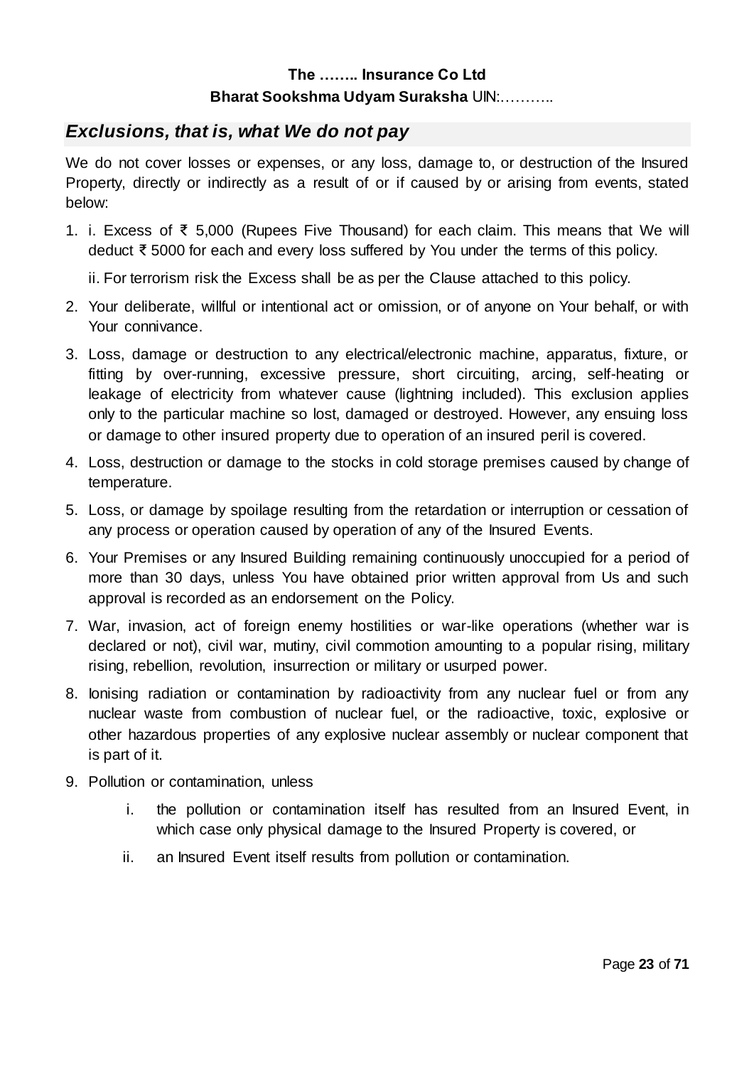## *Exclusions, that is, what We do not pay*

We do not cover losses or expenses, or any loss, damage to, or destruction of the Insured Property, directly or indirectly as a result of or if caused by or arising from events, stated below:

1. i. Excess of ₹ 5,000 (Rupees Five Thousand) for each claim. This means that We will deduct ₹ 5000 for each and every loss suffered by You under the terms of this policy.

   ii. For terrorism risk the Excess shall be as per the Clause attached to this policy.
2. Your deliberate, willful or intentional act or omission, or of anyone on Your behalf, or with Your connivance.
3. Loss, damage or destruction to any electrical/electronic machine, apparatus, fixture, or fitting by over-running, excessive pressure, short circuiting, arcing, self-heating or leakage of electricity from whatever cause (lightning included). This exclusion applies only to the particular machine so lost, damaged or destroyed. However, any ensuing loss or damage to other insured property due to operation of an insured peril is covered.
4. Loss, destruction or damage to the stocks in cold storage premises caused by change of temperature.
5. Loss, or damage by spoilage resulting from the retardation or interruption or cessation of any process or operation caused by operation of any of the Insured Events.
6. Your Premises or any Insured Building remaining continuously unoccupied for a period of more than 30 days, unless You have obtained prior written approval from Us and such approval is recorded as an endorsement on the Policy.
7. War, invasion, act of foreign enemy hostilities or war-like operations (whether war is declared or not), civil war, mutiny, civil commotion amounting to a popular rising, military rising, rebellion, revolution, insurrection or military or usurped power.
8. Ionising radiation or contamination by radioactivity from any nuclear fuel or from any nuclear waste from combustion of nuclear fuel, or the radioactive, toxic, explosive or other hazardous properties of any explosive nuclear assembly or nuclear component that is part of it.
9. Pollution or contamination, unless
   1. the pollution or contamination itself has resulted from an Insured Event, in which case only physical damage to the Insured Property is covered, or
   2. an Insured Event itself results from pollution or contamination.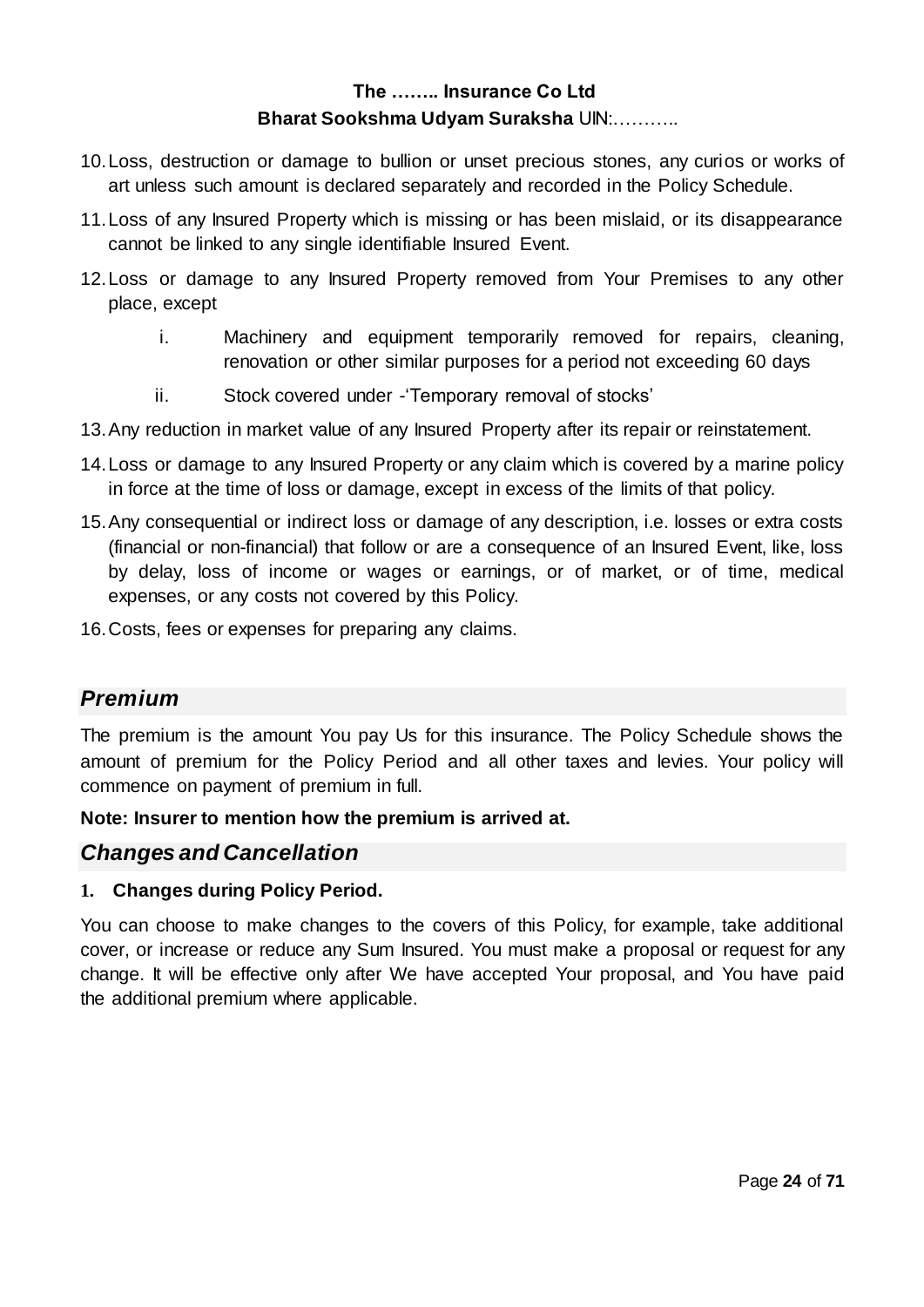10. Loss, destruction or damage to bullion or unset precious stones, any curios or works of art unless such amount is declared separately and recorded in the Policy Schedule.
11. Loss of any Insured Property which is missing or has been mislaid, or its disappearance cannot be linked to any single identifiable Insured Event.
12. Loss or damage to any Insured Property removed from Your Premises to any other place, except
    - i. Machinery and equipment temporarily removed for repairs, cleaning, renovation or other similar purposes for a period not exceeding 60 days
    - ii. Stock covered under -'Temporary removal of stocks'
13. Any reduction in market value of any Insured Property after its repair or reinstatement.
14. Loss or damage to any Insured Property or any claim which is covered by a marine policy in force at the time of loss or damage, except in excess of the limits of that policy.
15. Any consequential or indirect loss or damage of any description, i.e. losses or extra costs (financial or non-financial) that follow or are a consequence of an Insured Event, like, loss by delay, loss of income or wages or earnings, or of market, or of time, medical expenses, or any costs not covered by this Policy.
16. Costs, fees or expenses for preparing any claims.

## *Premium*

The premium is the amount You pay Us for this insurance. The Policy Schedule shows the amount of premium for the Policy Period and all other taxes and levies. Your policy will commence on payment of premium in full.

**Note: Insurer to mention how the premium is arrived at.**

## *Changes and Cancellation*

**1. Changes during Policy Period.**

You can choose to make changes to the covers of this Policy, for example, take additional cover, or increase or reduce any Sum Insured. You must make a proposal or request for any change. It will be effective only after We have accepted Your proposal, and You have paid the additional premium where applicable.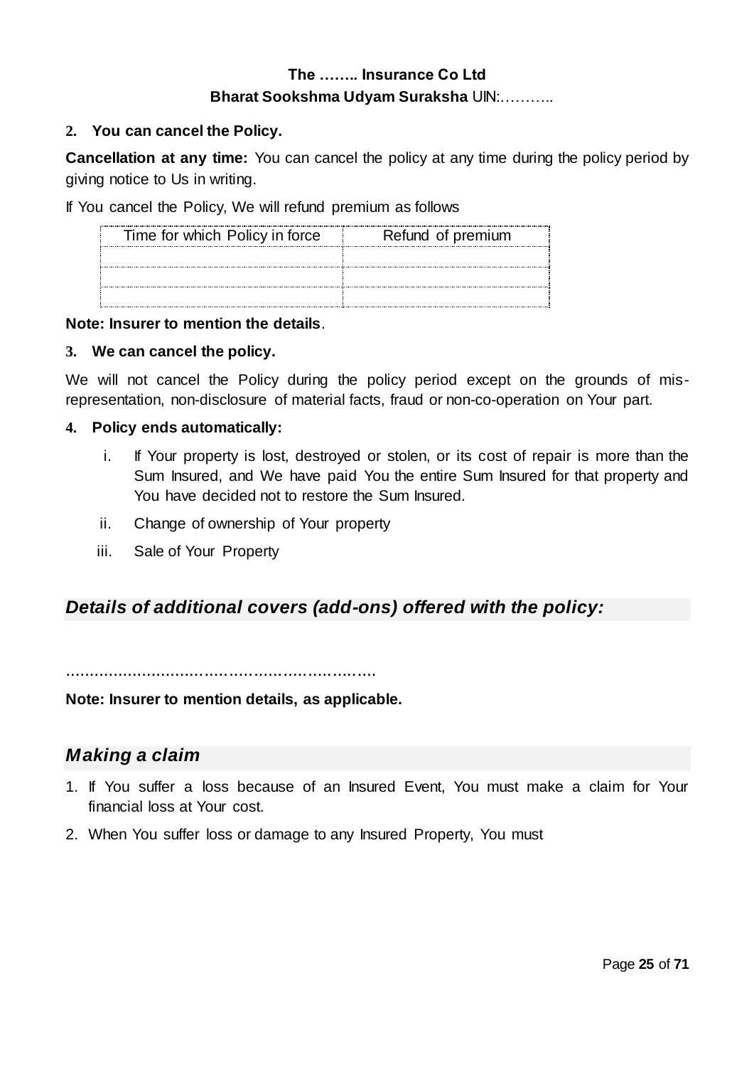**2. You can cancel the Policy.**

**Cancellation at any time:** You can cancel the policy at any time during the policy period by giving notice to Us in writing.

If You cancel the Policy, We will refund premium as follows

| Time for which Policy in force | Refund of premium |
| --- | --- |
| | |
| | |
| | |

**Note: Insurer to mention the details**.

**3. We can cancel the policy.**

We will not cancel the Policy during the policy period except on the grounds of mis-representation, non-disclosure of material facts, fraud or non-co-operation on Your part.

**4. Policy ends automatically:**

i. If Your property is lost, destroyed or stolen, or its cost of repair is more than the Sum Insured, and We have paid You the entire Sum Insured for that property and You have decided not to restore the Sum Insured.

ii. Change of ownership of Your property

iii. Sale of Your Property

## *Details of additional covers (add-ons) offered with the policy:*

……………………………………………………….

**Note: Insurer to mention details, as applicable.**

## *Making a claim*

1. If You suffer a loss because of an Insured Event, You must make a claim for Your financial loss at Your cost.
2. When You suffer loss or damage to any Insured Property, You must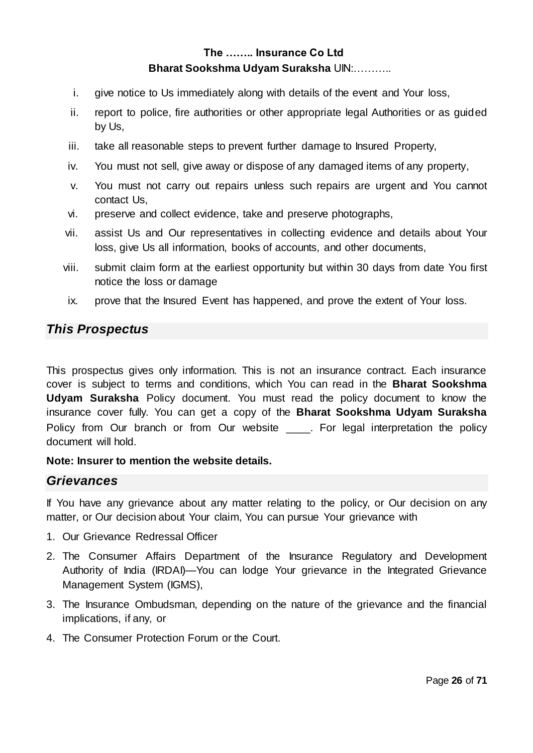i. give notice to Us immediately along with details of the event and Your loss,
ii. report to police, fire authorities or other appropriate legal Authorities or as guided by Us,
iii. take all reasonable steps to prevent further damage to Insured Property,
iv. You must not sell, give away or dispose of any damaged items of any property,
v. You must not carry out repairs unless such repairs are urgent and You cannot contact Us,
vi. preserve and collect evidence, take and preserve photographs,
vii. assist Us and Our representatives in collecting evidence and details about Your loss, give Us all information, books of accounts, and other documents,
viii. submit claim form at the earliest opportunity but within 30 days from date You first notice the loss or damage
ix. prove that the Insured Event has happened, and prove the extent of Your loss.

## *This Prospectus*

This prospectus gives only information. This is not an insurance contract. Each insurance cover is subject to terms and conditions, which You can read in the **Bharat Sookshma Udyam Suraksha** Policy document. You must read the policy document to know the insurance cover fully. You can get a copy of the **Bharat Sookshma Udyam Suraksha** Policy from Our branch or from Our website ____. For legal interpretation the policy document will hold.

**Note: Insurer to mention the website details.**

## *Grievances*

If You have any grievance about any matter relating to the policy, or Our decision on any matter, or Our decision about Your claim, You can pursue Your grievance with

1. Our Grievance Redressal Officer
2. The Consumer Affairs Department of the Insurance Regulatory and Development Authority of India (IRDAI)—You can lodge Your grievance in the Integrated Grievance Management System (IGMS),
3. The Insurance Ombudsman, depending on the nature of the grievance and the financial implications, if any, or
4. The Consumer Protection Forum or the Court.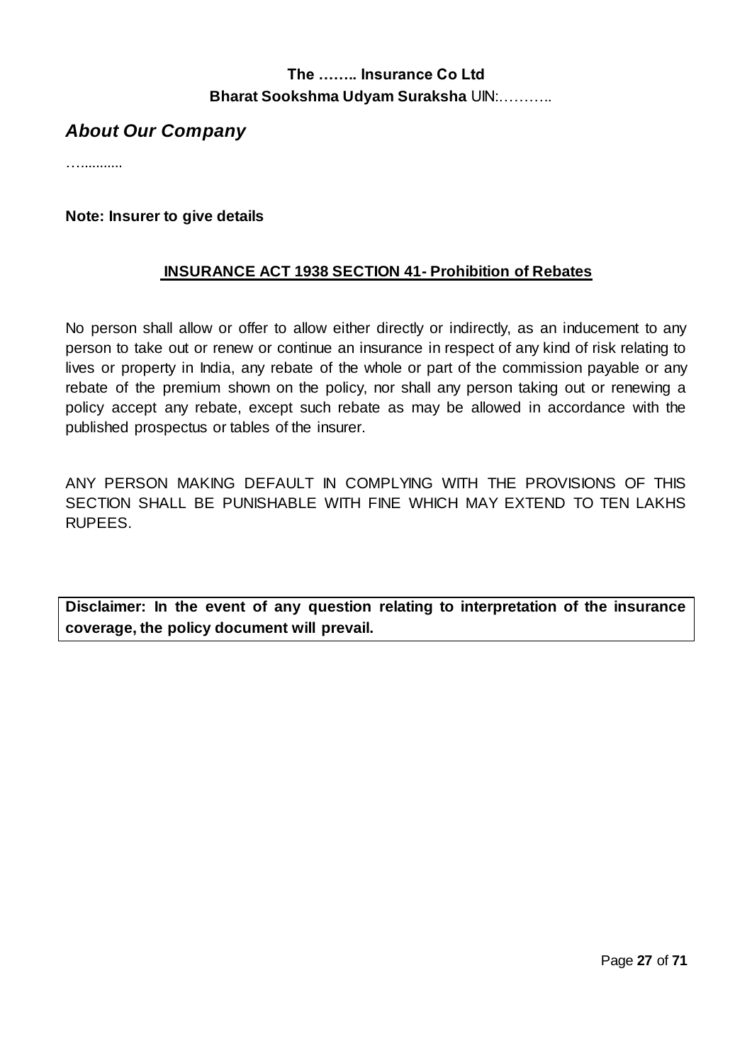**The …….. Insurance Co Ltd**

**Bharat Sookshma Udyam Suraksha** UIN:………..

## *About Our Company*

…..........

**Note: Insurer to give details**

### **INSURANCE ACT 1938 SECTION 41- Prohibition of Rebates**

No person shall allow or offer to allow either directly or indirectly, as an inducement to any person to take out or renew or continue an insurance in respect of any kind of risk relating to lives or property in India, any rebate of the whole or part of the commission payable or any rebate of the premium shown on the policy, nor shall any person taking out or renewing a policy accept any rebate, except such rebate as may be allowed in accordance with the published prospectus or tables of the insurer.

ANY PERSON MAKING DEFAULT IN COMPLYING WITH THE PROVISIONS OF THIS SECTION SHALL BE PUNISHABLE WITH FINE WHICH MAY EXTEND TO TEN LAKHS RUPEES.

**Disclaimer: In the event of any question relating to interpretation of the insurance coverage, the policy document will prevail.**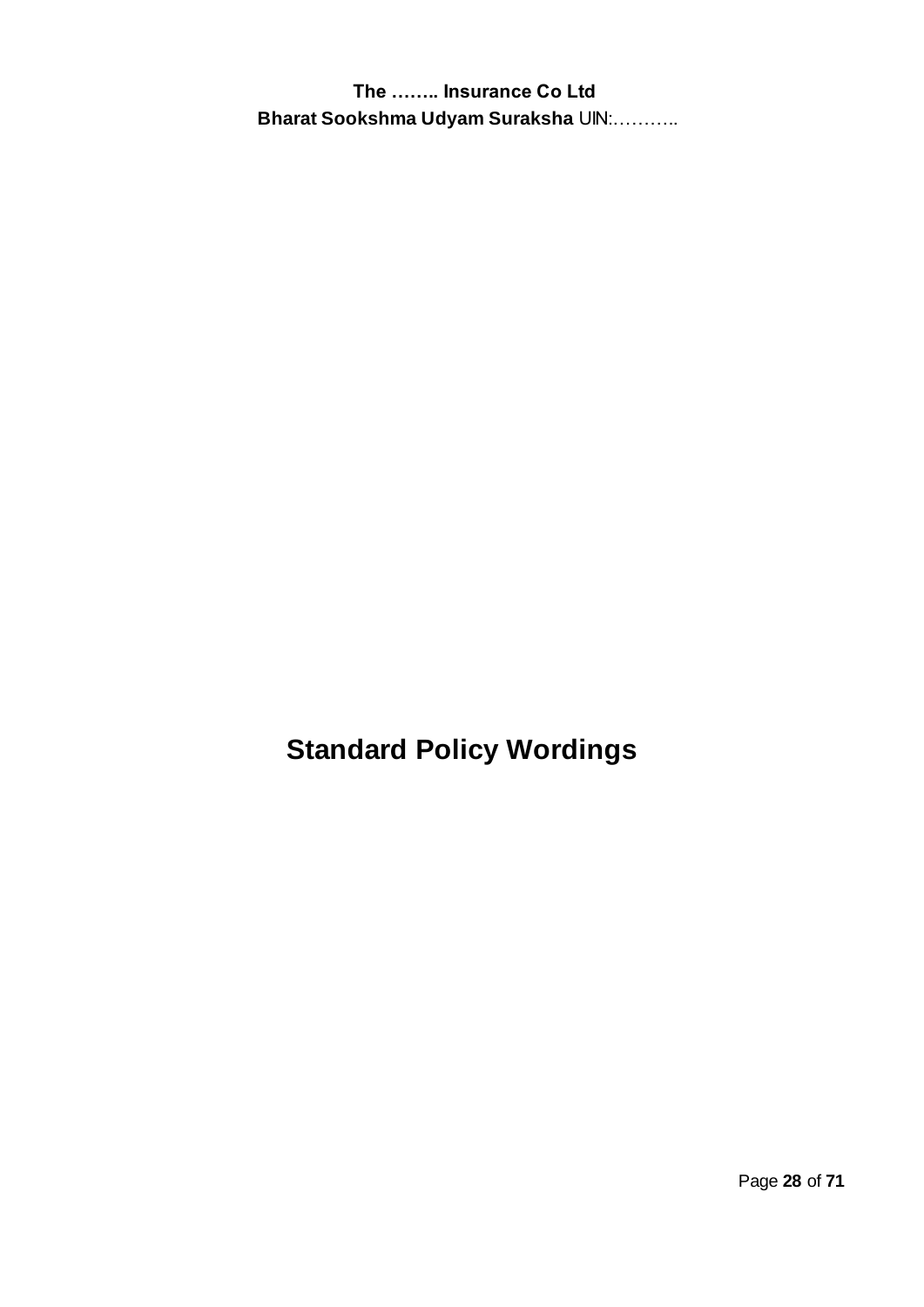# Standard Policy Wordings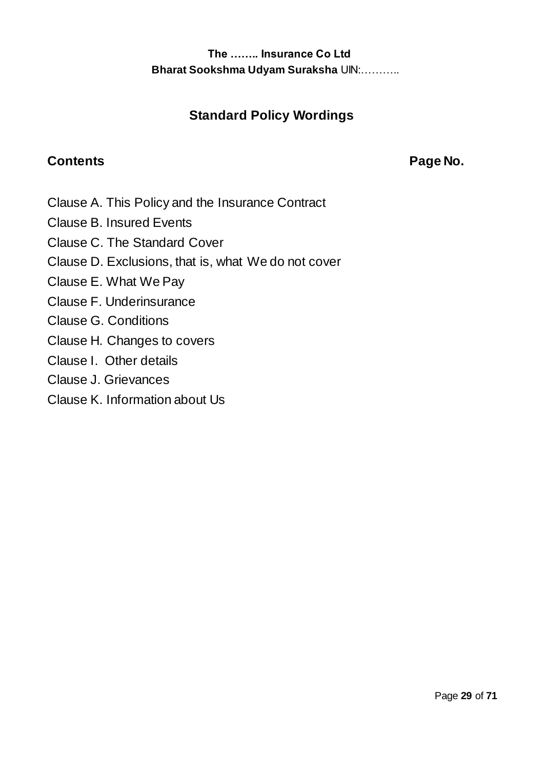**The …….. Insurance Co Ltd**
**Bharat Sookshma Udyam Suraksha** UIN:………..

## Standard Policy Wordings

| **Contents** | **Page No.** |
|---|---|
| Clause A. This Policy and the Insurance Contract | |
| Clause B. Insured Events | |
| Clause C. The Standard Cover | |
| Clause D. Exclusions, that is, what We do not cover | |
| Clause E. What We Pay | |
| Clause F. Underinsurance | |
| Clause G. Conditions | |
| Clause H. Changes to covers | |
| Clause I. Other details | |
| Clause J. Grievances | |
| Clause K. Information about Us | |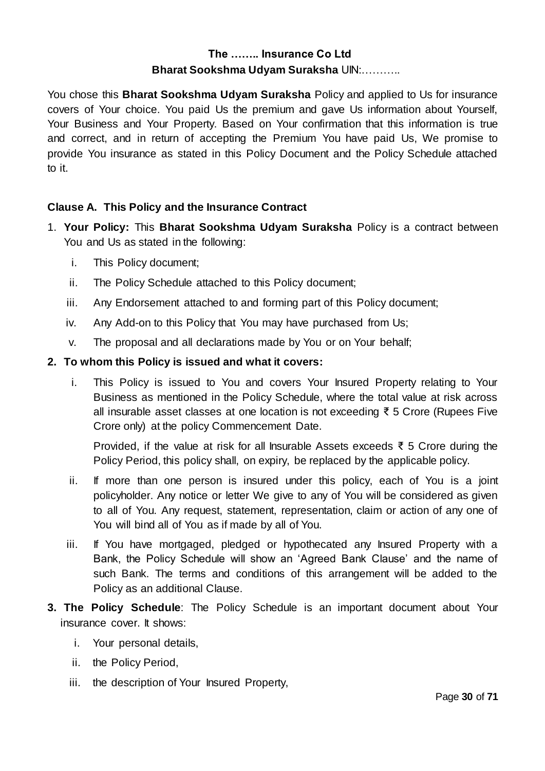**The …….. Insurance Co Ltd**

**Bharat Sookshma Udyam Suraksha** UIN:………..

You chose this **Bharat Sookshma Udyam Suraksha** Policy and applied to Us for insurance covers of Your choice. You paid Us the premium and gave Us information about Yourself, Your Business and Your Property. Based on Your confirmation that this information is true and correct, and in return of accepting the Premium You have paid Us, We promise to provide You insurance as stated in this Policy Document and the Policy Schedule attached to it.

### Clause A. This Policy and the Insurance Contract

1. **Your Policy:** This **Bharat Sookshma Udyam Suraksha** Policy is a contract between You and Us as stated in the following:
   i. This Policy document;
   ii. The Policy Schedule attached to this Policy document;
   iii. Any Endorsement attached to and forming part of this Policy document;
   iv. Any Add-on to this Policy that You may have purchased from Us;
   v. The proposal and all declarations made by You or on Your behalf;

2. **To whom this Policy is issued and what it covers:**
   i. This Policy is issued to You and covers Your Insured Property relating to Your Business as mentioned in the Policy Schedule, where the total value at risk across all insurable asset classes at one location is not exceeding ₹ 5 Crore (Rupees Five Crore only) at the policy Commencement Date.

      Provided, if the value at risk for all Insurable Assets exceeds ₹ 5 Crore during the Policy Period, this policy shall, on expiry, be replaced by the applicable policy.
   ii. If more than one person is insured under this policy, each of You is a joint policyholder. Any notice or letter We give to any of You will be considered as given to all of You. Any request, statement, representation, claim or action of any one of You will bind all of You as if made by all of You.
   iii. If You have mortgaged, pledged or hypothecated any Insured Property with a Bank, the Policy Schedule will show an 'Agreed Bank Clause' and the name of such Bank. The terms and conditions of this arrangement will be added to the Policy as an additional Clause.

3. **The Policy Schedule**: The Policy Schedule is an important document about Your insurance cover. It shows:
   i. Your personal details,
   ii. the Policy Period,
   iii. the description of Your Insured Property,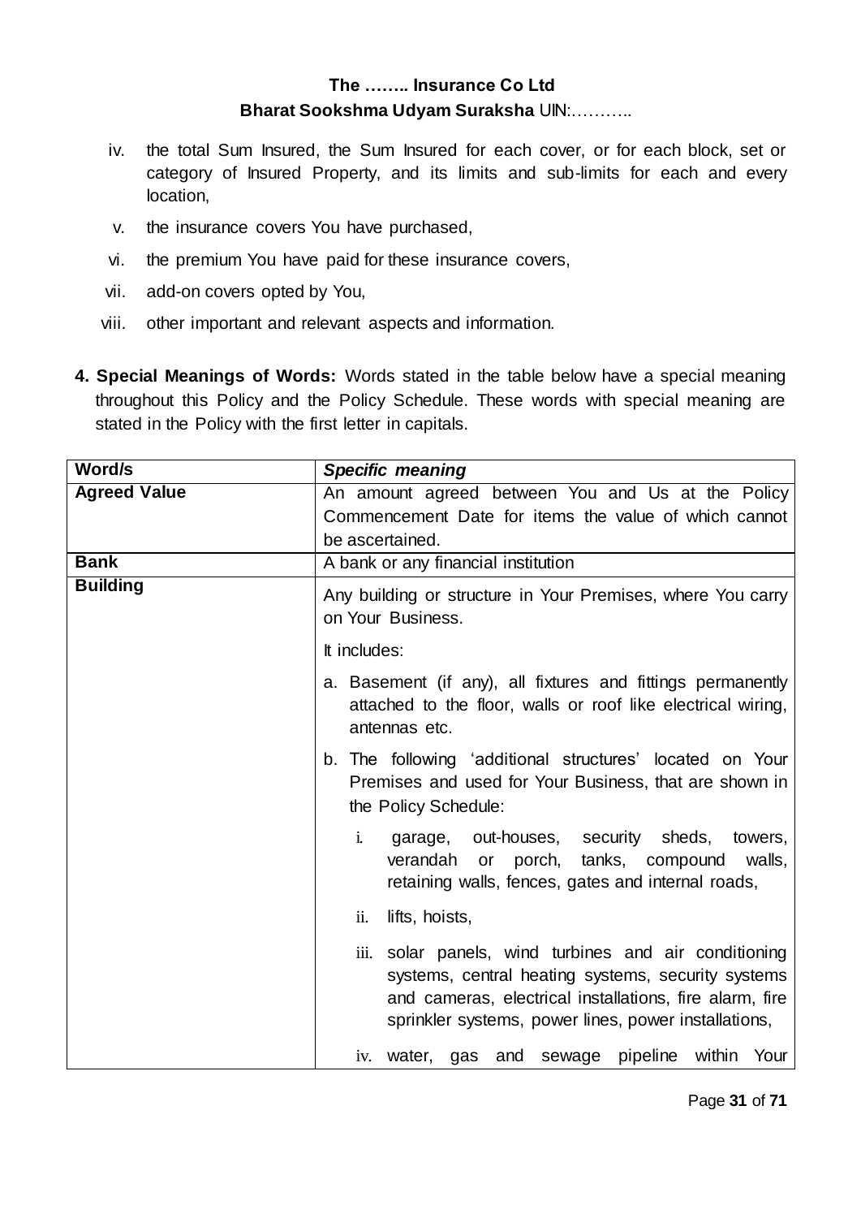iv. the total Sum Insured, the Sum Insured for each cover, or for each block, set or category of Insured Property, and its limits and sub-limits for each and every location,

v. the insurance covers You have purchased,

vi. the premium You have paid for these insurance covers,

vii. add-on covers opted by You,

viii. other important and relevant aspects and information.

**4. Special Meanings of Words:** Words stated in the table below have a special meaning throughout this Policy and the Policy Schedule. These words with special meaning are stated in the Policy with the first letter in capitals.

| Word/s | *Specific meaning* |
|---|---|
| **Agreed Value** | An amount agreed between You and Us at the Policy Commencement Date for items the value of which cannot be ascertained. |
| **Bank** | A bank or any financial institution |
| **Building** | Any building or structure in Your Premises, where You carry on Your Business.<br><br>It includes:<br><br>a. Basement (if any), all fixtures and fittings permanently attached to the floor, walls or roof like electrical wiring, antennas etc.<br><br>b. The following 'additional structures' located on Your Premises and used for Your Business, that are shown in the Policy Schedule:<br><br>i. garage, out-houses, security sheds, towers, verandah or porch, tanks, compound walls, retaining walls, fences, gates and internal roads,<br><br>ii. lifts, hoists,<br><br>iii. solar panels, wind turbines and air conditioning systems, central heating systems, security systems and cameras, electrical installations, fire alarm, fire sprinkler systems, power lines, power installations,<br><br>iv. water, gas and sewage pipeline within Your |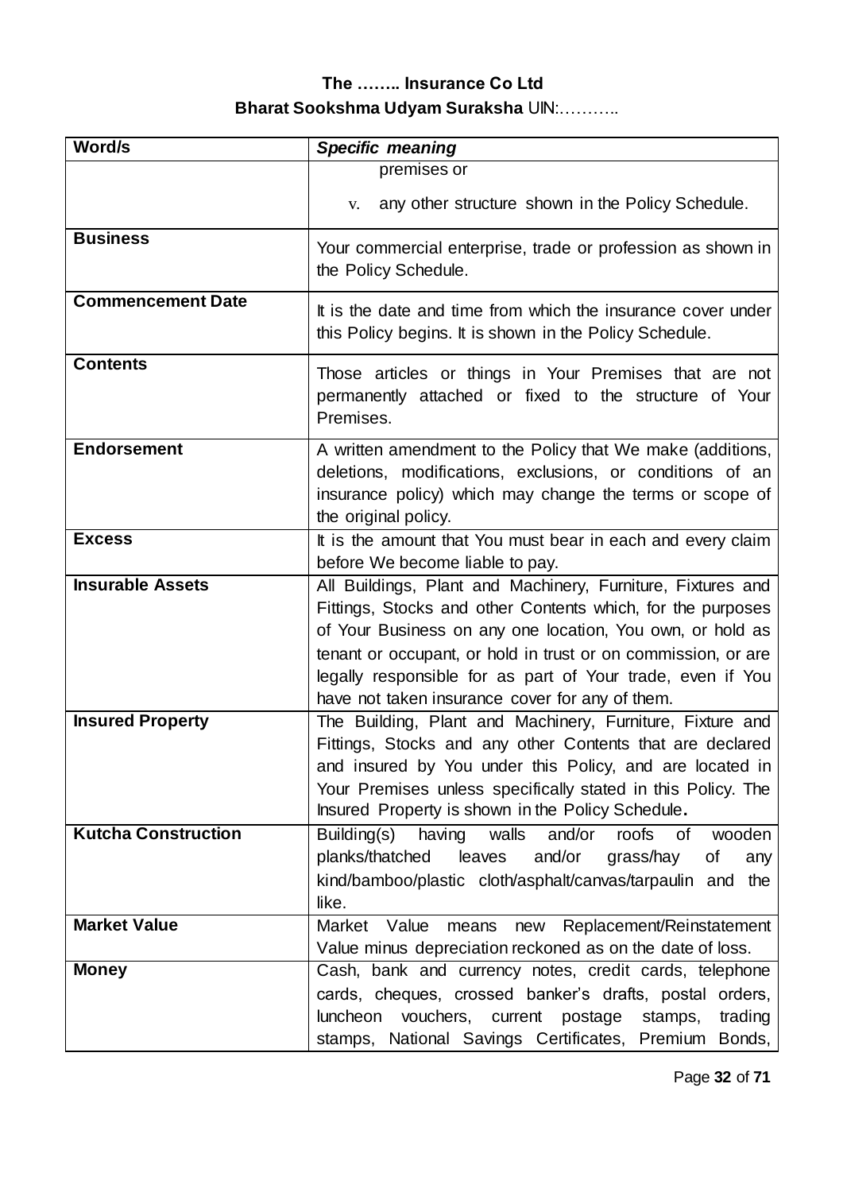| Word/s | *Specific meaning* |
|---|---|
| | premises or<br><br>v. any other structure shown in the Policy Schedule. |
| **Business** | Your commercial enterprise, trade or profession as shown in the Policy Schedule. |
| **Commencement Date** | It is the date and time from which the insurance cover under this Policy begins. It is shown in the Policy Schedule. |
| **Contents** | Those articles or things in Your Premises that are not permanently attached or fixed to the structure of Your Premises. |
| **Endorsement** | A written amendment to the Policy that We make (additions, deletions, modifications, exclusions, or conditions of an insurance policy) which may change the terms or scope of the original policy. |
| **Excess** | It is the amount that You must bear in each and every claim before We become liable to pay. |
| **Insurable Assets** | All Buildings, Plant and Machinery, Furniture, Fixtures and Fittings, Stocks and other Contents which, for the purposes of Your Business on any one location, You own, or hold as tenant or occupant, or hold in trust or on commission, or are legally responsible for as part of Your trade, even if You have not taken insurance cover for any of them. |
| **Insured Property** | The Building, Plant and Machinery, Furniture, Fixture and Fittings, Stocks and any other Contents that are declared and insured by You under this Policy, and are located in Your Premises unless specifically stated in this Policy. The Insured Property is shown in the Policy Schedule**.** |
| **Kutcha Construction** | Building(s) having walls and/or roofs of wooden planks/thatched leaves and/or grass/hay of any kind/bamboo/plastic cloth/asphalt/canvas/tarpaulin and the like. |
| **Market Value** | Market Value means new Replacement/Reinstatement Value minus depreciation reckoned as on the date of loss. |
| **Money** | Cash, bank and currency notes, credit cards, telephone cards, cheques, crossed banker's drafts, postal orders, luncheon vouchers, current postage stamps, trading stamps, National Savings Certificates, Premium Bonds, |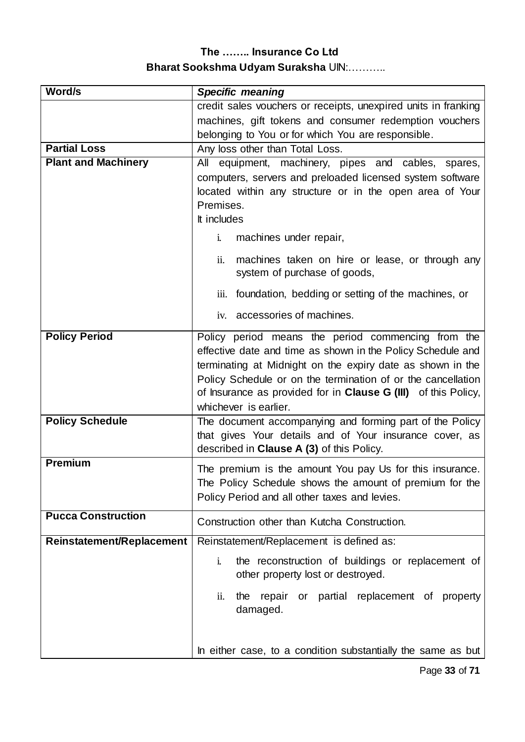| Word/s | *Specific meaning* |
|---|---|
| | credit sales vouchers or receipts, unexpired units in franking machines, gift tokens and consumer redemption vouchers belonging to You or for which You are responsible. |
| **Partial Loss** | Any loss other than Total Loss. |
| **Plant and Machinery** | All equipment, machinery, pipes and cables, spares, computers, servers and preloaded licensed system software located within any structure or in the open area of Your Premises.<br>It includes<br>i. machines under repair,<br>ii. machines taken on hire or lease, or through any system of purchase of goods,<br>iii. foundation, bedding or setting of the machines, or<br>iv. accessories of machines. |
| **Policy Period** | Policy period means the period commencing from the effective date and time as shown in the Policy Schedule and terminating at Midnight on the expiry date as shown in the Policy Schedule or on the termination of or the cancellation of Insurance as provided for in **Clause G (III)** of this Policy, whichever is earlier. |
| **Policy Schedule** | The document accompanying and forming part of the Policy that gives Your details and of Your insurance cover, as described in **Clause A (3)** of this Policy. |
| **Premium** | The premium is the amount You pay Us for this insurance. The Policy Schedule shows the amount of premium for the Policy Period and all other taxes and levies. |
| **Pucca Construction** | Construction other than Kutcha Construction. |
| **Reinstatement/Replacement** | Reinstatement/Replacement is defined as:<br>i. the reconstruction of buildings or replacement of other property lost or destroyed.<br>ii. the repair or partial replacement of property damaged.<br><br>In either case, to a condition substantially the same as but |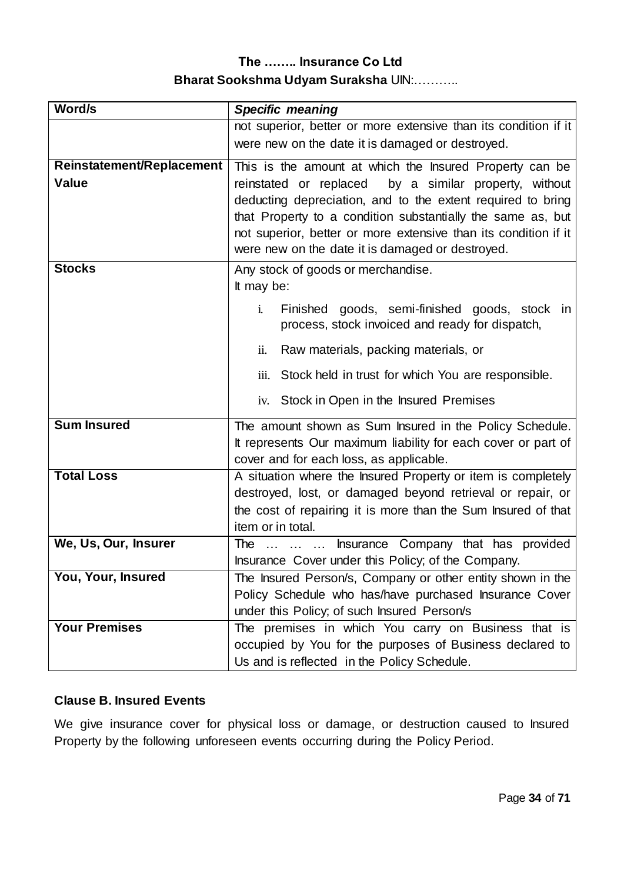| Word/s | *Specific meaning* |
|---|---|
| | not superior, better or more extensive than its condition if it were new on the date it is damaged or destroyed. |
| **Reinstatement/Replacement Value** | This is the amount at which the Insured Property can be reinstated or replaced by a similar property, without deducting depreciation, and to the extent required to bring that Property to a condition substantially the same as, but not superior, better or more extensive than its condition if it were new on the date it is damaged or destroyed. |
| **Stocks** | Any stock of goods or merchandise.<br>It may be:<br>i. Finished goods, semi-finished goods, stock in process, stock invoiced and ready for dispatch,<br>ii. Raw materials, packing materials, or<br>iii. Stock held in trust for which You are responsible.<br>iv. Stock in Open in the Insured Premises |
| **Sum Insured** | The amount shown as Sum Insured in the Policy Schedule. It represents Our maximum liability for each cover or part of cover and for each loss, as applicable. |
| **Total Loss** | A situation where the Insured Property or item is completely destroyed, lost, or damaged beyond retrieval or repair, or the cost of repairing it is more than the Sum Insured of that item or in total. |
| **We, Us, Our, Insurer** | The … … … Insurance Company that has provided Insurance Cover under this Policy; of the Company. |
| **You, Your, Insured** | The Insured Person/s, Company or other entity shown in the Policy Schedule who has/have purchased Insurance Cover under this Policy; of such Insured Person/s |
| **Your Premises** | The premises in which You carry on Business that is occupied by You for the purposes of Business declared to Us and is reflected in the Policy Schedule. |

### Clause B. Insured Events

We give insurance cover for physical loss or damage, or destruction caused to Insured Property by the following unforeseen events occurring during the Policy Period.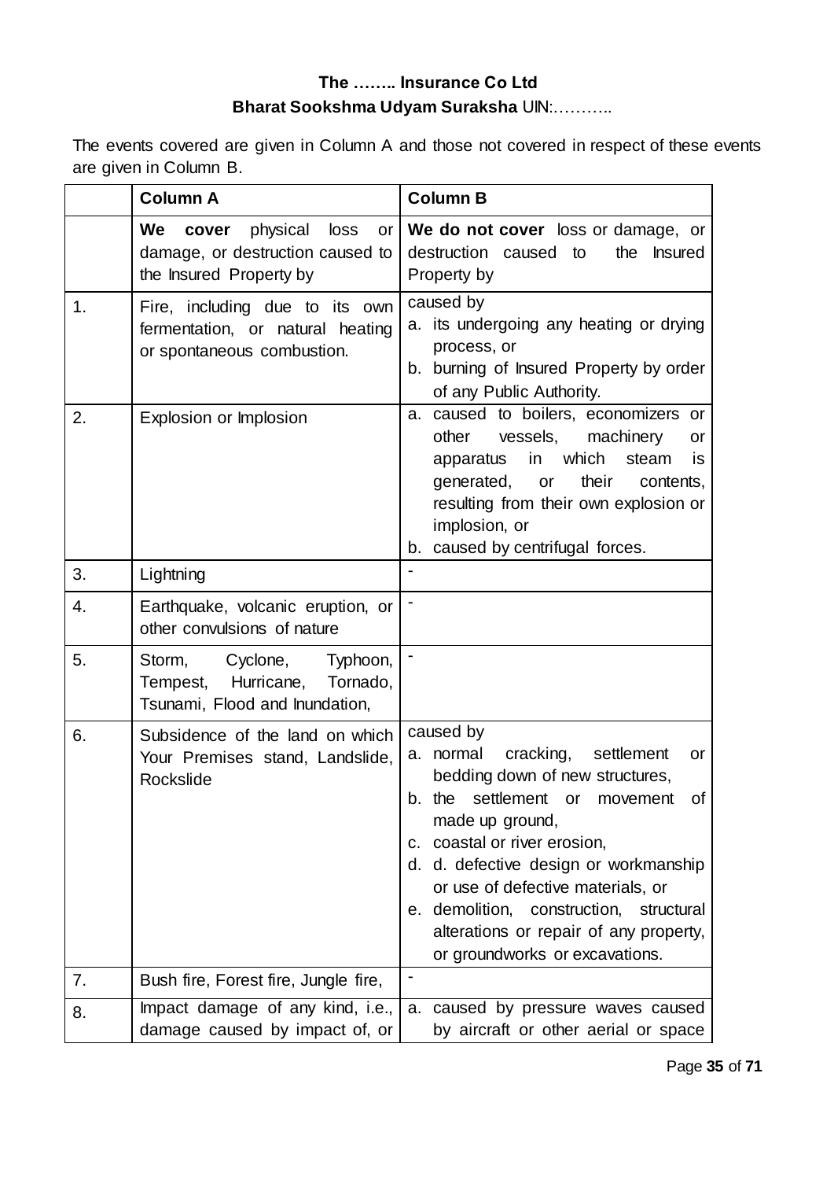**The …….. Insurance Co Ltd**

**Bharat Sookshma Udyam Suraksha** UIN:………..

The events covered are given in Column A and those not covered in respect of these events are given in Column B.

| | **Column A** | **Column B** |
|---|---|---|
| | **We cover** physical loss or damage, or destruction caused to the Insured Property by | **We do not cover** loss or damage, or destruction caused to the Insured Property by |
| 1. | Fire, including due to its own fermentation, or natural heating or spontaneous combustion. | caused by<br>a. its undergoing any heating or drying process, or<br>b. burning of Insured Property by order of any Public Authority. |
| 2. | Explosion or Implosion | a. caused to boilers, economizers or other vessels, machinery or apparatus in which steam is generated, or their contents, resulting from their own explosion or implosion, or<br>b. caused by centrifugal forces. |
| 3. | Lightning | - |
| 4. | Earthquake, volcanic eruption, or other convulsions of nature | - |
| 5. | Storm, Cyclone, Typhoon, Tempest, Hurricane, Tornado, Tsunami, Flood and Inundation, | - |
| 6. | Subsidence of the land on which Your Premises stand, Landslide, Rockslide | caused by<br>a. normal cracking, settlement or bedding down of new structures,<br>b. the settlement or movement of made up ground,<br>c. coastal or river erosion,<br>d. d. defective design or workmanship or use of defective materials, or<br>e. demolition, construction, structural alterations or repair of any property, or groundworks or excavations. |
| 7. | Bush fire, Forest fire, Jungle fire, | - |
| 8. | Impact damage of any kind, i.e., damage caused by impact of, or | a. caused by pressure waves caused by aircraft or other aerial or space |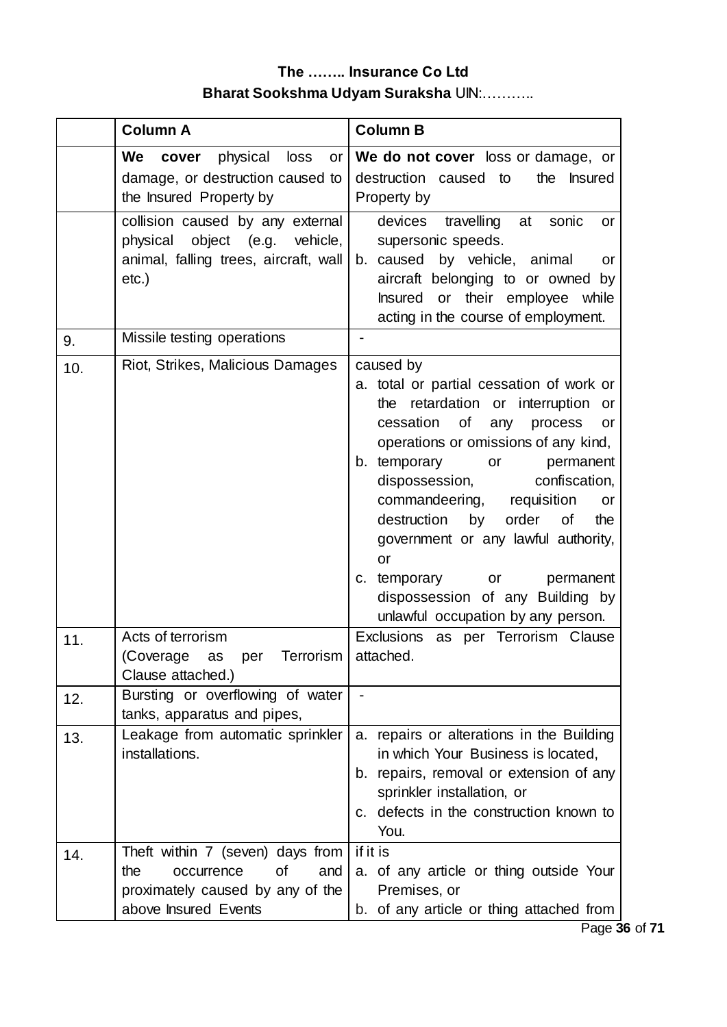**The …….. Insurance Co Ltd**

**Bharat Sookshma Udyam Suraksha** UIN:………..

| | Column A | Column B |
|---|---|---|
| | **We cover** physical loss or damage, or destruction caused to the Insured Property by | **We do not cover** loss or damage, or destruction caused to the Insured Property by |
| | collision caused by any external physical object (e.g. vehicle, animal, falling trees, aircraft, wall etc.) | devices travelling at sonic or supersonic speeds.<br>b. caused by vehicle, animal or aircraft belonging to or owned by Insured or their employee while acting in the course of employment. |
| 9. | Missile testing operations | - |
| 10. | Riot, Strikes, Malicious Damages | caused by<br>a. total or partial cessation of work or the retardation or interruption or cessation of any process or operations or omissions of any kind,<br>b. temporary or permanent dispossession, confiscation, commandeering, requisition or destruction by order of the government or any lawful authority, or<br>c. temporary or permanent dispossession of any Building by unlawful occupation by any person. |
| 11. | Acts of terrorism<br>(Coverage as per Terrorism Clause attached.) | Exclusions as per Terrorism Clause attached. |
| 12. | Bursting or overflowing of water tanks, apparatus and pipes, | - |
| 13. | Leakage from automatic sprinkler installations. | a. repairs or alterations in the Building in which Your Business is located,<br>b. repairs, removal or extension of any sprinkler installation, or<br>c. defects in the construction known to You. |
| 14. | Theft within 7 (seven) days from the occurrence of and proximately caused by any of the above Insured Events | if it is<br>a. of any article or thing outside Your Premises, or<br>b. of any article or thing attached from |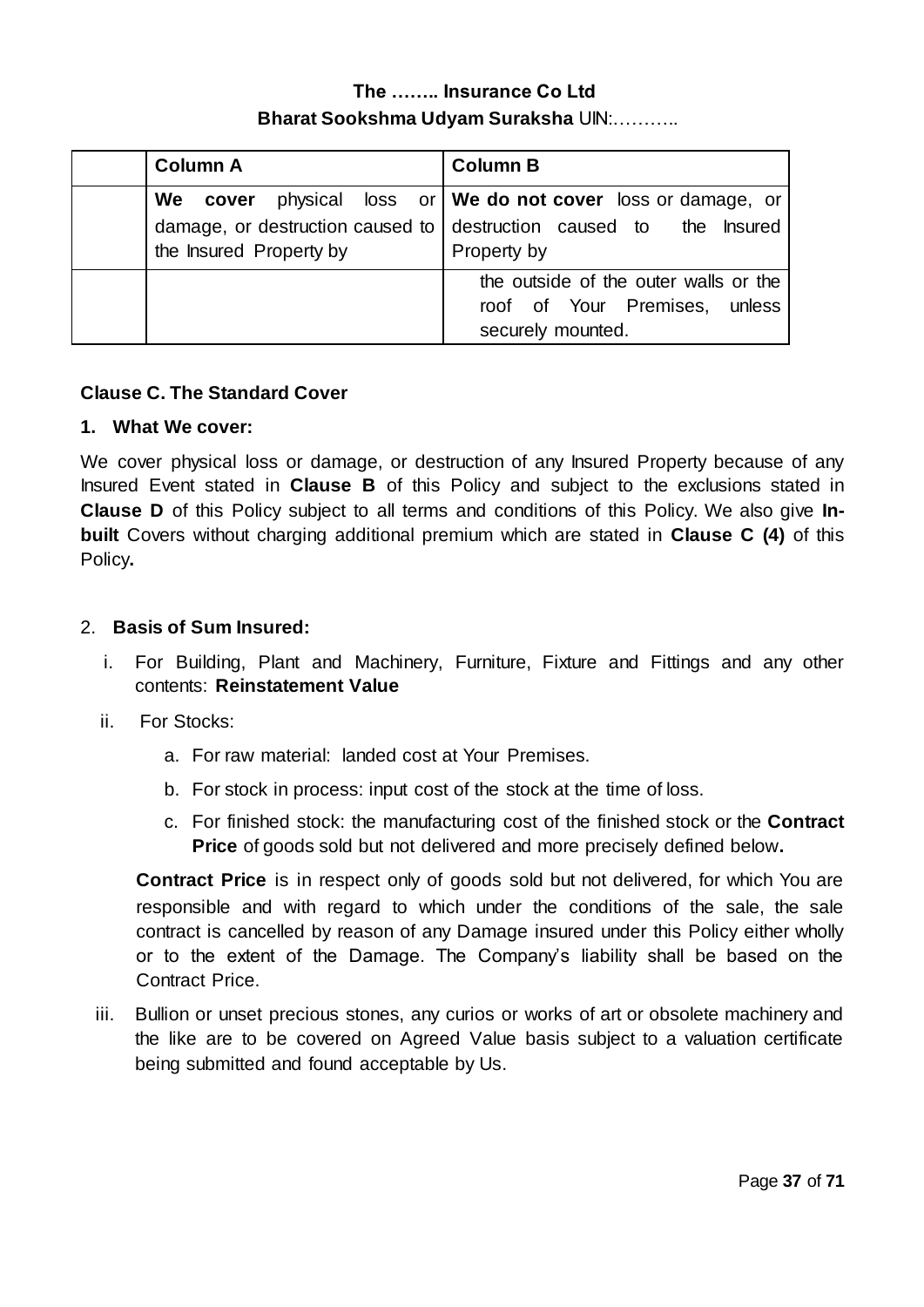**The …….. Insurance Co Ltd**

**Bharat Sookshma Udyam Suraksha** UIN:………..

| | Column A | Column B |
|---|---|---|
| | **We cover** physical loss or damage, or destruction caused to the Insured Property by | **We do not cover** loss or damage, or destruction caused to the Insured Property by |
| | | the outside of the outer walls or the roof of Your Premises, unless securely mounted. |

**Clause C. The Standard Cover**

**1. What We cover:**

We cover physical loss or damage, or destruction of any Insured Property because of any Insured Event stated in **Clause B** of this Policy and subject to the exclusions stated in **Clause D** of this Policy subject to all terms and conditions of this Policy. We also give **In-built** Covers without charging additional premium which are stated in **Clause C (4)** of this Policy**.**

2. **Basis of Sum Insured:**

i. For Building, Plant and Machinery, Furniture, Fixture and Fittings and any other contents: **Reinstatement Value**

ii. For Stocks:

a. For raw material: landed cost at Your Premises.

b. For stock in process: input cost of the stock at the time of loss.

c. For finished stock: the manufacturing cost of the finished stock or the **Contract Price** of goods sold but not delivered and more precisely defined below**.**

**Contract Price** is in respect only of goods sold but not delivered, for which You are responsible and with regard to which under the conditions of the sale, the sale contract is cancelled by reason of any Damage insured under this Policy either wholly or to the extent of the Damage. The Company's liability shall be based on the Contract Price.

iii. Bullion or unset precious stones, any curios or works of art or obsolete machinery and the like are to be covered on Agreed Value basis subject to a valuation certificate being submitted and found acceptable by Us.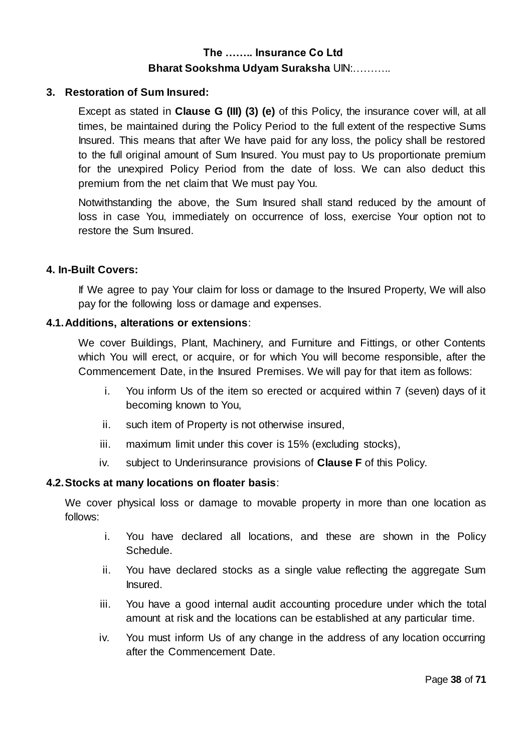### 3. Restoration of Sum Insured:

Except as stated in **Clause G (III) (3) (e)** of this Policy, the insurance cover will, at all times, be maintained during the Policy Period to the full extent of the respective Sums Insured. This means that after We have paid for any loss, the policy shall be restored to the full original amount of Sum Insured. You must pay to Us proportionate premium for the unexpired Policy Period from the date of loss. We can also deduct this premium from the net claim that We must pay You.

Notwithstanding the above, the Sum Insured shall stand reduced by the amount of loss in case You, immediately on occurrence of loss, exercise Your option not to restore the Sum Insured.

### 4. In-Built Covers:

If We agree to pay Your claim for loss or damage to the Insured Property, We will also pay for the following loss or damage and expenses.

#### 4.1. Additions, alterations or extensions:

We cover Buildings, Plant, Machinery, and Furniture and Fittings, or other Contents which You will erect, or acquire, or for which You will become responsible, after the Commencement Date, in the Insured Premises. We will pay for that item as follows:

i. You inform Us of the item so erected or acquired within 7 (seven) days of it becoming known to You,

ii. such item of Property is not otherwise insured,

iii. maximum limit under this cover is 15% (excluding stocks),

iv. subject to Underinsurance provisions of **Clause F** of this Policy.

#### 4.2. Stocks at many locations on floater basis:

We cover physical loss or damage to movable property in more than one location as follows:

i. You have declared all locations, and these are shown in the Policy Schedule.

ii. You have declared stocks as a single value reflecting the aggregate Sum Insured.

iii. You have a good internal audit accounting procedure under which the total amount at risk and the locations can be established at any particular time.

iv. You must inform Us of any change in the address of any location occurring after the Commencement Date.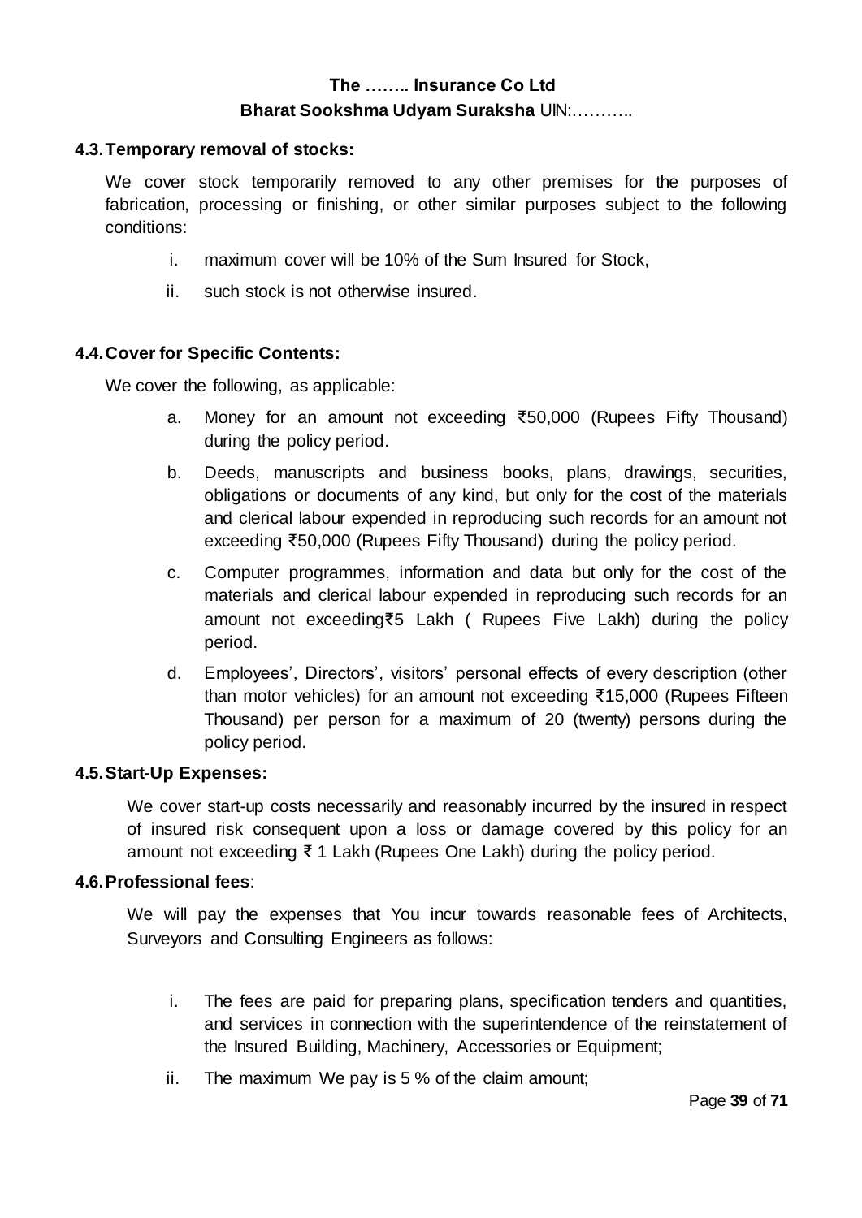### 4.3. Temporary removal of stocks:

We cover stock temporarily removed to any other premises for the purposes of fabrication, processing or finishing, or other similar purposes subject to the following conditions:

i. maximum cover will be 10% of the Sum Insured for Stock,

ii. such stock is not otherwise insured.

### 4.4. Cover for Specific Contents:

We cover the following, as applicable:

a. Money for an amount not exceeding ₹50,000 (Rupees Fifty Thousand) during the policy period.

b. Deeds, manuscripts and business books, plans, drawings, securities, obligations or documents of any kind, but only for the cost of the materials and clerical labour expended in reproducing such records for an amount not exceeding ₹50,000 (Rupees Fifty Thousand) during the policy period.

c. Computer programmes, information and data but only for the cost of the materials and clerical labour expended in reproducing such records for an amount not exceeding₹5 Lakh ( Rupees Five Lakh) during the policy period.

d. Employees', Directors', visitors' personal effects of every description (other than motor vehicles) for an amount not exceeding ₹15,000 (Rupees Fifteen Thousand) per person for a maximum of 20 (twenty) persons during the policy period.

### 4.5. Start-Up Expenses:

We cover start-up costs necessarily and reasonably incurred by the insured in respect of insured risk consequent upon a loss or damage covered by this policy for an amount not exceeding ₹ 1 Lakh (Rupees One Lakh) during the policy period.

### 4.6. Professional fees:

We will pay the expenses that You incur towards reasonable fees of Architects, Surveyors and Consulting Engineers as follows:

i. The fees are paid for preparing plans, specification tenders and quantities, and services in connection with the superintendence of the reinstatement of the Insured Building, Machinery, Accessories or Equipment;

ii. The maximum We pay is 5 % of the claim amount;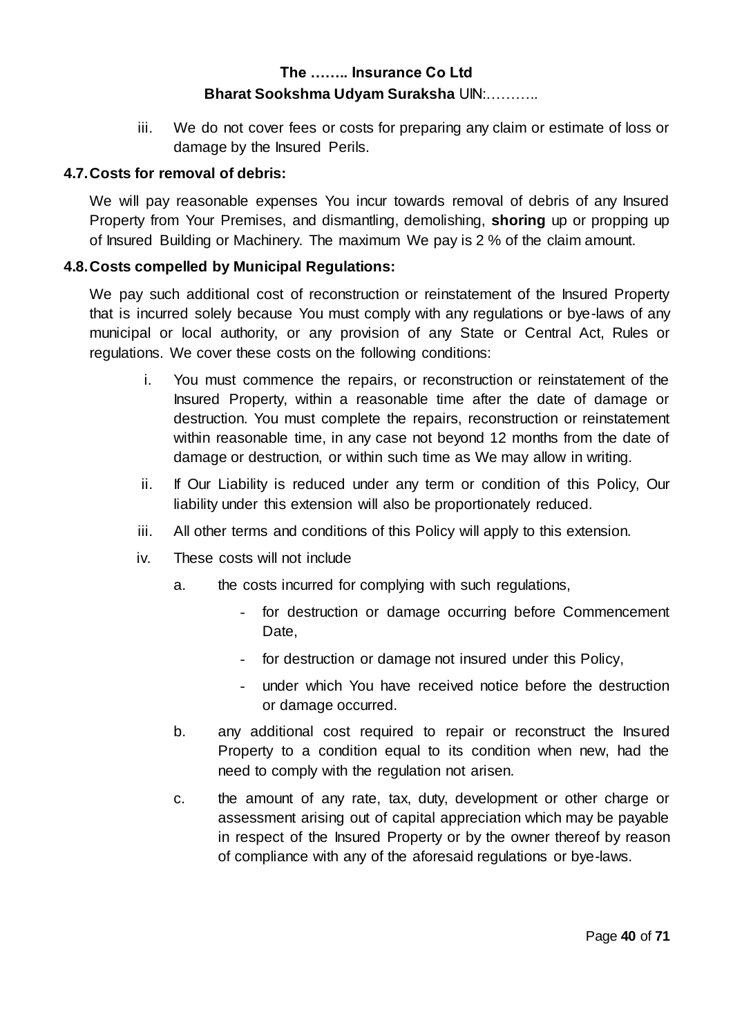iii. We do not cover fees or costs for preparing any claim or estimate of loss or damage by the Insured Perils.

### 4.7. Costs for removal of debris:

We will pay reasonable expenses You incur towards removal of debris of any Insured Property from Your Premises, and dismantling, demolishing, **shoring** up or propping up of Insured Building or Machinery. The maximum We pay is 2 % of the claim amount.

### 4.8. Costs compelled by Municipal Regulations:

We pay such additional cost of reconstruction or reinstatement of the Insured Property that is incurred solely because You must comply with any regulations or bye-laws of any municipal or local authority, or any provision of any State or Central Act, Rules or regulations. We cover these costs on the following conditions:

i. You must commence the repairs, or reconstruction or reinstatement of the Insured Property, within a reasonable time after the date of damage or destruction. You must complete the repairs, reconstruction or reinstatement within reasonable time, in any case not beyond 12 months from the date of damage or destruction, or within such time as We may allow in writing.

ii. If Our Liability is reduced under any term or condition of this Policy, Our liability under this extension will also be proportionately reduced.

iii. All other terms and conditions of this Policy will apply to this extension.

iv. These costs will not include

   a. the costs incurred for complying with such regulations,

      - for destruction or damage occurring before Commencement Date,
      - for destruction or damage not insured under this Policy,
      - under which You have received notice before the destruction or damage occurred.

   b. any additional cost required to repair or reconstruct the Insured Property to a condition equal to its condition when new, had the need to comply with the regulation not arisen.

   c. the amount of any rate, tax, duty, development or other charge or assessment arising out of capital appreciation which may be payable in respect of the Insured Property or by the owner thereof by reason of compliance with any of the aforesaid regulations or bye-laws.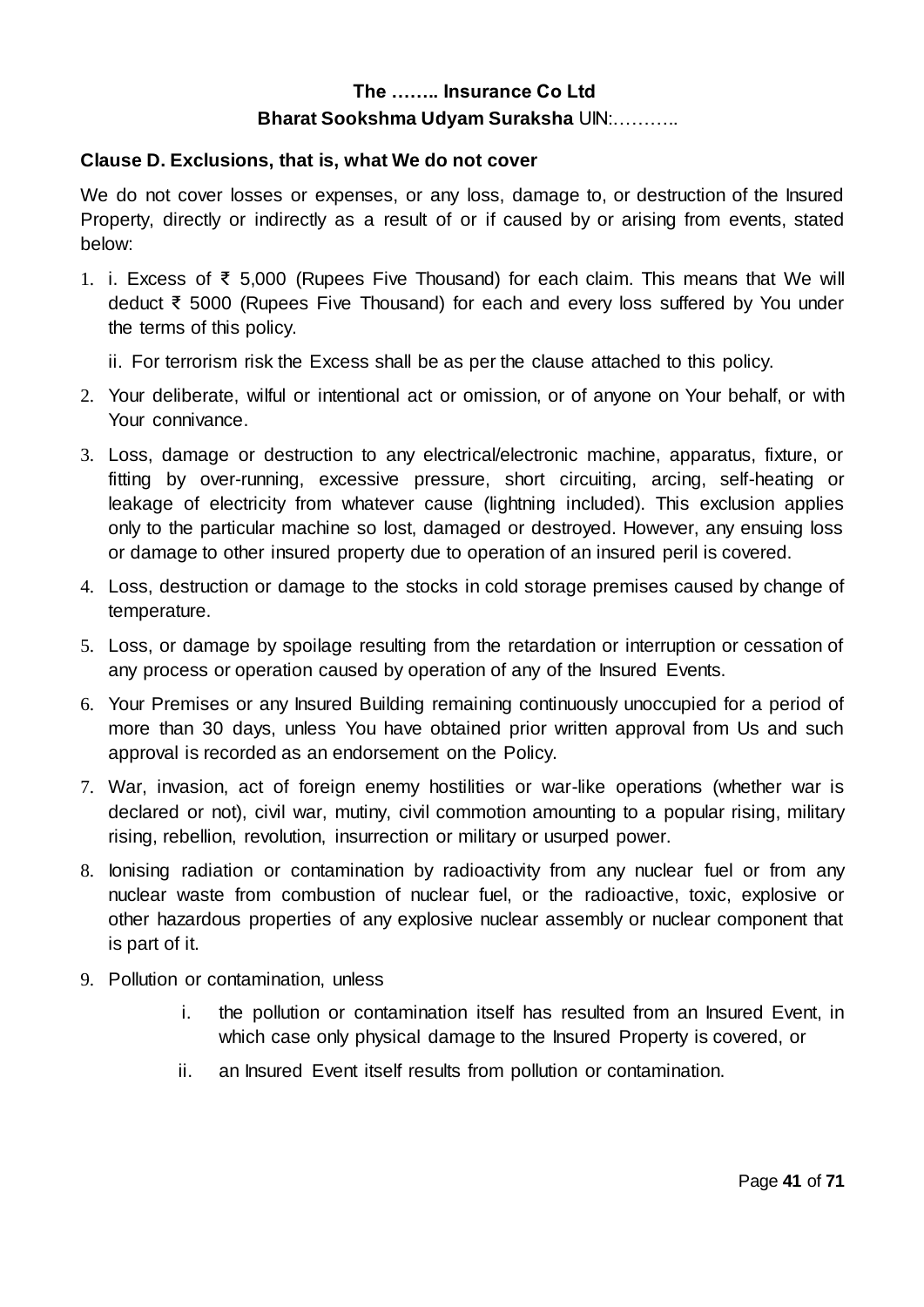**Clause D. Exclusions, that is, what We do not cover**

We do not cover losses or expenses, or any loss, damage to, or destruction of the Insured Property, directly or indirectly as a result of or if caused by or arising from events, stated below:

1. i. Excess of ₹ 5,000 (Rupees Five Thousand) for each claim. This means that We will deduct ₹ 5000 (Rupees Five Thousand) for each and every loss suffered by You under the terms of this policy.

   ii. For terrorism risk the Excess shall be as per the clause attached to this policy.

2. Your deliberate, wilful or intentional act or omission, or of anyone on Your behalf, or with Your connivance.
3. Loss, damage or destruction to any electrical/electronic machine, apparatus, fixture, or fitting by over-running, excessive pressure, short circuiting, arcing, self-heating or leakage of electricity from whatever cause (lightning included). This exclusion applies only to the particular machine so lost, damaged or destroyed. However, any ensuing loss or damage to other insured property due to operation of an insured peril is covered.
4. Loss, destruction or damage to the stocks in cold storage premises caused by change of temperature.
5. Loss, or damage by spoilage resulting from the retardation or interruption or cessation of any process or operation caused by operation of any of the Insured Events.
6. Your Premises or any Insured Building remaining continuously unoccupied for a period of more than 30 days, unless You have obtained prior written approval from Us and such approval is recorded as an endorsement on the Policy.
7. War, invasion, act of foreign enemy hostilities or war-like operations (whether war is declared or not), civil war, mutiny, civil commotion amounting to a popular rising, military rising, rebellion, revolution, insurrection or military or usurped power.
8. Ionising radiation or contamination by radioactivity from any nuclear fuel or from any nuclear waste from combustion of nuclear fuel, or the radioactive, toxic, explosive or other hazardous properties of any explosive nuclear assembly or nuclear component that is part of it.
9. Pollution or contamination, unless
   i. the pollution or contamination itself has resulted from an Insured Event, in which case only physical damage to the Insured Property is covered, or
   ii. an Insured Event itself results from pollution or contamination.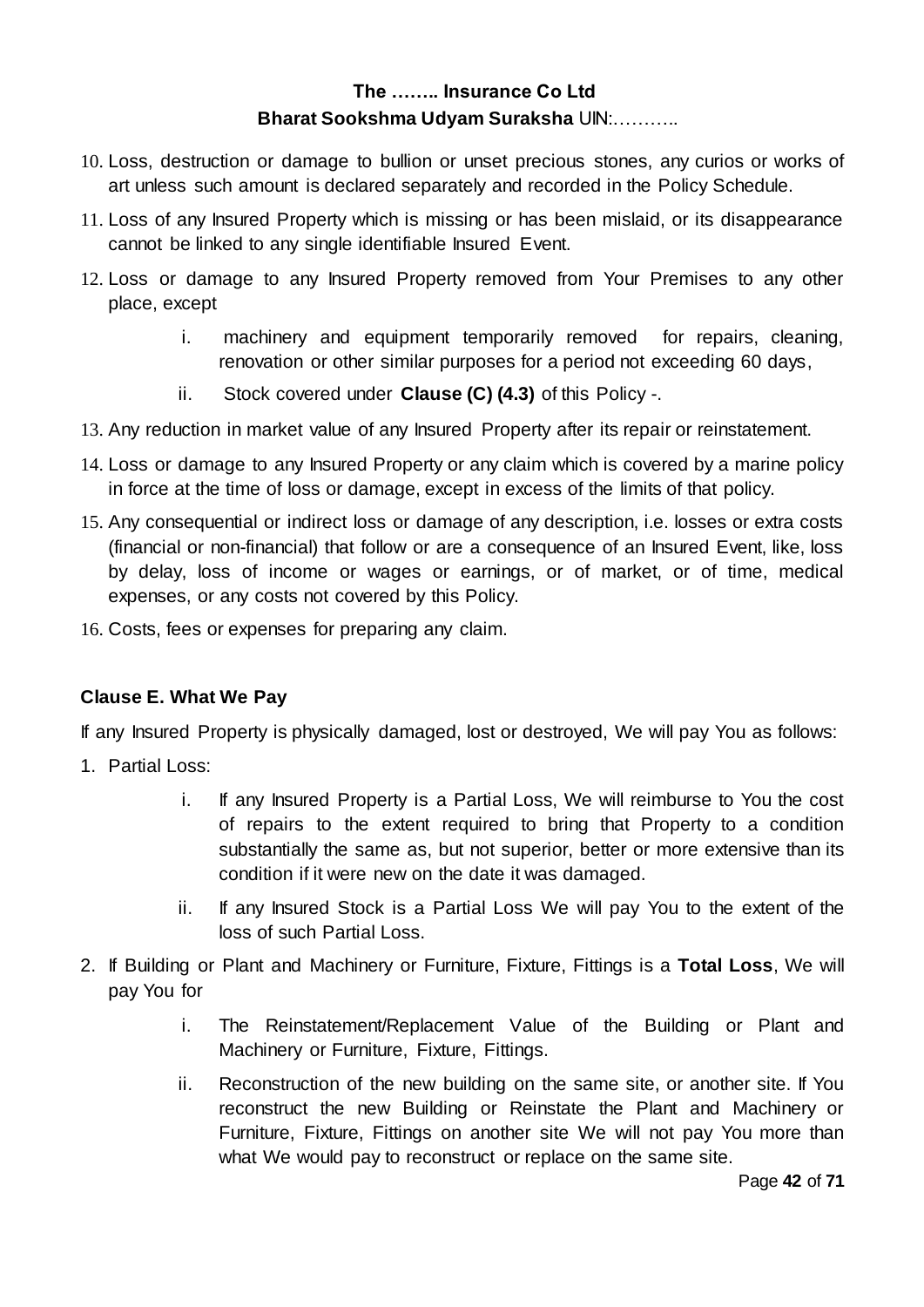10. Loss, destruction or damage to bullion or unset precious stones, any curios or works of art unless such amount is declared separately and recorded in the Policy Schedule.
11. Loss of any Insured Property which is missing or has been mislaid, or its disappearance cannot be linked to any single identifiable Insured Event.
12. Loss or damage to any Insured Property removed from Your Premises to any other place, except
    i. machinery and equipment temporarily removed for repairs, cleaning, renovation or other similar purposes for a period not exceeding 60 days,
    ii. Stock covered under **Clause (C) (4.3)** of this Policy -.
13. Any reduction in market value of any Insured Property after its repair or reinstatement.
14. Loss or damage to any Insured Property or any claim which is covered by a marine policy in force at the time of loss or damage, except in excess of the limits of that policy.
15. Any consequential or indirect loss or damage of any description, i.e. losses or extra costs (financial or non-financial) that follow or are a consequence of an Insured Event, like, loss by delay, loss of income or wages or earnings, or of market, or of time, medical expenses, or any costs not covered by this Policy.
16. Costs, fees or expenses for preparing any claim.

### Clause E. What We Pay

If any Insured Property is physically damaged, lost or destroyed, We will pay You as follows:

1. Partial Loss:
    i. If any Insured Property is a Partial Loss, We will reimburse to You the cost of repairs to the extent required to bring that Property to a condition substantially the same as, but not superior, better or more extensive than its condition if it were new on the date it was damaged.
    ii. If any Insured Stock is a Partial Loss We will pay You to the extent of the loss of such Partial Loss.
2. If Building or Plant and Machinery or Furniture, Fixture, Fittings is a **Total Loss**, We will pay You for
    i. The Reinstatement/Replacement Value of the Building or Plant and Machinery or Furniture, Fixture, Fittings.
    ii. Reconstruction of the new building on the same site, or another site. If You reconstruct the new Building or Reinstate the Plant and Machinery or Furniture, Fixture, Fittings on another site We will not pay You more than what We would pay to reconstruct or replace on the same site.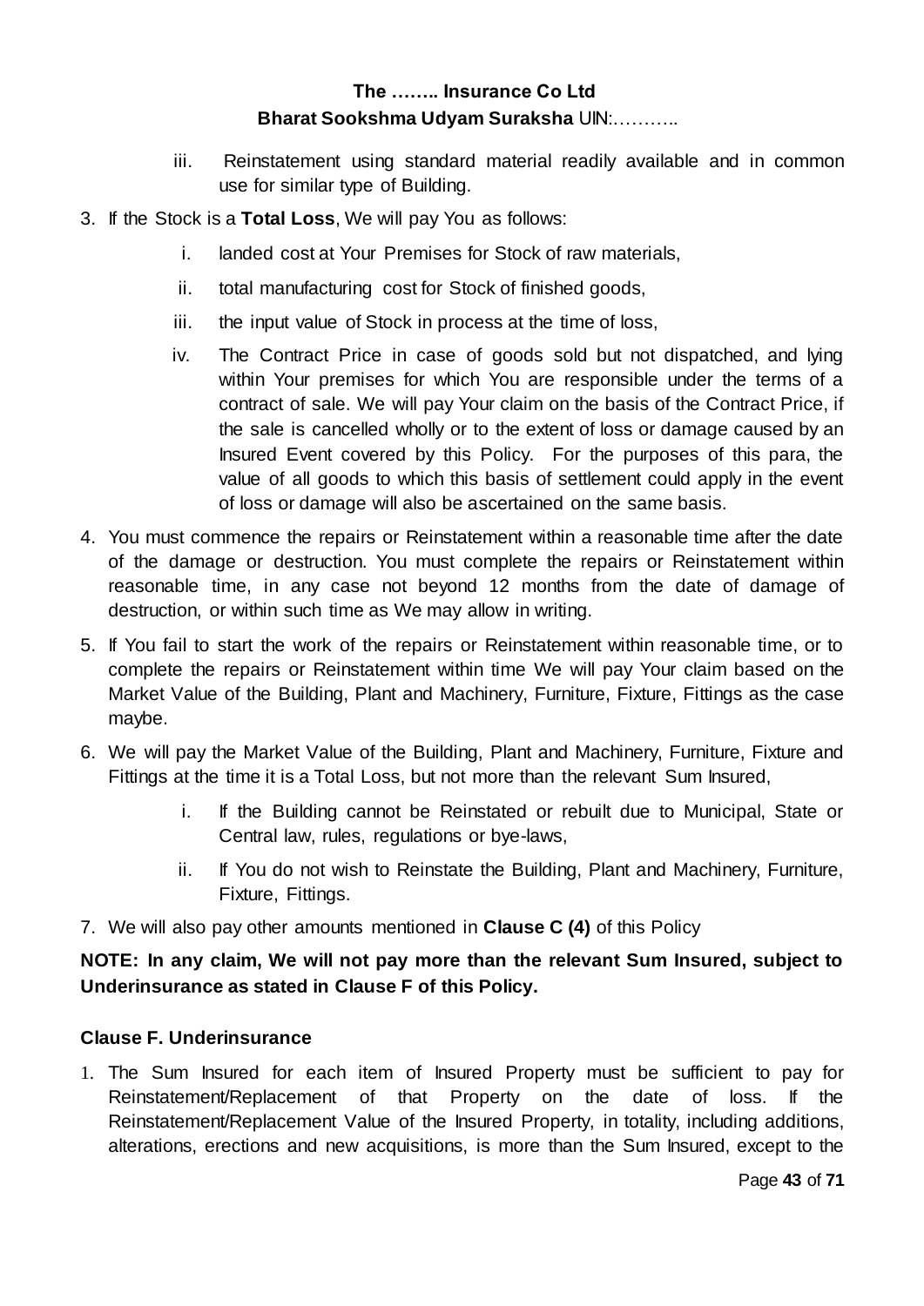iii. Reinstatement using standard material readily available and in common use for similar type of Building.

3. If the Stock is a **Total Loss**, We will pay You as follows:

    i. landed cost at Your Premises for Stock of raw materials,

    ii. total manufacturing cost for Stock of finished goods,

    iii. the input value of Stock in process at the time of loss,

    iv. The Contract Price in case of goods sold but not dispatched, and lying within Your premises for which You are responsible under the terms of a contract of sale. We will pay Your claim on the basis of the Contract Price, if the sale is cancelled wholly or to the extent of loss or damage caused by an Insured Event covered by this Policy. For the purposes of this para, the value of all goods to which this basis of settlement could apply in the event of loss or damage will also be ascertained on the same basis.

4. You must commence the repairs or Reinstatement within a reasonable time after the date of the damage or destruction. You must complete the repairs or Reinstatement within reasonable time, in any case not beyond 12 months from the date of damage of destruction, or within such time as We may allow in writing.

5. If You fail to start the work of the repairs or Reinstatement within reasonable time, or to complete the repairs or Reinstatement within time We will pay Your claim based on the Market Value of the Building, Plant and Machinery, Furniture, Fixture, Fittings as the case maybe.

6. We will pay the Market Value of the Building, Plant and Machinery, Furniture, Fixture and Fittings at the time it is a Total Loss, but not more than the relevant Sum Insured,

    i. If the Building cannot be Reinstated or rebuilt due to Municipal, State or Central law, rules, regulations or bye-laws,

    ii. If You do not wish to Reinstate the Building, Plant and Machinery, Furniture, Fixture, Fittings.

7. We will also pay other amounts mentioned in **Clause C (4)** of this Policy

**NOTE: In any claim, We will not pay more than the relevant Sum Insured, subject to Underinsurance as stated in Clause F of this Policy.**

### Clause F. Underinsurance

1. The Sum Insured for each item of Insured Property must be sufficient to pay for Reinstatement/Replacement of that Property on the date of loss. If the Reinstatement/Replacement Value of the Insured Property, in totality, including additions, alterations, erections and new acquisitions, is more than the Sum Insured, except to the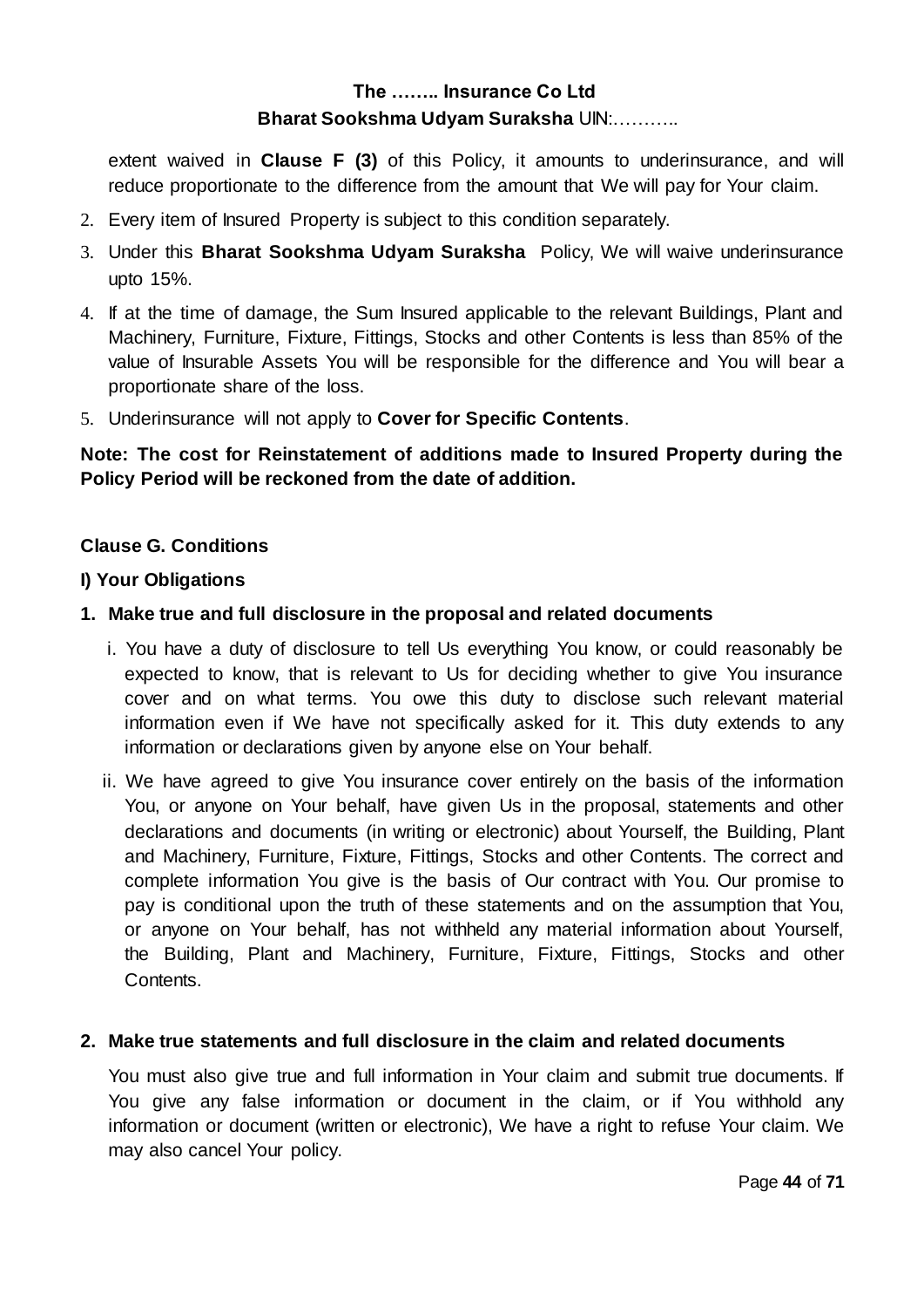extent waived in **Clause F (3)** of this Policy, it amounts to underinsurance, and will reduce proportionate to the difference from the amount that We will pay for Your claim.

2. Every item of Insured Property is subject to this condition separately.
3. Under this **Bharat Sookshma Udyam Suraksha** Policy, We will waive underinsurance upto 15%.
4. If at the time of damage, the Sum Insured applicable to the relevant Buildings, Plant and Machinery, Furniture, Fixture, Fittings, Stocks and other Contents is less than 85% of the value of Insurable Assets You will be responsible for the difference and You will bear a proportionate share of the loss.
5. Underinsurance will not apply to **Cover for Specific Contents**.

**Note: The cost for Reinstatement of additions made to Insured Property during the Policy Period will be reckoned from the date of addition.**

## Clause G. Conditions

### I) Your Obligations

**1. Make true and full disclosure in the proposal and related documents**

i. You have a duty of disclosure to tell Us everything You know, or could reasonably be expected to know, that is relevant to Us for deciding whether to give You insurance cover and on what terms. You owe this duty to disclose such relevant material information even if We have not specifically asked for it. This duty extends to any information or declarations given by anyone else on Your behalf.

ii. We have agreed to give You insurance cover entirely on the basis of the information You, or anyone on Your behalf, have given Us in the proposal, statements and other declarations and documents (in writing or electronic) about Yourself, the Building, Plant and Machinery, Furniture, Fixture, Fittings, Stocks and other Contents. The correct and complete information You give is the basis of Our contract with You. Our promise to pay is conditional upon the truth of these statements and on the assumption that You, or anyone on Your behalf, has not withheld any material information about Yourself, the Building, Plant and Machinery, Furniture, Fixture, Fittings, Stocks and other Contents.

**2. Make true statements and full disclosure in the claim and related documents**

You must also give true and full information in Your claim and submit true documents. If You give any false information or document in the claim, or if You withhold any information or document (written or electronic), We have a right to refuse Your claim. We may also cancel Your policy.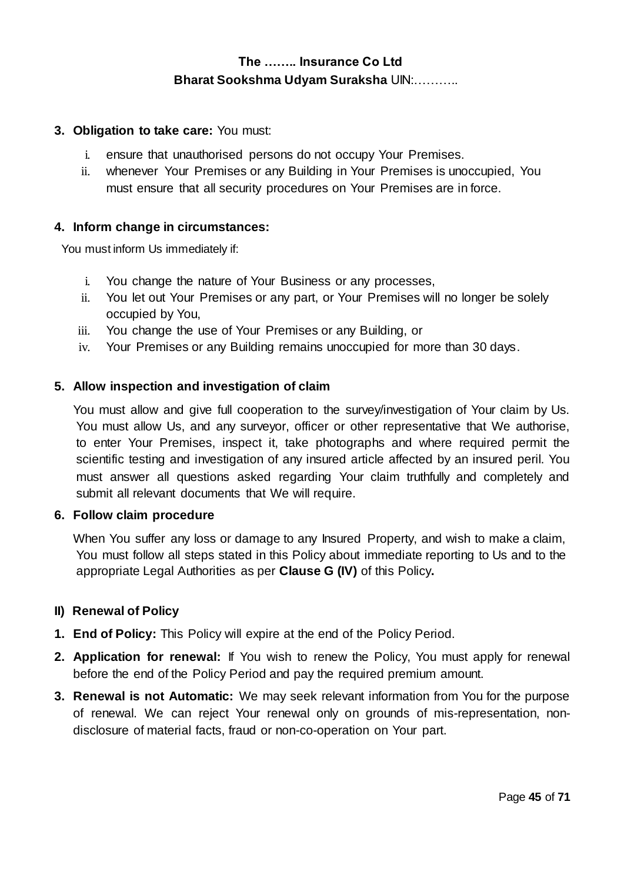3. **Obligation to take care:** You must:

    i. ensure that unauthorised persons do not occupy Your Premises.
    ii. whenever Your Premises or any Building in Your Premises is unoccupied, You must ensure that all security procedures on Your Premises are in force.

4. **Inform change in circumstances:**

    You must inform Us immediately if:

    i. You change the nature of Your Business or any processes,
    ii. You let out Your Premises or any part, or Your Premises will no longer be solely occupied by You,
    iii. You change the use of Your Premises or any Building, or
    iv. Your Premises or any Building remains unoccupied for more than 30 days.

5. **Allow inspection and investigation of claim**

    You must allow and give full cooperation to the survey/investigation of Your claim by Us. You must allow Us, and any surveyor, officer or other representative that We authorise, to enter Your Premises, inspect it, take photographs and where required permit the scientific testing and investigation of any insured article affected by an insured peril. You must answer all questions asked regarding Your claim truthfully and completely and submit all relevant documents that We will require.

6. **Follow claim procedure**

    When You suffer any loss or damage to any Insured Property, and wish to make a claim, You must follow all steps stated in this Policy about immediate reporting to Us and to the appropriate Legal Authorities as per **Clause G (IV)** of this Policy**.**

## II) Renewal of Policy

1. **End of Policy:** This Policy will expire at the end of the Policy Period.
2. **Application for renewal:** If You wish to renew the Policy, You must apply for renewal before the end of the Policy Period and pay the required premium amount.
3. **Renewal is not Automatic:** We may seek relevant information from You for the purpose of renewal. We can reject Your renewal only on grounds of mis-representation, non-disclosure of material facts, fraud or non-co-operation on Your part.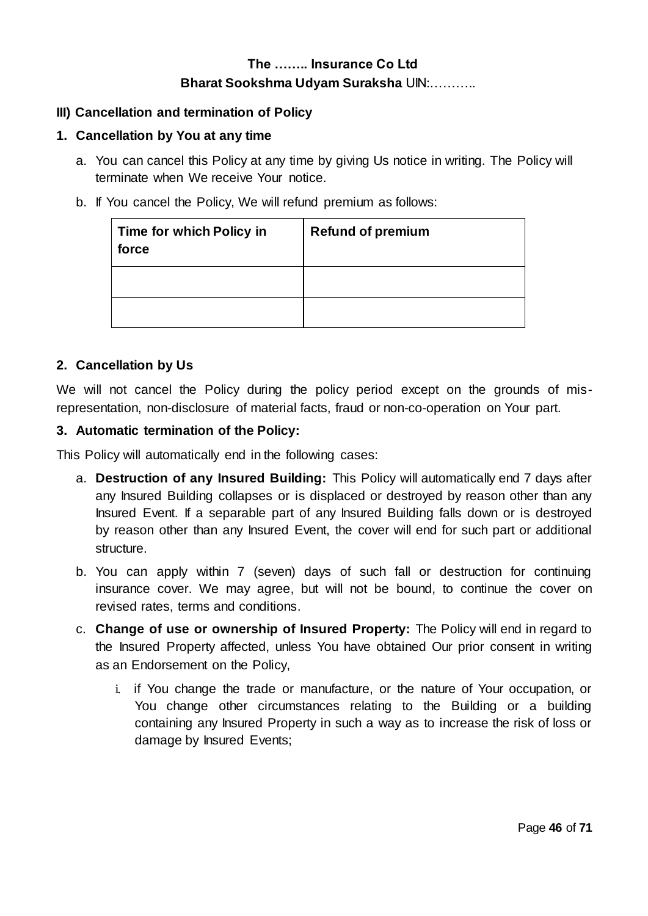**The …….. Insurance Co Ltd**

**Bharat Sookshma Udyam Suraksha** UIN:………..

### III) Cancellation and termination of Policy

#### 1. Cancellation by You at any time

a. You can cancel this Policy at any time by giving Us notice in writing. The Policy will terminate when We receive Your notice.

b. If You cancel the Policy, We will refund premium as follows:

| Time for which Policy in force | Refund of premium |
|---|---|
| | |
| | |

#### 2. Cancellation by Us

We will not cancel the Policy during the policy period except on the grounds of mis-representation, non-disclosure of material facts, fraud or non-co-operation on Your part.

#### 3. Automatic termination of the Policy:

This Policy will automatically end in the following cases:

a. **Destruction of any Insured Building:** This Policy will automatically end 7 days after any Insured Building collapses or is displaced or destroyed by reason other than any Insured Event. If a separable part of any Insured Building falls down or is destroyed by reason other than any Insured Event, the cover will end for such part or additional structure.

b. You can apply within 7 (seven) days of such fall or destruction for continuing insurance cover. We may agree, but will not be bound, to continue the cover on revised rates, terms and conditions.

c. **Change of use or ownership of Insured Property:** The Policy will end in regard to the Insured Property affected, unless You have obtained Our prior consent in writing as an Endorsement on the Policy,

   i. if You change the trade or manufacture, or the nature of Your occupation, or You change other circumstances relating to the Building or a building containing any Insured Property in such a way as to increase the risk of loss or damage by Insured Events;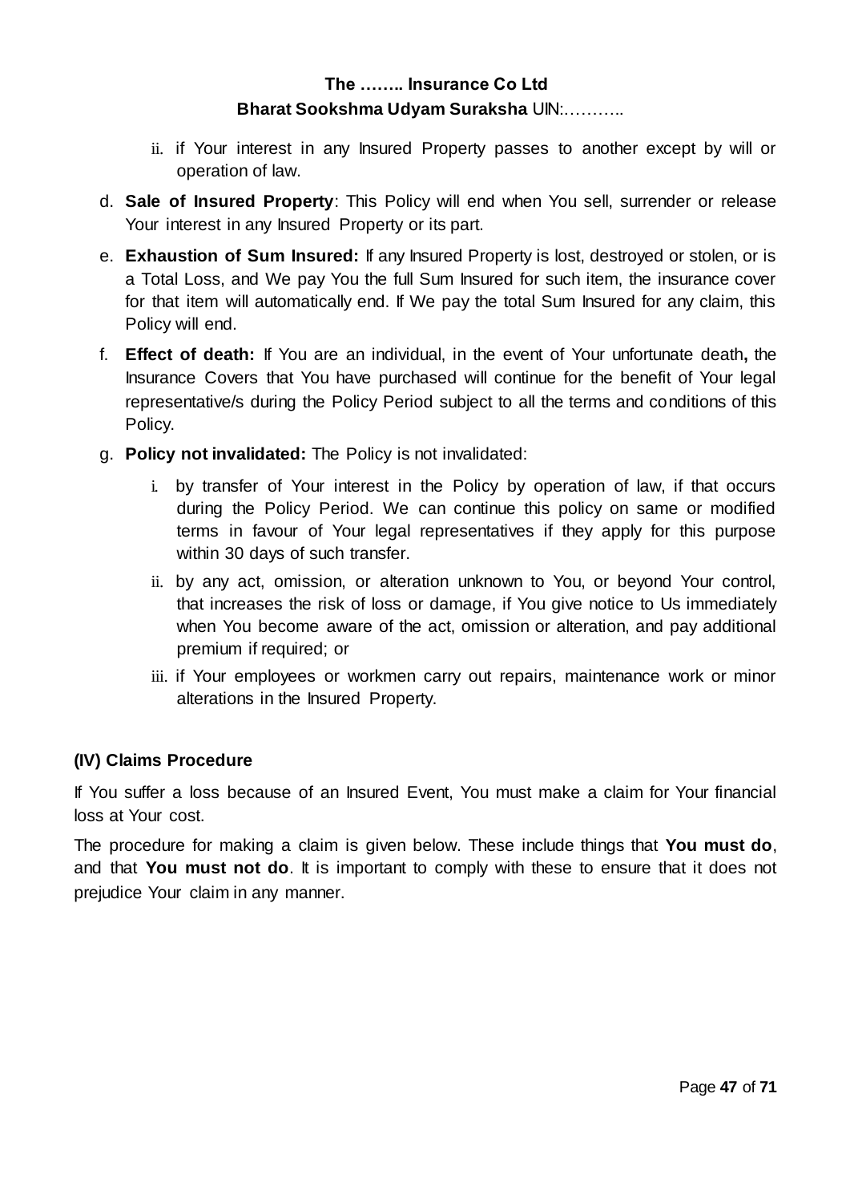ii. if Your interest in any Insured Property passes to another except by will or operation of law.

d. **Sale of Insured Property**: This Policy will end when You sell, surrender or release Your interest in any Insured Property or its part.

e. **Exhaustion of Sum Insured:** If any Insured Property is lost, destroyed or stolen, or is a Total Loss, and We pay You the full Sum Insured for such item, the insurance cover for that item will automatically end. If We pay the total Sum Insured for any claim, this Policy will end.

f. **Effect of death:** If You are an individual, in the event of Your unfortunate death**,** the Insurance Covers that You have purchased will continue for the benefit of Your legal representative/s during the Policy Period subject to all the terms and conditions of this Policy.

g. **Policy not invalidated:** The Policy is not invalidated:

   i. by transfer of Your interest in the Policy by operation of law, if that occurs during the Policy Period. We can continue this policy on same or modified terms in favour of Your legal representatives if they apply for this purpose within 30 days of such transfer.

   ii. by any act, omission, or alteration unknown to You, or beyond Your control, that increases the risk of loss or damage, if You give notice to Us immediately when You become aware of the act, omission or alteration, and pay additional premium if required; or

   iii. if Your employees or workmen carry out repairs, maintenance work or minor alterations in the Insured Property.

### (IV) Claims Procedure

If You suffer a loss because of an Insured Event, You must make a claim for Your financial loss at Your cost.

The procedure for making a claim is given below. These include things that **You must do**, and that **You must not do**. It is important to comply with these to ensure that it does not prejudice Your claim in any manner.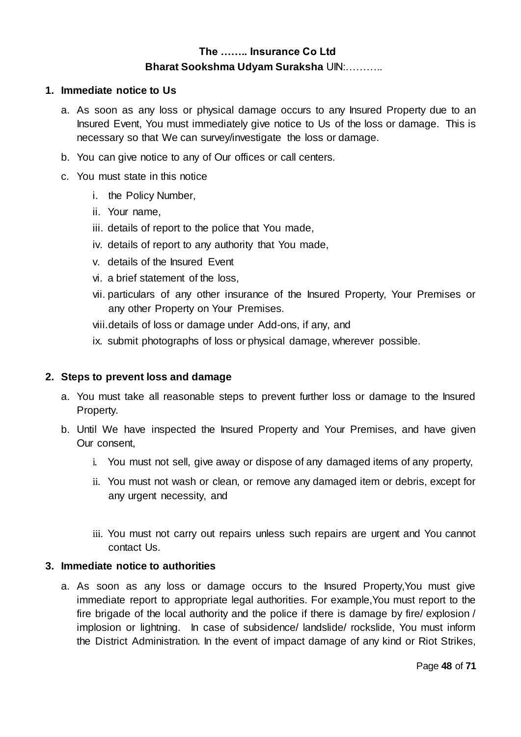**The …….. Insurance Co Ltd**

**Bharat Sookshma Udyam Suraksha** UIN:………..

1. **Immediate notice to Us**

   a. As soon as any loss or physical damage occurs to any Insured Property due to an Insured Event, You must immediately give notice to Us of the loss or damage. This is necessary so that We can survey/investigate the loss or damage.

   b. You can give notice to any of Our offices or call centers.

   c. You must state in this notice

      i. the Policy Number,

      ii. Your name,

      iii. details of report to the police that You made,

      iv. details of report to any authority that You made,

      v. details of the Insured Event

      vi. a brief statement of the loss,

      vii. particulars of any other insurance of the Insured Property, Your Premises or any other Property on Your Premises.

      viii. details of loss or damage under Add-ons, if any, and

      ix. submit photographs of loss or physical damage, wherever possible.

2. **Steps to prevent loss and damage**

   a. You must take all reasonable steps to prevent further loss or damage to the Insured Property.

   b. Until We have inspected the Insured Property and Your Premises, and have given Our consent,

      i. You must not sell, give away or dispose of any damaged items of any property,

      ii. You must not wash or clean, or remove any damaged item or debris, except for any urgent necessity, and

      iii. You must not carry out repairs unless such repairs are urgent and You cannot contact Us.

3. **Immediate notice to authorities**

   a. As soon as any loss or damage occurs to the Insured Property,You must give immediate report to appropriate legal authorities. For example,You must report to the fire brigade of the local authority and the police if there is damage by fire/ explosion / implosion or lightning. In case of subsidence/ landslide/ rockslide, You must inform the District Administration. In the event of impact damage of any kind or Riot Strikes,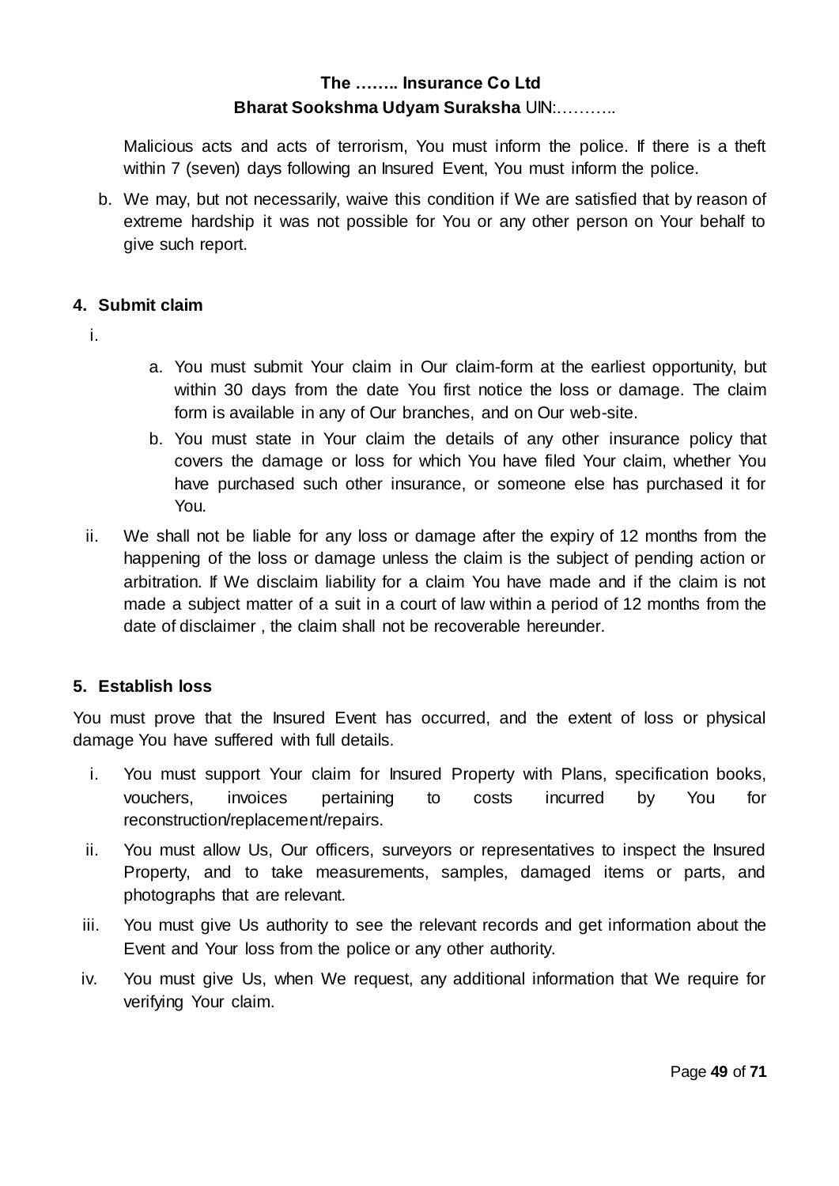Malicious acts and acts of terrorism, You must inform the police. If there is a theft within 7 (seven) days following an Insured Event, You must inform the police.

b. We may, but not necessarily, waive this condition if We are satisfied that by reason of extreme hardship it was not possible for You or any other person on Your behalf to give such report.

### 4. Submit claim

i.

  a. You must submit Your claim in Our claim-form at the earliest opportunity, but within 30 days from the date You first notice the loss or damage. The claim form is available in any of Our branches, and on Our web-site.
  b. You must state in Your claim the details of any other insurance policy that covers the damage or loss for which You have filed Your claim, whether You have purchased such other insurance, or someone else has purchased it for You.

ii. We shall not be liable for any loss or damage after the expiry of 12 months from the happening of the loss or damage unless the claim is the subject of pending action or arbitration. If We disclaim liability for a claim You have made and if the claim is not made a subject matter of a suit in a court of law within a period of 12 months from the date of disclaimer , the claim shall not be recoverable hereunder.

### 5. Establish loss

You must prove that the Insured Event has occurred, and the extent of loss or physical damage You have suffered with full details.

i. You must support Your claim for Insured Property with Plans, specification books, vouchers, invoices pertaining to costs incurred by You for reconstruction/replacement/repairs.

ii. You must allow Us, Our officers, surveyors or representatives to inspect the Insured Property, and to take measurements, samples, damaged items or parts, and photographs that are relevant.

iii. You must give Us authority to see the relevant records and get information about the Event and Your loss from the police or any other authority.

iv. You must give Us, when We request, any additional information that We require for verifying Your claim.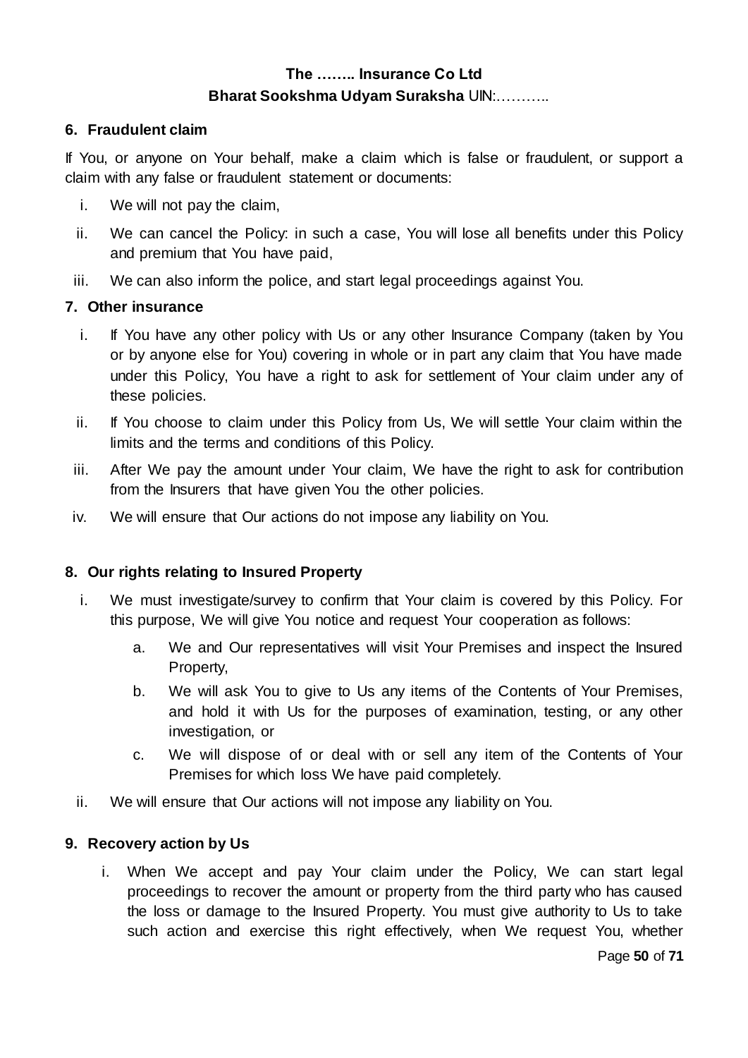### 6. Fraudulent claim

If You, or anyone on Your behalf, make a claim which is false or fraudulent, or support a claim with any false or fraudulent statement or documents:

i. We will not pay the claim,

ii. We can cancel the Policy: in such a case, You will lose all benefits under this Policy and premium that You have paid,

iii. We can also inform the police, and start legal proceedings against You.

### 7. Other insurance

i. If You have any other policy with Us or any other Insurance Company (taken by You or by anyone else for You) covering in whole or in part any claim that You have made under this Policy, You have a right to ask for settlement of Your claim under any of these policies.

ii. If You choose to claim under this Policy from Us, We will settle Your claim within the limits and the terms and conditions of this Policy.

iii. After We pay the amount under Your claim, We have the right to ask for contribution from the Insurers that have given You the other policies.

iv. We will ensure that Our actions do not impose any liability on You.

### 8. Our rights relating to Insured Property

i. We must investigate/survey to confirm that Your claim is covered by this Policy. For this purpose, We will give You notice and request Your cooperation as follows:

   a. We and Our representatives will visit Your Premises and inspect the Insured Property,

   b. We will ask You to give to Us any items of the Contents of Your Premises, and hold it with Us for the purposes of examination, testing, or any other investigation, or

   c. We will dispose of or deal with or sell any item of the Contents of Your Premises for which loss We have paid completely.

ii. We will ensure that Our actions will not impose any liability on You.

### 9. Recovery action by Us

i. When We accept and pay Your claim under the Policy, We can start legal proceedings to recover the amount or property from the third party who has caused the loss or damage to the Insured Property. You must give authority to Us to take such action and exercise this right effectively, when We request You, whether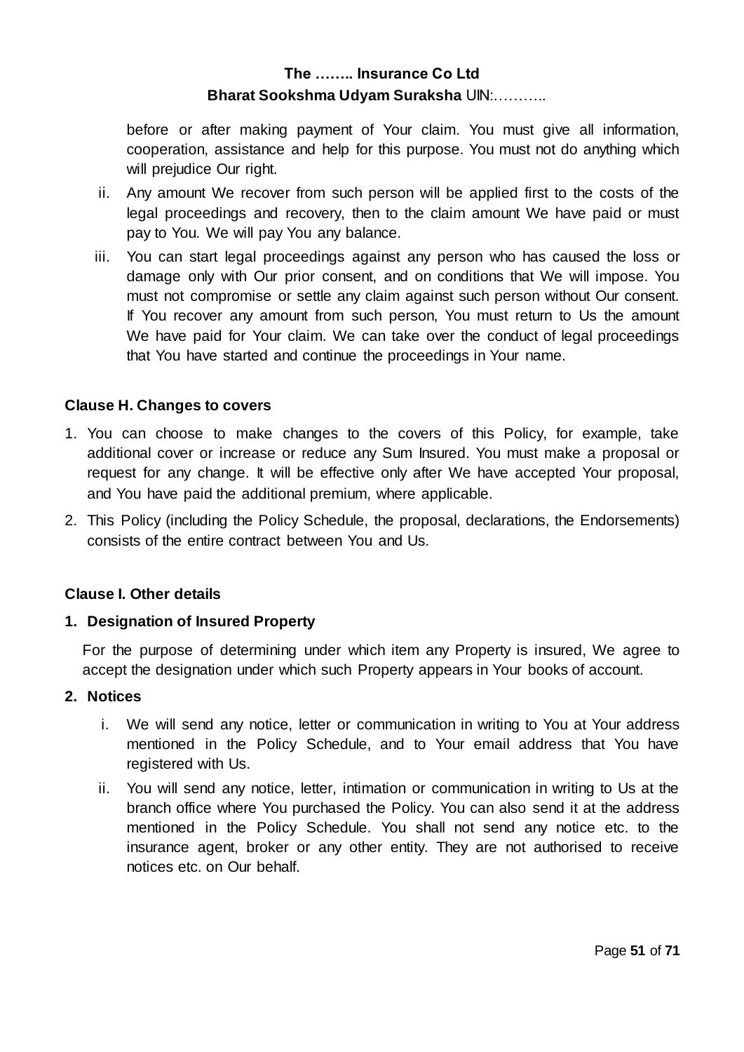before or after making payment of Your claim. You must give all information, cooperation, assistance and help for this purpose. You must not do anything which will prejudice Our right.

ii. Any amount We recover from such person will be applied first to the costs of the legal proceedings and recovery, then to the claim amount We have paid or must pay to You. We will pay You any balance.

iii. You can start legal proceedings against any person who has caused the loss or damage only with Our prior consent, and on conditions that We will impose. You must not compromise or settle any claim against such person without Our consent. If You recover any amount from such person, You must return to Us the amount We have paid for Your claim. We can take over the conduct of legal proceedings that You have started and continue the proceedings in Your name.

**Clause H. Changes to covers**

1. You can choose to make changes to the covers of this Policy, for example, take additional cover or increase or reduce any Sum Insured. You must make a proposal or request for any change. It will be effective only after We have accepted Your proposal, and You have paid the additional premium, where applicable.
2. This Policy (including the Policy Schedule, the proposal, declarations, the Endorsements) consists of the entire contract between You and Us.

**Clause I. Other details**

**1. Designation of Insured Property**

For the purpose of determining under which item any Property is insured, We agree to accept the designation under which such Property appears in Your books of account.

**2. Notices**

i. We will send any notice, letter or communication in writing to You at Your address mentioned in the Policy Schedule, and to Your email address that You have registered with Us.

ii. You will send any notice, letter, intimation or communication in writing to Us at the branch office where You purchased the Policy. You can also send it at the address mentioned in the Policy Schedule. You shall not send any notice etc. to the insurance agent, broker or any other entity. They are not authorised to receive notices etc. on Our behalf.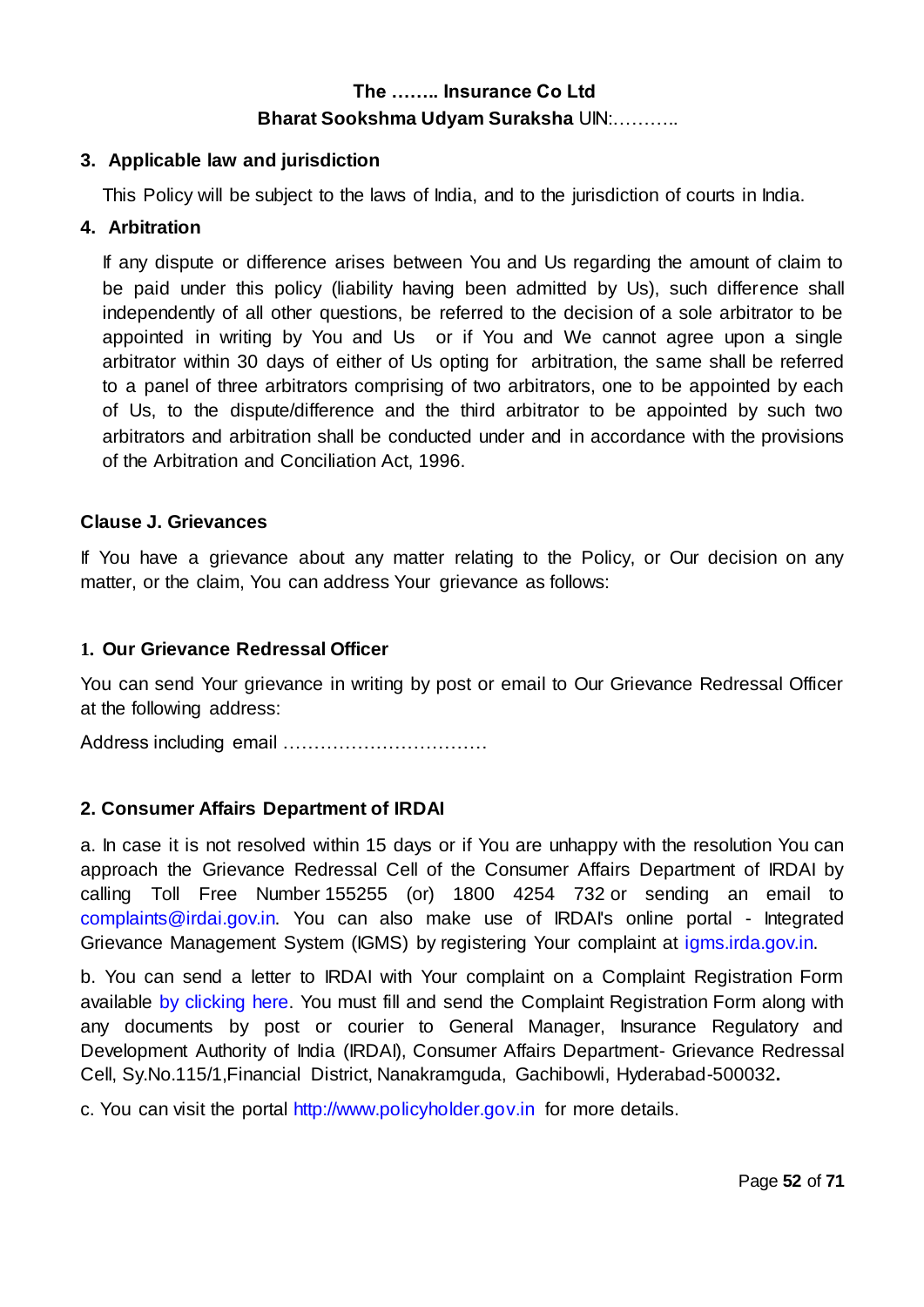**3. Applicable law and jurisdiction**

This Policy will be subject to the laws of India, and to the jurisdiction of courts in India.

**4. Arbitration**

If any dispute or difference arises between You and Us regarding the amount of claim to be paid under this policy (liability having been admitted by Us), such difference shall independently of all other questions, be referred to the decision of a sole arbitrator to be appointed in writing by You and Us or if You and We cannot agree upon a single arbitrator within 30 days of either of Us opting for arbitration, the same shall be referred to a panel of three arbitrators comprising of two arbitrators, one to be appointed by each of Us, to the dispute/difference and the third arbitrator to be appointed by such two arbitrators and arbitration shall be conducted under and in accordance with the provisions of the Arbitration and Conciliation Act, 1996.

**Clause J. Grievances**

If You have a grievance about any matter relating to the Policy, or Our decision on any matter, or the claim, You can address Your grievance as follows:

**1. Our Grievance Redressal Officer**

You can send Your grievance in writing by post or email to Our Grievance Redressal Officer at the following address:

Address including email ……………………………

**2. Consumer Affairs Department of IRDAI**

a. In case it is not resolved within 15 days or if You are unhappy with the resolution You can approach the Grievance Redressal Cell of the Consumer Affairs Department of IRDAI by calling Toll Free Number 155255 (or) 1800 4254 732 or sending an email to complaints@irdai.gov.in. You can also make use of IRDAI's online portal - Integrated Grievance Management System (IGMS) by registering Your complaint at igms.irda.gov.in.

b. You can send a letter to IRDAI with Your complaint on a Complaint Registration Form available by clicking here. You must fill and send the Complaint Registration Form along with any documents by post or courier to General Manager, Insurance Regulatory and Development Authority of India (IRDAI), Consumer Affairs Department- Grievance Redressal Cell, Sy.No.115/1,Financial District, Nanakramguda, Gachibowli, Hyderabad-500032**.**

c. You can visit the portal http://www.policyholder.gov.in for more details.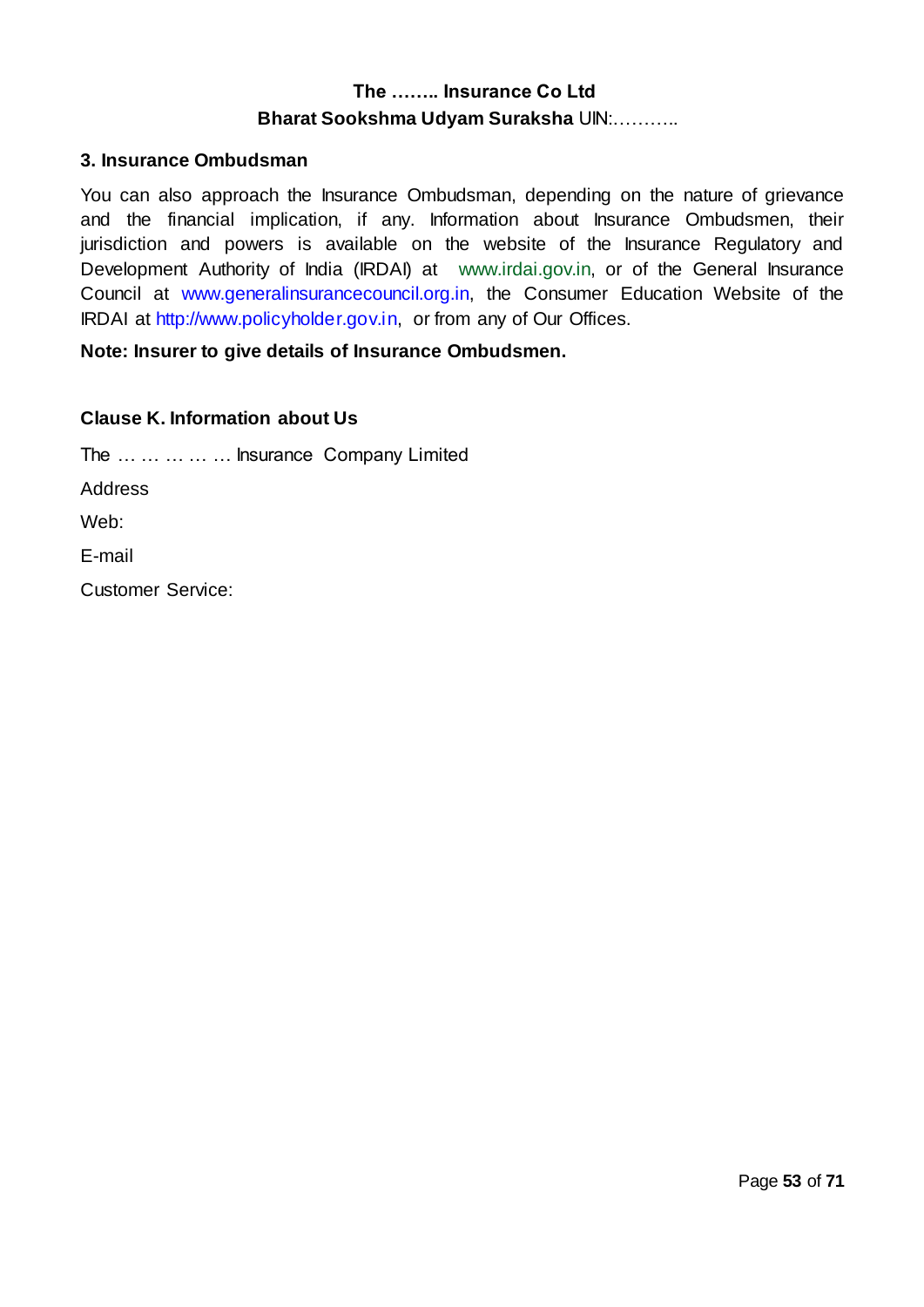### 3. Insurance Ombudsman

You can also approach the Insurance Ombudsman, depending on the nature of grievance and the financial implication, if any. Information about Insurance Ombudsmen, their jurisdiction and powers is available on the website of the Insurance Regulatory and Development Authority of India (IRDAI) at www.irdai.gov.in, or of the General Insurance Council at www.generalinsurancecouncil.org.in, the Consumer Education Website of the IRDAI at http://www.policyholder.gov.in, or from any of Our Offices.

**Note: Insurer to give details of Insurance Ombudsmen.**

### Clause K. Information about Us

The … … … … … Insurance Company Limited

Address

Web:

E-mail

Customer Service: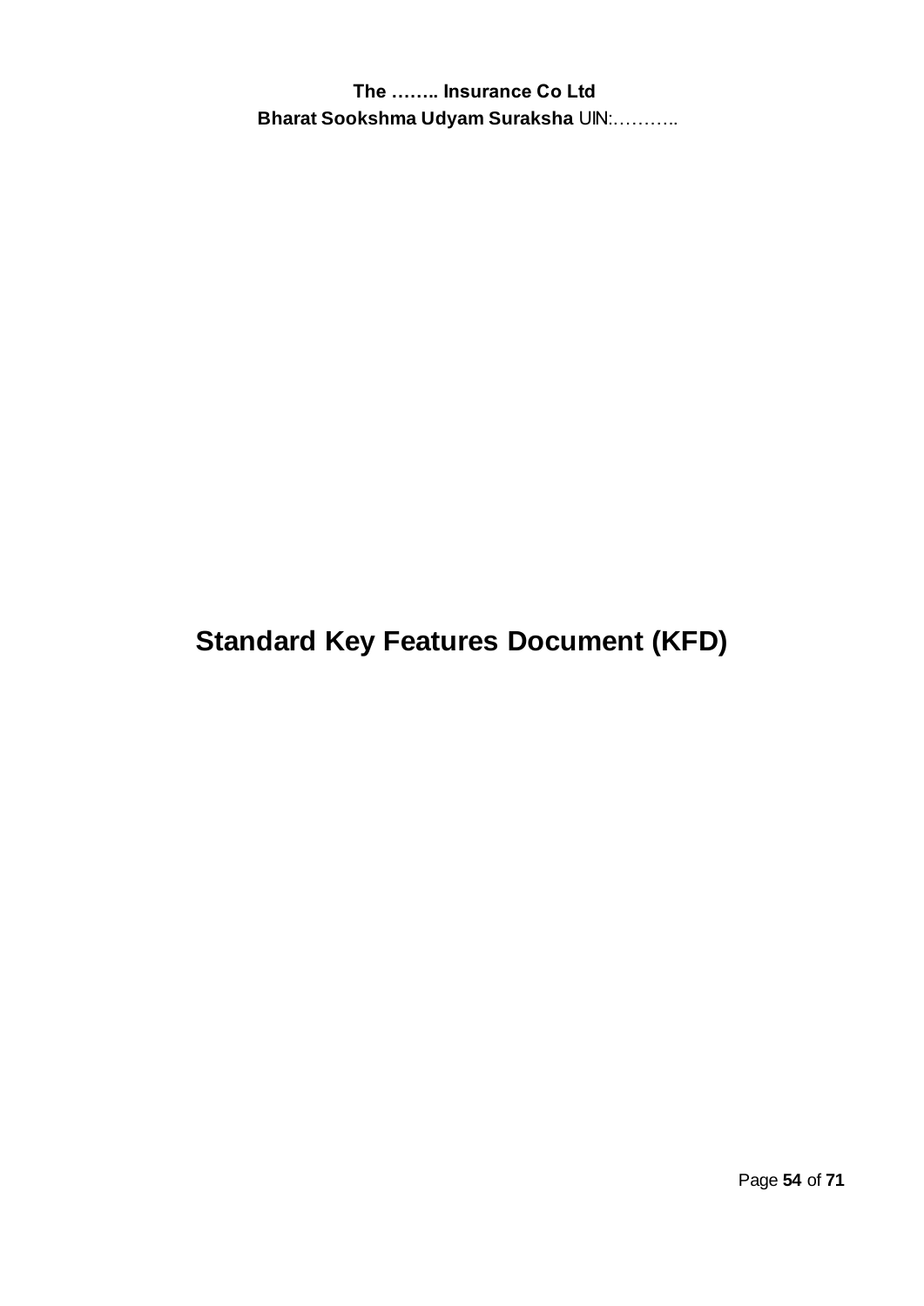**The …….. Insurance Co Ltd**

**Bharat Sookshma Udyam Suraksha** UIN:………..

# Standard Key Features Document (KFD)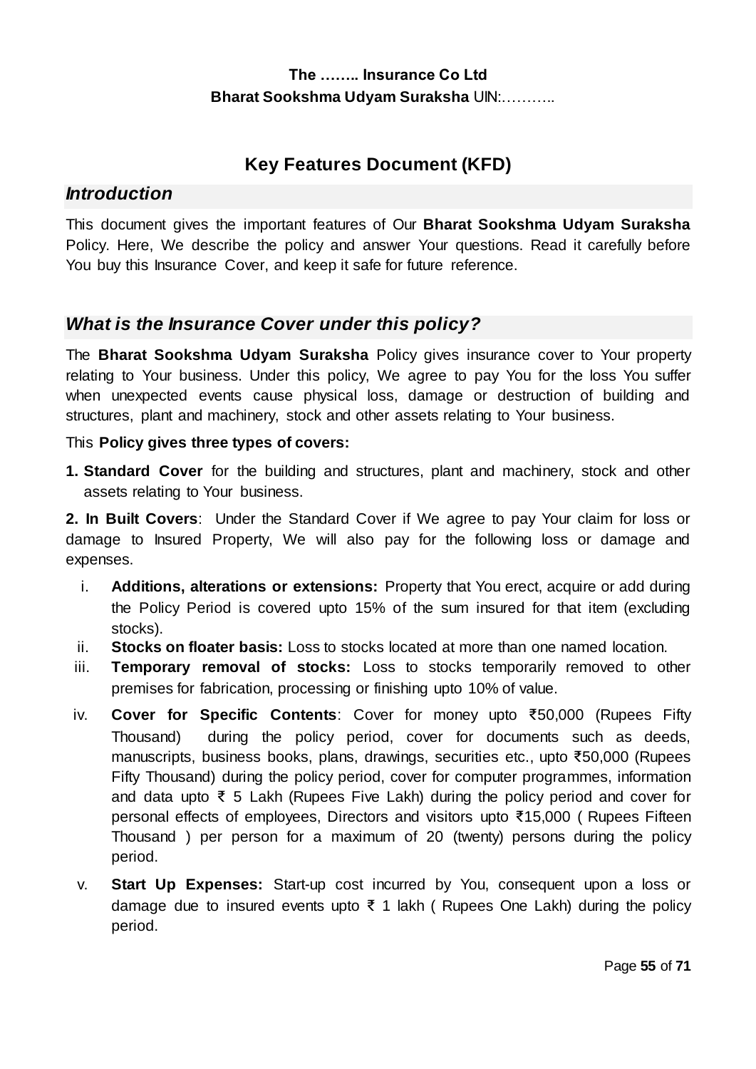**The …….. Insurance Co Ltd**
**Bharat Sookshma Udyam Suraksha** UIN:………..

# Key Features Document (KFD)

## *Introduction*

This document gives the important features of Our **Bharat Sookshma Udyam Suraksha** Policy. Here, We describe the policy and answer Your questions. Read it carefully before You buy this Insurance Cover, and keep it safe for future reference.

## *What is the Insurance Cover under this policy?*

The **Bharat Sookshma Udyam Suraksha** Policy gives insurance cover to Your property relating to Your business. Under this policy, We agree to pay You for the loss You suffer when unexpected events cause physical loss, damage or destruction of building and structures, plant and machinery, stock and other assets relating to Your business.

This **Policy gives three types of covers:**

**1. Standard Cover** for the building and structures, plant and machinery, stock and other assets relating to Your business.

**2. In Built Covers**: Under the Standard Cover if We agree to pay Your claim for loss or damage to Insured Property, We will also pay for the following loss or damage and expenses.

i. **Additions, alterations or extensions:** Property that You erect, acquire or add during the Policy Period is covered upto 15% of the sum insured for that item (excluding stocks).

ii. **Stocks on floater basis:** Loss to stocks located at more than one named location.

iii. **Temporary removal of stocks:** Loss to stocks temporarily removed to other premises for fabrication, processing or finishing upto 10% of value.

iv. **Cover for Specific Contents**: Cover for money upto ₹50,000 (Rupees Fifty Thousand) during the policy period, cover for documents such as deeds, manuscripts, business books, plans, drawings, securities etc., upto ₹50,000 (Rupees Fifty Thousand) during the policy period, cover for computer programmes, information and data upto ₹ 5 Lakh (Rupees Five Lakh) during the policy period and cover for personal effects of employees, Directors and visitors upto ₹15,000 ( Rupees Fifteen Thousand ) per person for a maximum of 20 (twenty) persons during the policy period.

v. **Start Up Expenses:** Start-up cost incurred by You, consequent upon a loss or damage due to insured events upto ₹ 1 lakh ( Rupees One Lakh) during the policy period.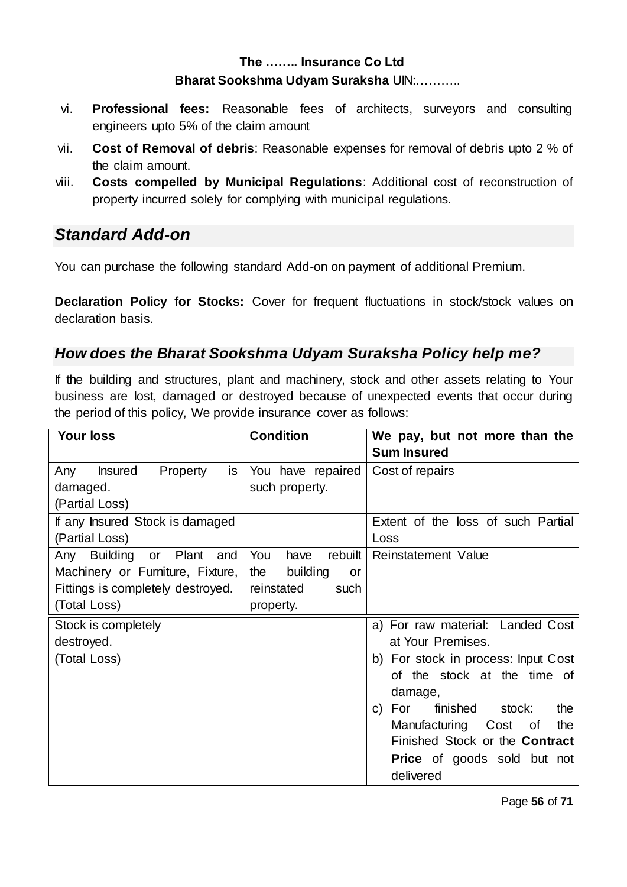vi. **Professional fees:** Reasonable fees of architects, surveyors and consulting engineers upto 5% of the claim amount

vii. **Cost of Removal of debris**: Reasonable expenses for removal of debris upto 2 % of the claim amount.

viii. **Costs compelled by Municipal Regulations**: Additional cost of reconstruction of property incurred solely for complying with municipal regulations.

## *Standard Add-on*

You can purchase the following standard Add-on on payment of additional Premium.

**Declaration Policy for Stocks:** Cover for frequent fluctuations in stock/stock values on declaration basis.

## *How does the Bharat Sookshma Udyam Suraksha Policy help me?*

If the building and structures, plant and machinery, stock and other assets relating to Your business are lost, damaged or destroyed because of unexpected events that occur during the period of this policy, We provide insurance cover as follows:

| **Your loss** | **Condition** | **We pay, but not more than the Sum Insured** |
|---|---|---|
| Any Insured Property is damaged. (Partial Loss) | You have repaired such property. | Cost of repairs |
| If any Insured Stock is damaged (Partial Loss) | | Extent of the loss of such Partial Loss |
| Any Building or Plant and Machinery or Furniture, Fixture, Fittings is completely destroyed. (Total Loss) | You have rebuilt the building or reinstated such property. | Reinstatement Value |
| Stock is completely destroyed. (Total Loss) | | a) For raw material: Landed Cost at Your Premises. b) For stock in process: Input Cost of the stock at the time of damage, c) For finished stock: the Manufacturing Cost of the Finished Stock or the **Contract Price** of goods sold but not delivered |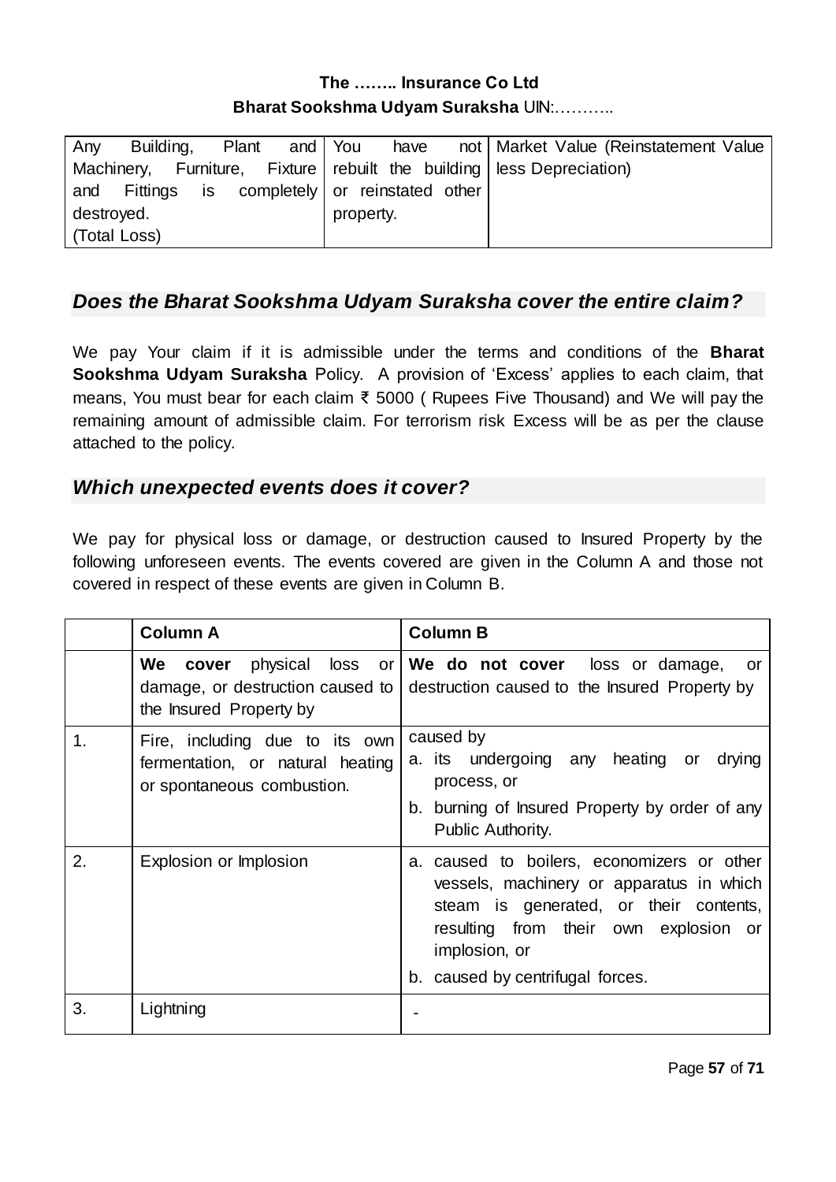| Any Building, Plant and Machinery, Furniture, Fixture and Fittings is completely destroyed. (Total Loss) | You have not rebuilt the building or reinstated other property. | Market Value (Reinstatement Value less Depreciation) |
|---|---|---|

## *Does the Bharat Sookshma Udyam Suraksha cover the entire claim?*

We pay Your claim if it is admissible under the terms and conditions of the **Bharat Sookshma Udyam Suraksha** Policy. A provision of 'Excess' applies to each claim, that means, You must bear for each claim ₹ 5000 ( Rupees Five Thousand) and We will pay the remaining amount of admissible claim. For terrorism risk Excess will be as per the clause attached to the policy.

## *Which unexpected events does it cover?*

We pay for physical loss or damage, or destruction caused to Insured Property by the following unforeseen events. The events covered are given in the Column A and those not covered in respect of these events are given in Column B.

| | **Column A** | **Column B** |
|---|---|---|
| | **We cover** physical loss or damage, or destruction caused to the Insured Property by | **We do not cover** loss or damage, or destruction caused to the Insured Property by |
| 1. | Fire, including due to its own fermentation, or natural heating or spontaneous combustion. | caused by<br>a. its undergoing any heating or drying process, or<br>b. burning of Insured Property by order of any Public Authority. |
| 2. | Explosion or Implosion | a. caused to boilers, economizers or other vessels, machinery or apparatus in which steam is generated, or their contents, resulting from their own explosion or implosion, or<br>b. caused by centrifugal forces. |
| 3. | Lightning | - |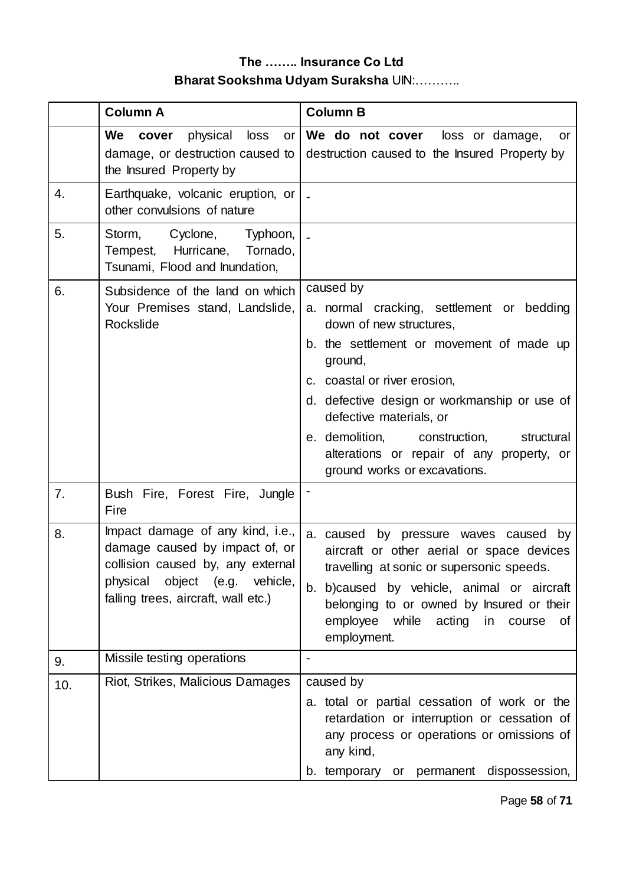**The …….. Insurance Co Ltd**
**Bharat Sookshma Udyam Suraksha** UIN:………..

| | Column A | Column B |
|---|---|---|
| | **We cover** physical loss or damage, or destruction caused to the Insured Property by | **We do not cover** loss or damage, or destruction caused to the Insured Property by |
| 4. | Earthquake, volcanic eruption, or other convulsions of nature | - |
| 5. | Storm, Cyclone, Typhoon, Tempest, Hurricane, Tornado, Tsunami, Flood and Inundation, | - |
| 6. | Subsidence of the land on which Your Premises stand, Landslide, Rockslide | caused by<br>a. normal cracking, settlement or bedding down of new structures,<br>b. the settlement or movement of made up ground,<br>c. coastal or river erosion,<br>d. defective design or workmanship or use of defective materials, or<br>e. demolition, construction, structural alterations or repair of any property, or ground works or excavations. |
| 7. | Bush Fire, Forest Fire, Jungle Fire | - |
| 8. | Impact damage of any kind, i.e., damage caused by impact of, or collision caused by, any external physical object (e.g. vehicle, falling trees, aircraft, wall etc.) | a. caused by pressure waves caused by aircraft or other aerial or space devices travelling at sonic or supersonic speeds.<br>b. b)caused by vehicle, animal or aircraft belonging to or owned by Insured or their employee while acting in course of employment. |
| 9. | Missile testing operations | - |
| 10. | Riot, Strikes, Malicious Damages | caused by<br>a. total or partial cessation of work or the retardation or interruption or cessation of any process or operations or omissions of any kind,<br>b. temporary or permanent dispossession, |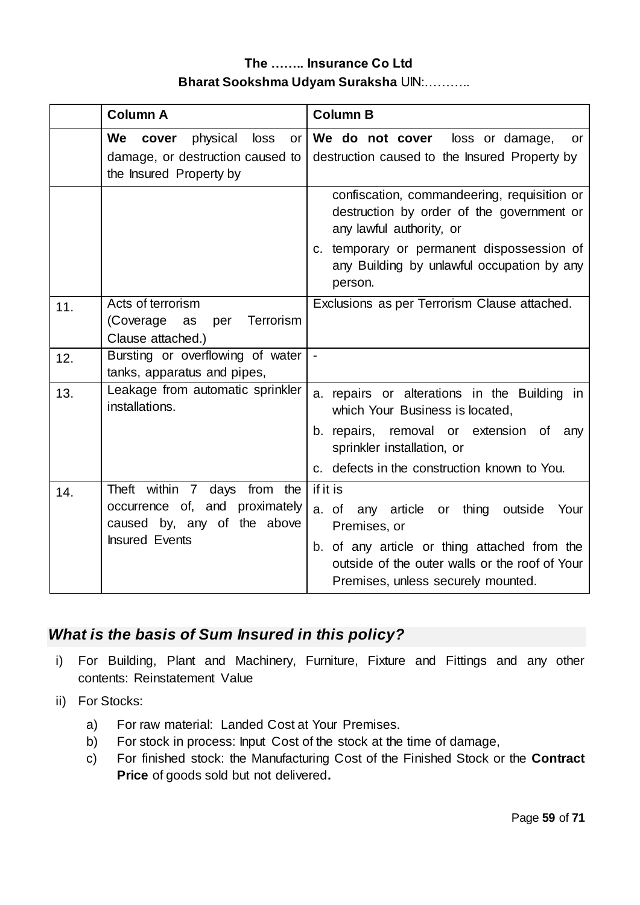The …….. Insurance Co Ltd
**Bharat Sookshma Udyam Suraksha** UIN:………..

| | **Column A** | **Column B** |
|---|---|---|
| | **We cover** physical loss or damage, or destruction caused to the Insured Property by | **We do not cover** loss or damage, or destruction caused to the Insured Property by |
| | | confiscation, commandeering, requisition or destruction by order of the government or any lawful authority, or<br>c. temporary or permanent dispossession of any Building by unlawful occupation by any person. |
| 11. | Acts of terrorism<br>(Coverage as per Terrorism Clause attached.) | Exclusions as per Terrorism Clause attached. |
| 12. | Bursting or overflowing of water tanks, apparatus and pipes, | - |
| 13. | Leakage from automatic sprinkler installations. | a. repairs or alterations in the Building in which Your Business is located,<br>b. repairs, removal or extension of any sprinkler installation, or<br>c. defects in the construction known to You. |
| 14. | Theft within 7 days from the occurrence of, and proximately caused by, any of the above Insured Events | if it is<br>a. of any article or thing outside Your Premises, or<br>b. of any article or thing attached from the outside of the outer walls or the roof of Your Premises, unless securely mounted. |

## *What is the basis of Sum Insured in this policy?*

i) For Building, Plant and Machinery, Furniture, Fixture and Fittings and any other contents: Reinstatement Value

ii) For Stocks:

   a) For raw material: Landed Cost at Your Premises.
   b) For stock in process: Input Cost of the stock at the time of damage,
   c) For finished stock: the Manufacturing Cost of the Finished Stock or the **Contract Price** of goods sold but not delivered**.**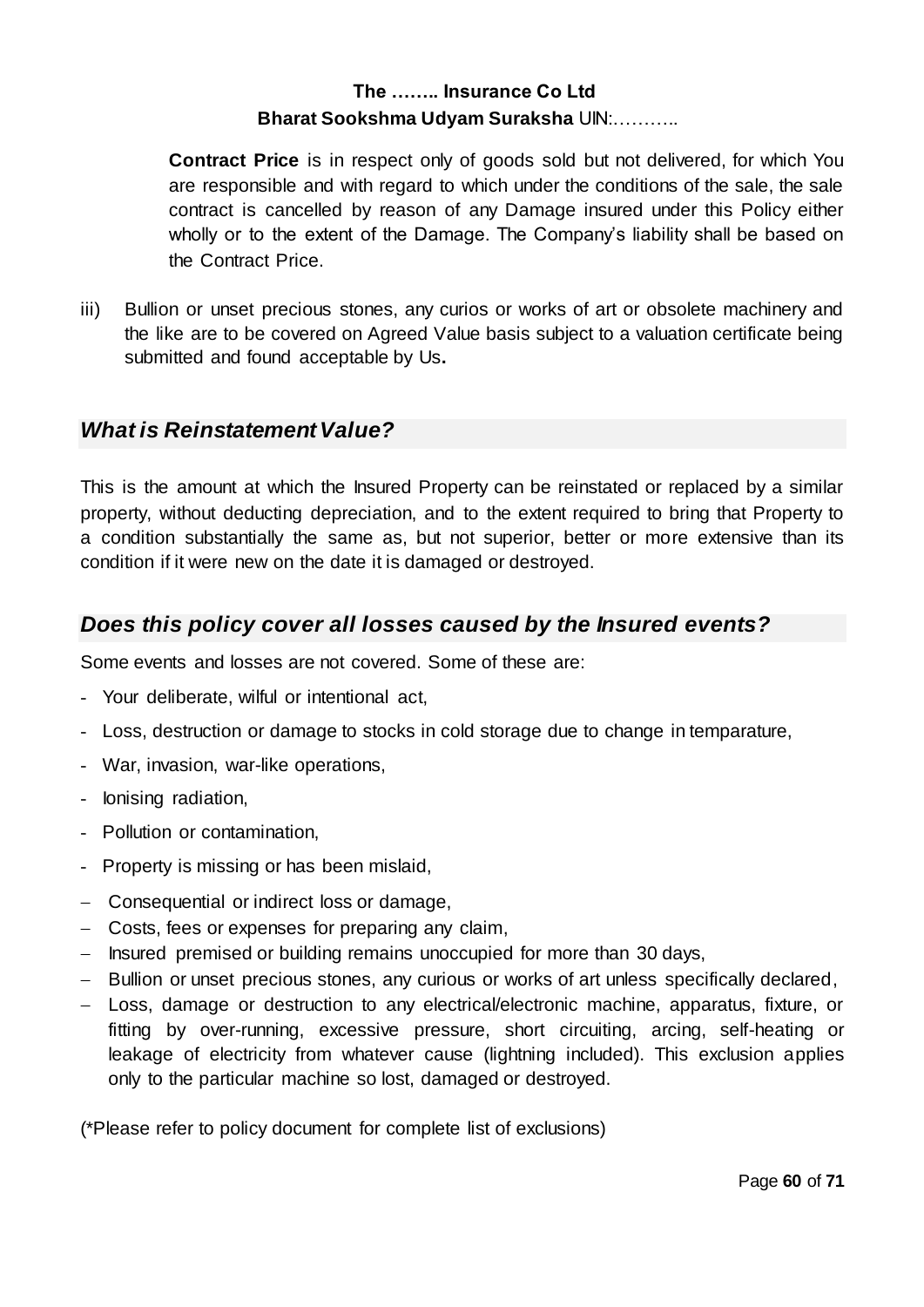**Contract Price** is in respect only of goods sold but not delivered, for which You are responsible and with regard to which under the conditions of the sale, the sale contract is cancelled by reason of any Damage insured under this Policy either wholly or to the extent of the Damage. The Company's liability shall be based on the Contract Price.

iii) Bullion or unset precious stones, any curios or works of art or obsolete machinery and the like are to be covered on Agreed Value basis subject to a valuation certificate being submitted and found acceptable by Us**.**

## *What is Reinstatement Value?*

This is the amount at which the Insured Property can be reinstated or replaced by a similar property, without deducting depreciation, and to the extent required to bring that Property to a condition substantially the same as, but not superior, better or more extensive than its condition if it were new on the date it is damaged or destroyed.

## *Does this policy cover all losses caused by the Insured events?*

Some events and losses are not covered. Some of these are:

- Your deliberate, wilful or intentional act,
- Loss, destruction or damage to stocks in cold storage due to change in temparature,
- War, invasion, war-like operations,
- Ionising radiation,
- Pollution or contamination,
- Property is missing or has been mislaid,
- Consequential or indirect loss or damage,
- Costs, fees or expenses for preparing any claim,
- Insured premised or building remains unoccupied for more than 30 days,
- Bullion or unset precious stones, any curious or works of art unless specifically declared,
- Loss, damage or destruction to any electrical/electronic machine, apparatus, fixture, or fitting by over-running, excessive pressure, short circuiting, arcing, self-heating or leakage of electricity from whatever cause (lightning included). This exclusion applies only to the particular machine so lost, damaged or destroyed.

(*Please refer to policy document for complete list of exclusions)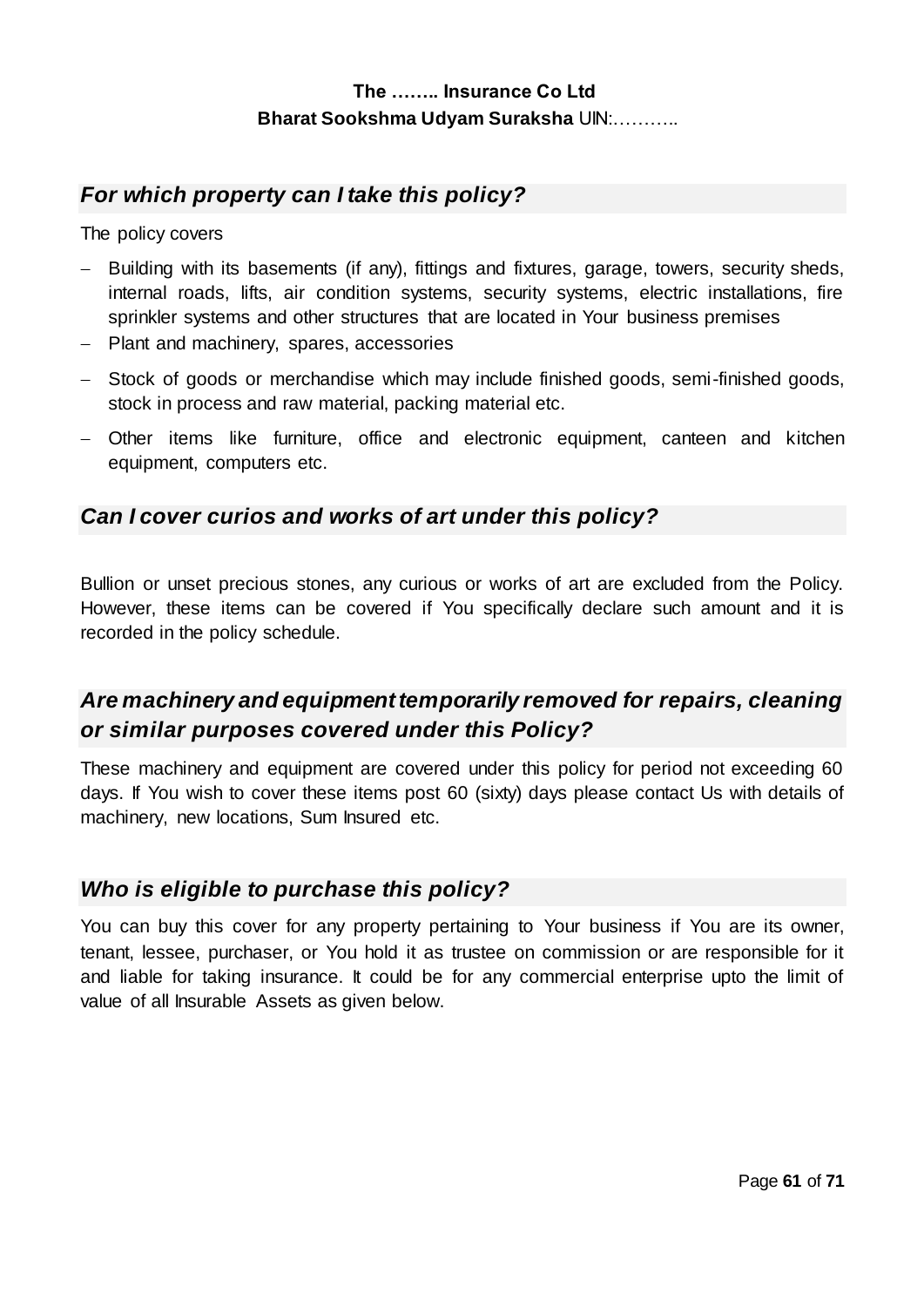## *For which property can I take this policy?*

The policy covers

- Building with its basements (if any), fittings and fixtures, garage, towers, security sheds, internal roads, lifts, air condition systems, security systems, electric installations, fire sprinkler systems and other structures that are located in Your business premises
- Plant and machinery, spares, accessories
- Stock of goods or merchandise which may include finished goods, semi-finished goods, stock in process and raw material, packing material etc.
- Other items like furniture, office and electronic equipment, canteen and kitchen equipment, computers etc.

## *Can I cover curios and works of art under this policy?*

Bullion or unset precious stones, any curious or works of art are excluded from the Policy. However, these items can be covered if You specifically declare such amount and it is recorded in the policy schedule.

## *Are machinery and equipment temporarily removed for repairs, cleaning or similar purposes covered under this Policy?*

These machinery and equipment are covered under this policy for period not exceeding 60 days. If You wish to cover these items post 60 (sixty) days please contact Us with details of machinery, new locations, Sum Insured etc.

## *Who is eligible to purchase this policy?*

You can buy this cover for any property pertaining to Your business if You are its owner, tenant, lessee, purchaser, or You hold it as trustee on commission or are responsible for it and liable for taking insurance. It could be for any commercial enterprise upto the limit of value of all Insurable Assets as given below.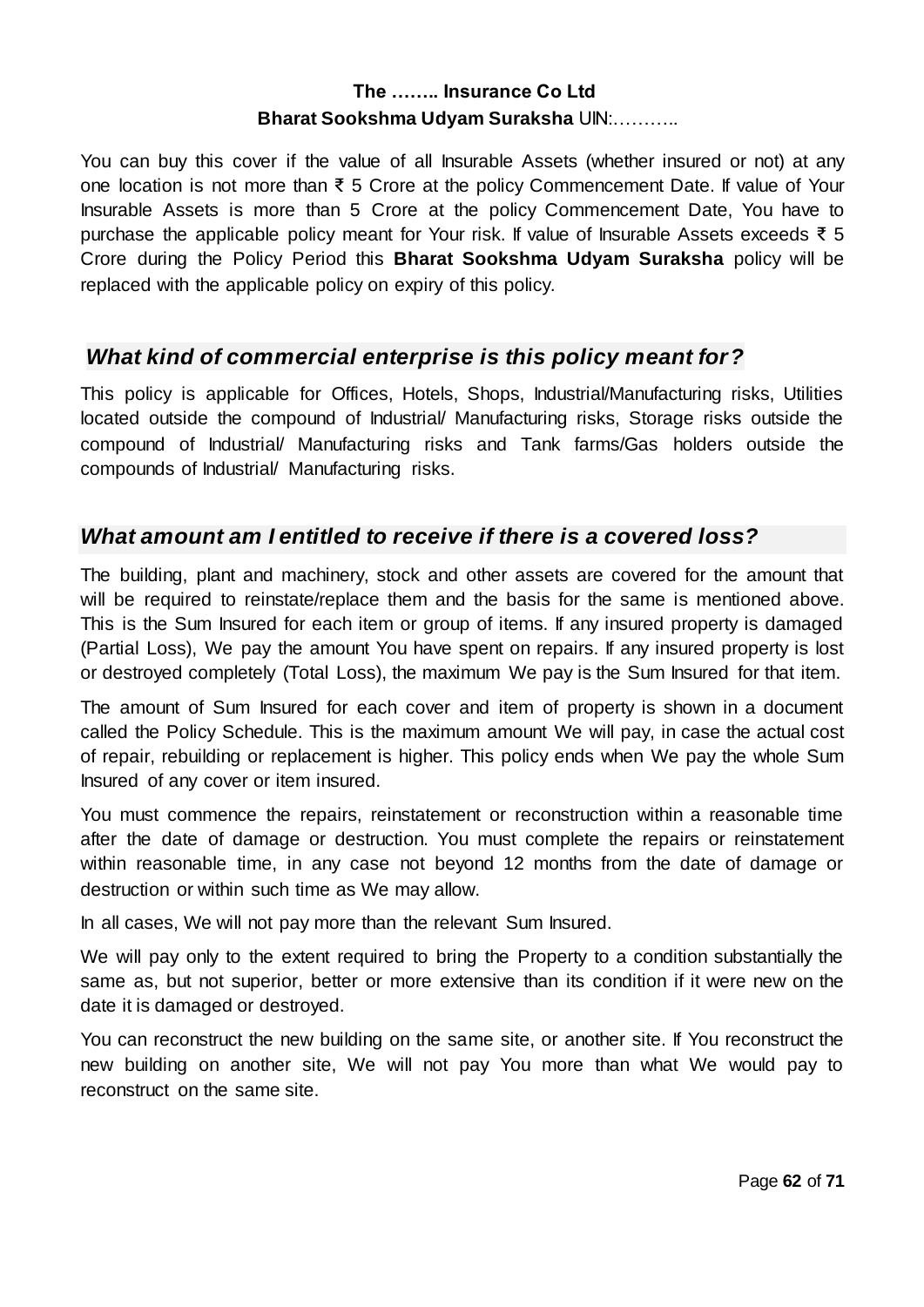**The …….. Insurance Co Ltd**
**Bharat Sookshma Udyam Suraksha** UIN:………..

You can buy this cover if the value of all Insurable Assets (whether insured or not) at any one location is not more than ₹ 5 Crore at the policy Commencement Date. If value of Your Insurable Assets is more than 5 Crore at the policy Commencement Date, You have to purchase the applicable policy meant for Your risk. If value of Insurable Assets exceeds ₹ 5 Crore during the Policy Period this **Bharat Sookshma Udyam Suraksha** policy will be replaced with the applicable policy on expiry of this policy.

## *What kind of commercial enterprise is this policy meant for?*

This policy is applicable for Offices, Hotels, Shops, Industrial/Manufacturing risks, Utilities located outside the compound of Industrial/ Manufacturing risks, Storage risks outside the compound of Industrial/ Manufacturing risks and Tank farms/Gas holders outside the compounds of Industrial/ Manufacturing risks.

## *What amount am I entitled to receive if there is a covered loss?*

The building, plant and machinery, stock and other assets are covered for the amount that will be required to reinstate/replace them and the basis for the same is mentioned above. This is the Sum Insured for each item or group of items. If any insured property is damaged (Partial Loss), We pay the amount You have spent on repairs. If any insured property is lost or destroyed completely (Total Loss), the maximum We pay is the Sum Insured for that item.

The amount of Sum Insured for each cover and item of property is shown in a document called the Policy Schedule. This is the maximum amount We will pay, in case the actual cost of repair, rebuilding or replacement is higher. This policy ends when We pay the whole Sum Insured of any cover or item insured.

You must commence the repairs, reinstatement or reconstruction within a reasonable time after the date of damage or destruction. You must complete the repairs or reinstatement within reasonable time, in any case not beyond 12 months from the date of damage or destruction or within such time as We may allow.

In all cases, We will not pay more than the relevant Sum Insured.

We will pay only to the extent required to bring the Property to a condition substantially the same as, but not superior, better or more extensive than its condition if it were new on the date it is damaged or destroyed.

You can reconstruct the new building on the same site, or another site. If You reconstruct the new building on another site, We will not pay You more than what We would pay to reconstruct on the same site.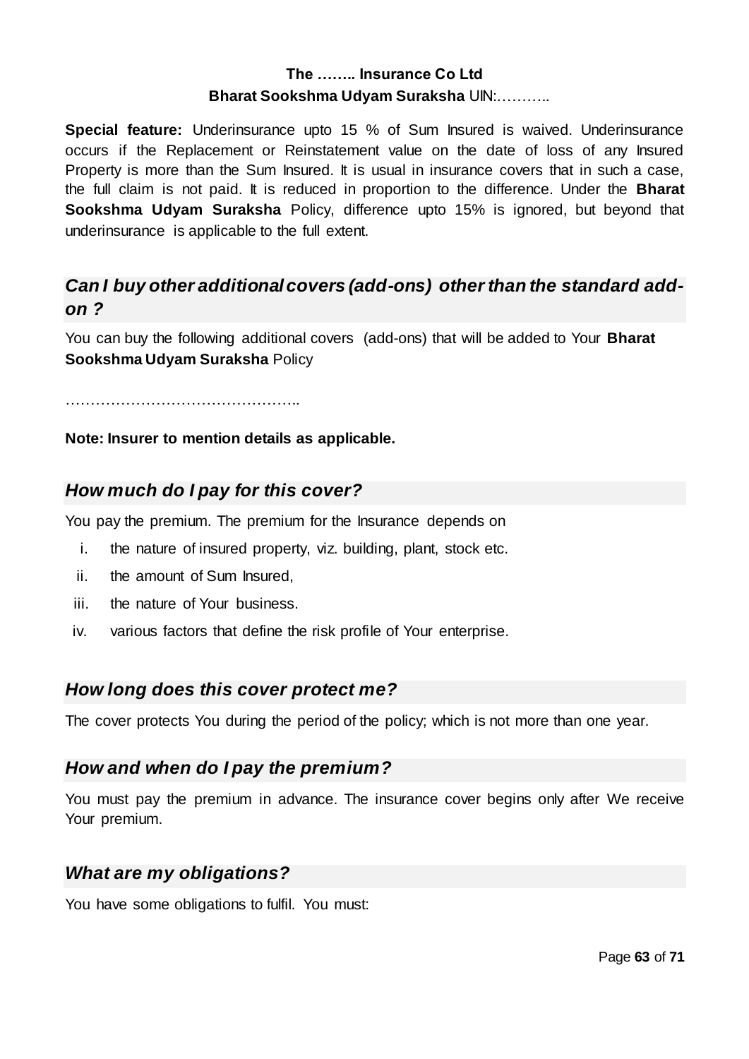**The …….. Insurance Co Ltd**

**Bharat Sookshma Udyam Suraksha** UIN:………..

**Special feature:** Underinsurance upto 15 % of Sum Insured is waived. Underinsurance occurs if the Replacement or Reinstatement value on the date of loss of any Insured Property is more than the Sum Insured. It is usual in insurance covers that in such a case, the full claim is not paid. It is reduced in proportion to the difference. Under the **Bharat Sookshma Udyam Suraksha** Policy, difference upto 15% is ignored, but beyond that underinsurance is applicable to the full extent.

## *Can I buy other additional covers (add-ons) other than the standard add-on ?*

You can buy the following additional covers (add-ons) that will be added to Your **Bharat Sookshma Udyam Suraksha** Policy

………………………………………..

**Note: Insurer to mention details as applicable.**

## *How much do I pay for this cover?*

You pay the premium. The premium for the Insurance depends on

i. the nature of insured property, viz. building, plant, stock etc.
ii. the amount of Sum Insured,
iii. the nature of Your business.
iv. various factors that define the risk profile of Your enterprise.

## *How long does this cover protect me?*

The cover protects You during the period of the policy; which is not more than one year.

## *How and when do I pay the premium?*

You must pay the premium in advance. The insurance cover begins only after We receive Your premium.

## *What are my obligations?*

You have some obligations to fulfil. You must: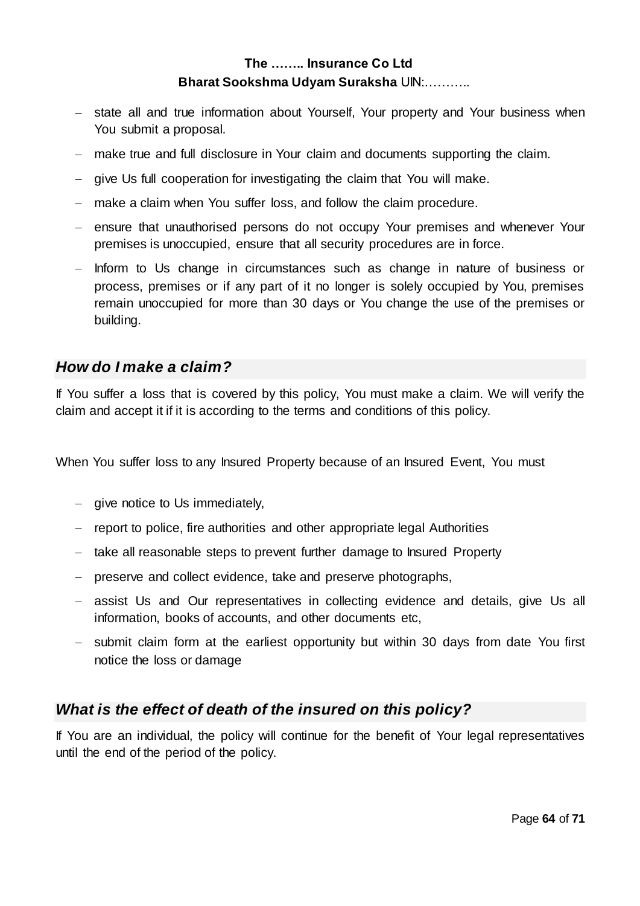- state all and true information about Yourself, Your property and Your business when You submit a proposal.
- make true and full disclosure in Your claim and documents supporting the claim.
- give Us full cooperation for investigating the claim that You will make.
- make a claim when You suffer loss, and follow the claim procedure.
- ensure that unauthorised persons do not occupy Your premises and whenever Your premises is unoccupied, ensure that all security procedures are in force.
- Inform to Us change in circumstances such as change in nature of business or process, premises or if any part of it no longer is solely occupied by You, premises remain unoccupied for more than 30 days or You change the use of the premises or building.

## *How do I make a claim?*

If You suffer a loss that is covered by this policy, You must make a claim. We will verify the claim and accept it if it is according to the terms and conditions of this policy.

When You suffer loss to any Insured Property because of an Insured Event, You must

- give notice to Us immediately,
- report to police, fire authorities and other appropriate legal Authorities
- take all reasonable steps to prevent further damage to Insured Property
- preserve and collect evidence, take and preserve photographs,
- assist Us and Our representatives in collecting evidence and details, give Us all information, books of accounts, and other documents etc,
- submit claim form at the earliest opportunity but within 30 days from date You first notice the loss or damage

## *What is the effect of death of the insured on this policy?*

If You are an individual, the policy will continue for the benefit of Your legal representatives until the end of the period of the policy.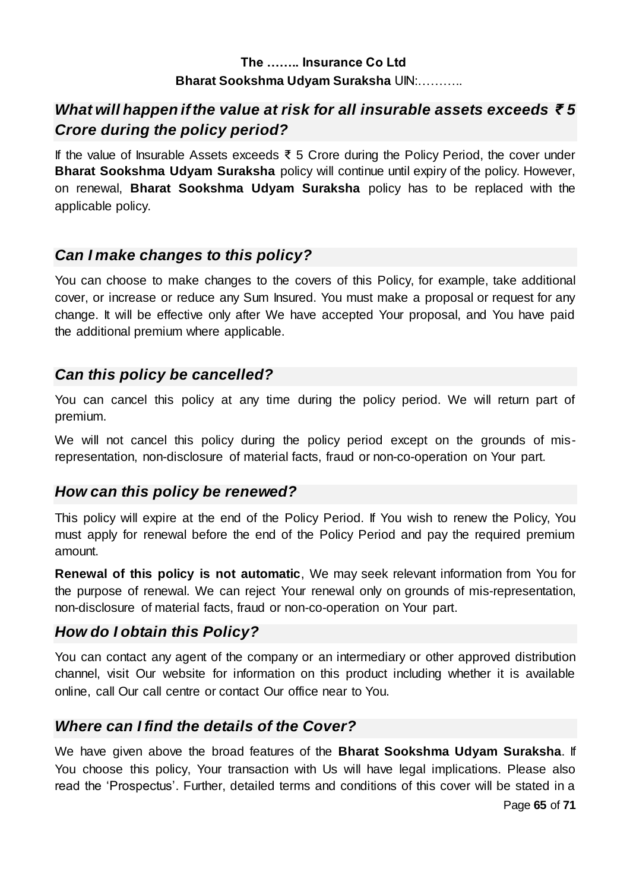## *What will happen if the value at risk for all insurable assets exceeds ₹ 5 Crore during the policy period?*

If the value of Insurable Assets exceeds ₹ 5 Crore during the Policy Period, the cover under **Bharat Sookshma Udyam Suraksha** policy will continue until expiry of the policy. However, on renewal, **Bharat Sookshma Udyam Suraksha** policy has to be replaced with the applicable policy.

## *Can I make changes to this policy?*

You can choose to make changes to the covers of this Policy, for example, take additional cover, or increase or reduce any Sum Insured. You must make a proposal or request for any change. It will be effective only after We have accepted Your proposal, and You have paid the additional premium where applicable.

## *Can this policy be cancelled?*

You can cancel this policy at any time during the policy period. We will return part of premium.

We will not cancel this policy during the policy period except on the grounds of mis-representation, non-disclosure of material facts, fraud or non-co-operation on Your part.

## *How can this policy be renewed?*

This policy will expire at the end of the Policy Period. If You wish to renew the Policy, You must apply for renewal before the end of the Policy Period and pay the required premium amount.

**Renewal of this policy is not automatic**, We may seek relevant information from You for the purpose of renewal. We can reject Your renewal only on grounds of mis-representation, non-disclosure of material facts, fraud or non-co-operation on Your part.

## *How do I obtain this Policy?*

You can contact any agent of the company or an intermediary or other approved distribution channel, visit Our website for information on this product including whether it is available online, call Our call centre or contact Our office near to You.

## *Where can I find the details of the Cover?*

We have given above the broad features of the **Bharat Sookshma Udyam Suraksha**. If You choose this policy, Your transaction with Us will have legal implications. Please also read the 'Prospectus'. Further, detailed terms and conditions of this cover will be stated in a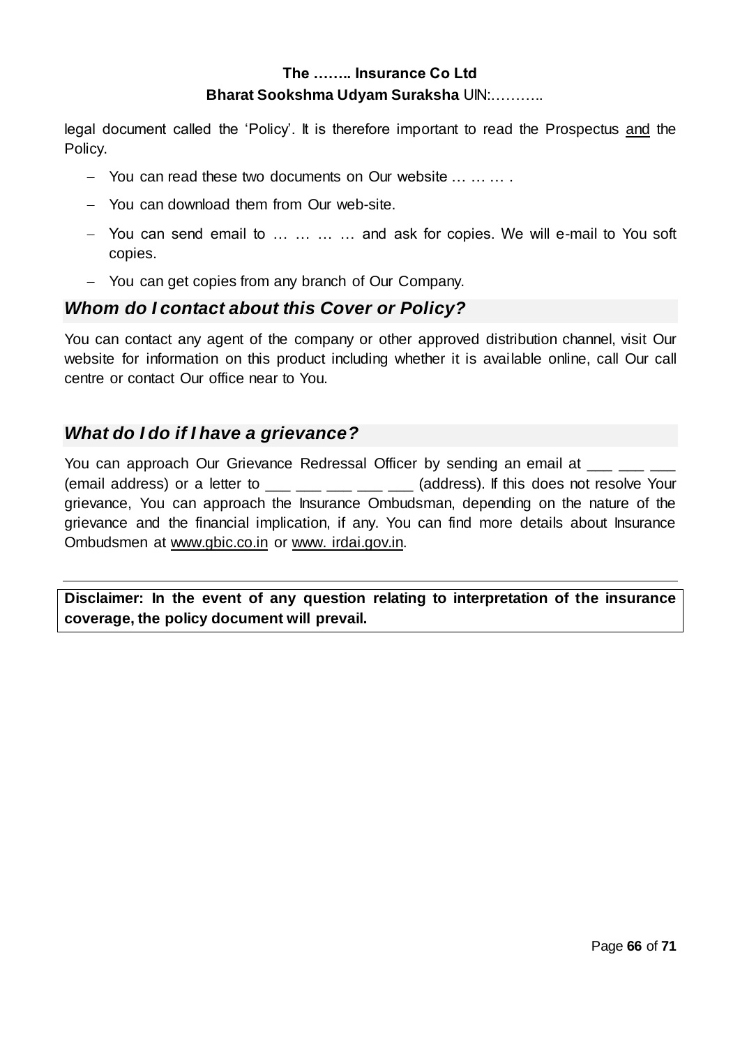legal document called the 'Policy'. It is therefore important to read the Prospectus <u>and</u> the Policy.

- You can read these two documents on Our website … … … .
- You can download them from Our web-site.
- You can send email to … … … … and ask for copies. We will e-mail to You soft copies.
- You can get copies from any branch of Our Company.

## *Whom do I contact about this Cover or Policy?*

You can contact any agent of the company or other approved distribution channel, visit Our website for information on this product including whether it is available online, call Our call centre or contact Our office near to You.

## *What do I do if I have a grievance?*

You can approach Our Grievance Redressal Officer by sending an email at ___ ___ ___ (email address) or a letter to ___ ___ ___ ___ ___ (address). If this does not resolve Your grievance, You can approach the Insurance Ombudsman, depending on the nature of the grievance and the financial implication, if any. You can find more details about Insurance Ombudsmen at www.gbic.co.in or www. irdai.gov.in.

---

**Disclaimer: In the event of any question relating to interpretation of the insurance coverage, the policy document will prevail.**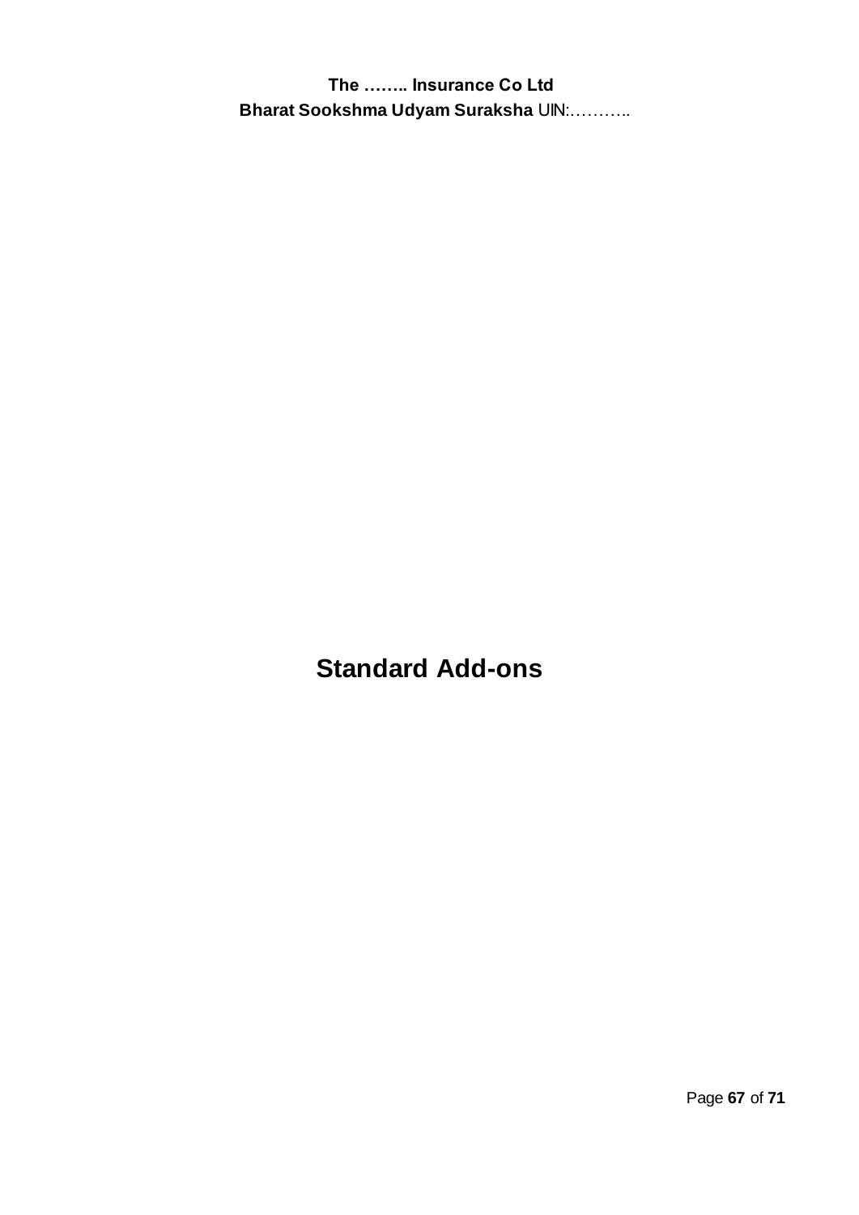# Standard Add-ons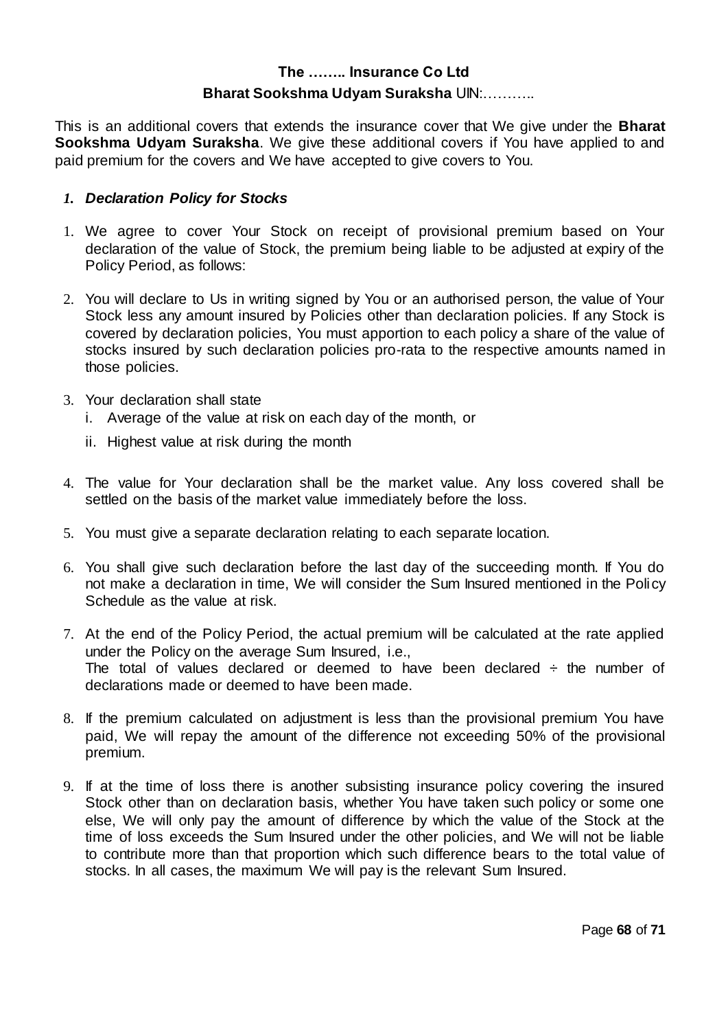**The …….. Insurance Co Ltd**

**Bharat Sookshma Udyam Suraksha** UIN:………..

This is an additional covers that extends the insurance cover that We give under the **Bharat Sookshma Udyam Suraksha**. We give these additional covers if You have applied to and paid premium for the covers and We have accepted to give covers to You.

## *1. Declaration Policy for Stocks*

1. We agree to cover Your Stock on receipt of provisional premium based on Your declaration of the value of Stock, the premium being liable to be adjusted at expiry of the Policy Period, as follows:

2. You will declare to Us in writing signed by You or an authorised person, the value of Your Stock less any amount insured by Policies other than declaration policies. If any Stock is covered by declaration policies, You must apportion to each policy a share of the value of stocks insured by such declaration policies pro-rata to the respective amounts named in those policies.

3. Your declaration shall state
   i. Average of the value at risk on each day of the month, or
   ii. Highest value at risk during the month

4. The value for Your declaration shall be the market value. Any loss covered shall be settled on the basis of the market value immediately before the loss.

5. You must give a separate declaration relating to each separate location.

6. You shall give such declaration before the last day of the succeeding month. If You do not make a declaration in time, We will consider the Sum Insured mentioned in the Policy Schedule as the value at risk.

7. At the end of the Policy Period, the actual premium will be calculated at the rate applied under the Policy on the average Sum Insured, i.e.,
   The total of values declared or deemed to have been declared ÷ the number of declarations made or deemed to have been made.

8. If the premium calculated on adjustment is less than the provisional premium You have paid, We will repay the amount of the difference not exceeding 50% of the provisional premium.

9. If at the time of loss there is another subsisting insurance policy covering the insured Stock other than on declaration basis, whether You have taken such policy or some one else, We will only pay the amount of difference by which the value of the Stock at the time of loss exceeds the Sum Insured under the other policies, and We will not be liable to contribute more than that proportion which such difference bears to the total value of stocks. In all cases, the maximum We will pay is the relevant Sum Insured.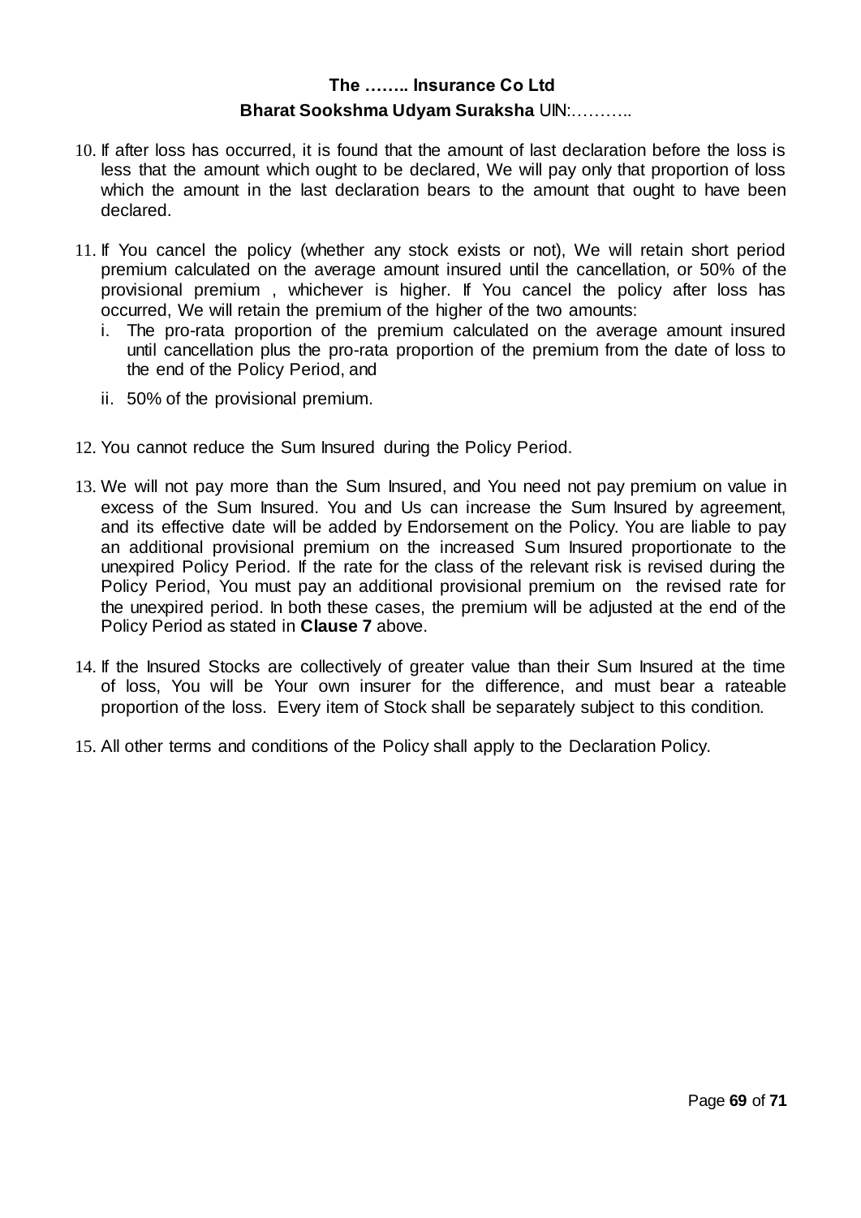10. If after loss has occurred, it is found that the amount of last declaration before the loss is less that the amount which ought to be declared, We will pay only that proportion of loss which the amount in the last declaration bears to the amount that ought to have been declared.

11. If You cancel the policy (whether any stock exists or not), We will retain short period premium calculated on the average amount insured until the cancellation, or 50% of the provisional premium , whichever is higher. If You cancel the policy after loss has occurred, We will retain the premium of the higher of the two amounts:
    i. The pro-rata proportion of the premium calculated on the average amount insured until cancellation plus the pro-rata proportion of the premium from the date of loss to the end of the Policy Period, and
    ii. 50% of the provisional premium.

12. You cannot reduce the Sum Insured during the Policy Period.

13. We will not pay more than the Sum Insured, and You need not pay premium on value in excess of the Sum Insured. You and Us can increase the Sum Insured by agreement, and its effective date will be added by Endorsement on the Policy. You are liable to pay an additional provisional premium on the increased Sum Insured proportionate to the unexpired Policy Period. If the rate for the class of the relevant risk is revised during the Policy Period, You must pay an additional provisional premium on the revised rate for the unexpired period. In both these cases, the premium will be adjusted at the end of the Policy Period as stated in **Clause 7** above.

14. If the Insured Stocks are collectively of greater value than their Sum Insured at the time of loss, You will be Your own insurer for the difference, and must bear a rateable proportion of the loss. Every item of Stock shall be separately subject to this condition.

15. All other terms and conditions of the Policy shall apply to the Declaration Policy.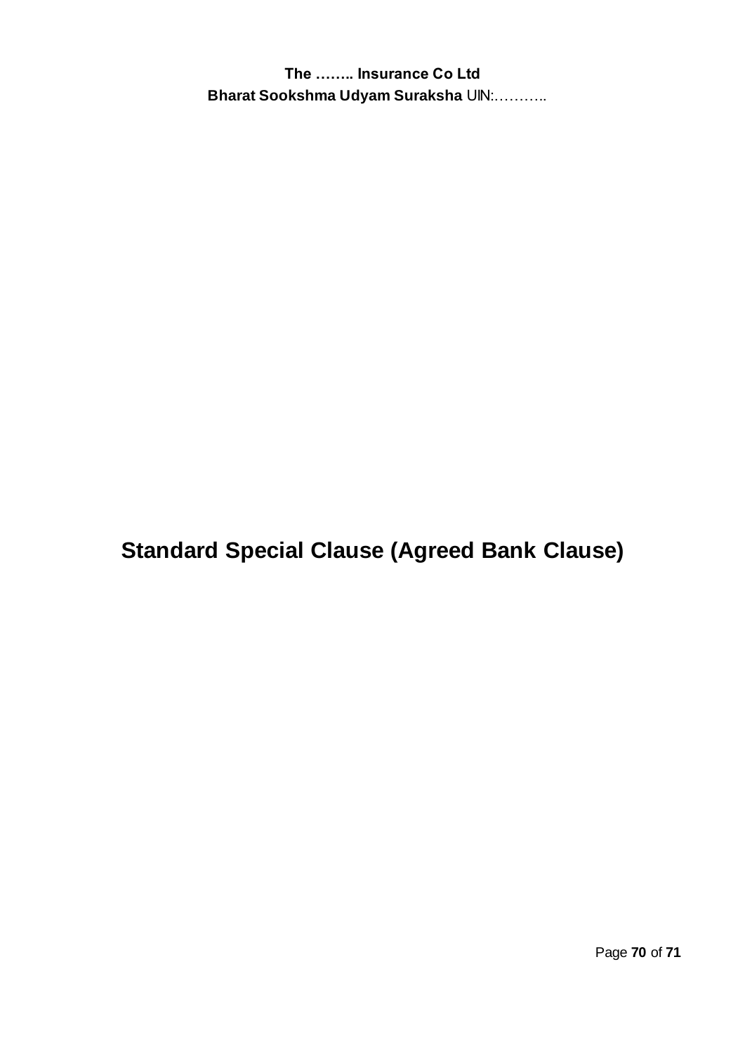# Standard Special Clause (Agreed Bank Clause)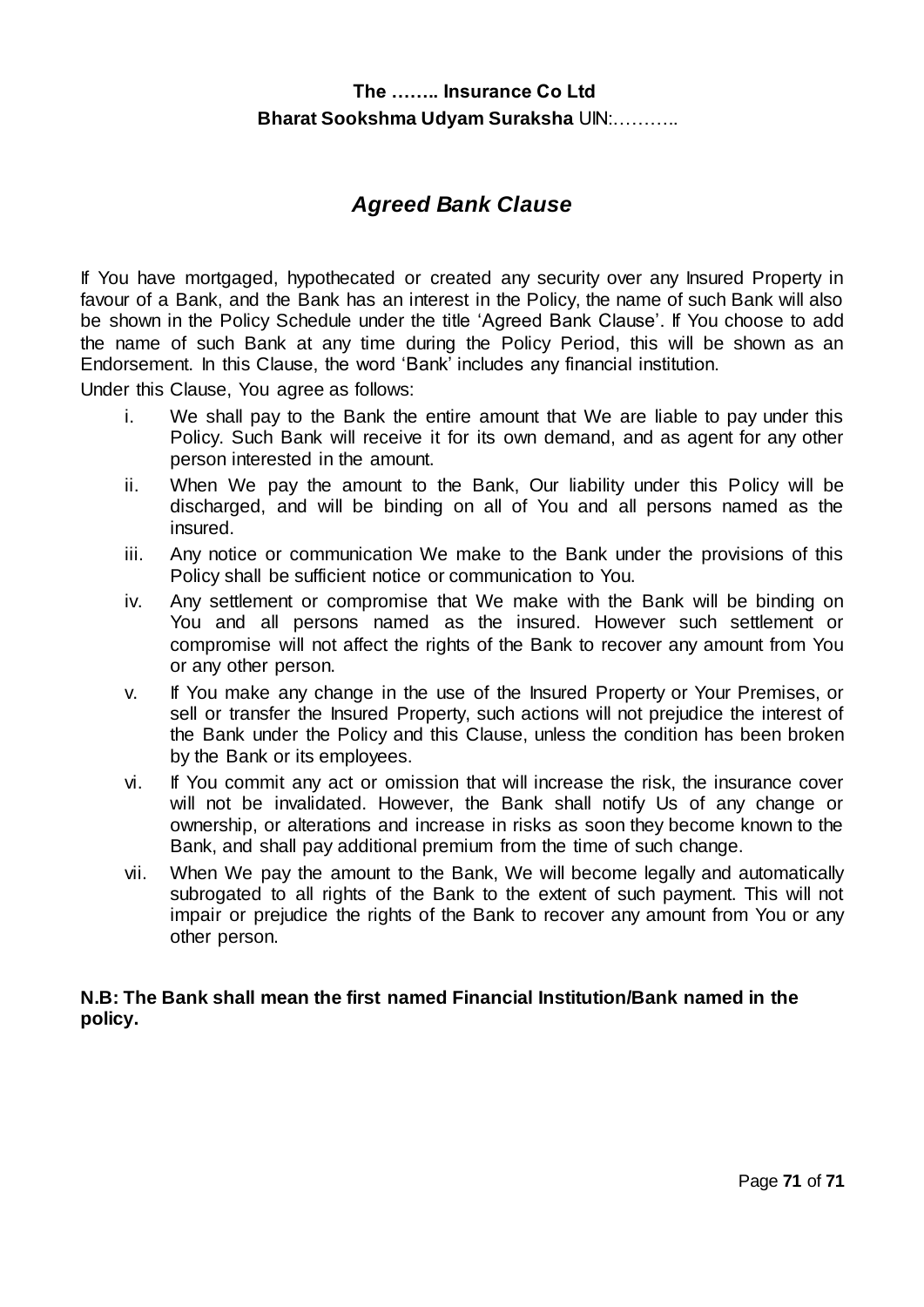## *Agreed Bank Clause*

If You have mortgaged, hypothecated or created any security over any Insured Property in favour of a Bank, and the Bank has an interest in the Policy, the name of such Bank will also be shown in the Policy Schedule under the title 'Agreed Bank Clause'. If You choose to add the name of such Bank at any time during the Policy Period, this will be shown as an Endorsement. In this Clause, the word 'Bank' includes any financial institution.

Under this Clause, You agree as follows:

i. We shall pay to the Bank the entire amount that We are liable to pay under this Policy. Such Bank will receive it for its own demand, and as agent for any other person interested in the amount.
ii. When We pay the amount to the Bank, Our liability under this Policy will be discharged, and will be binding on all of You and all persons named as the insured.
iii. Any notice or communication We make to the Bank under the provisions of this Policy shall be sufficient notice or communication to You.
iv. Any settlement or compromise that We make with the Bank will be binding on You and all persons named as the insured. However such settlement or compromise will not affect the rights of the Bank to recover any amount from You or any other person.
v. If You make any change in the use of the Insured Property or Your Premises, or sell or transfer the Insured Property, such actions will not prejudice the interest of the Bank under the Policy and this Clause, unless the condition has been broken by the Bank or its employees.
vi. If You commit any act or omission that will increase the risk, the insurance cover will not be invalidated. However, the Bank shall notify Us of any change or ownership, or alterations and increase in risks as soon they become known to the Bank, and shall pay additional premium from the time of such change.
vii. When We pay the amount to the Bank, We will become legally and automatically subrogated to all rights of the Bank to the extent of such payment. This will not impair or prejudice the rights of the Bank to recover any amount from You or any other person.

**N.B: The Bank shall mean the first named Financial Institution/Bank named in the policy.**